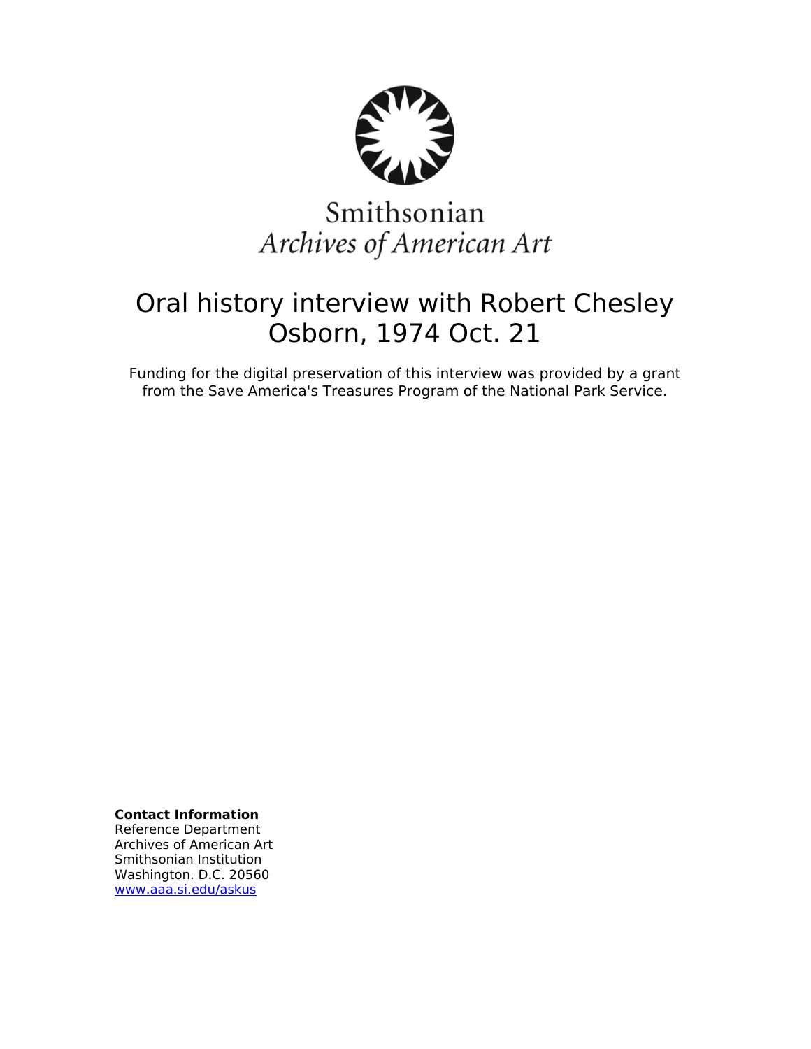Smithsonian
*Archives of American Art*

# Oral history interview with Robert Chesley Osborn, 1974 Oct. 21

Funding for the digital preservation of this interview was provided by a grant from the Save America's Treasures Program of the National Park Service.

**Contact Information**
Reference Department
Archives of American Art
Smithsonian Institution
Washington. D.C. 20560
www.aaa.si.edu/askus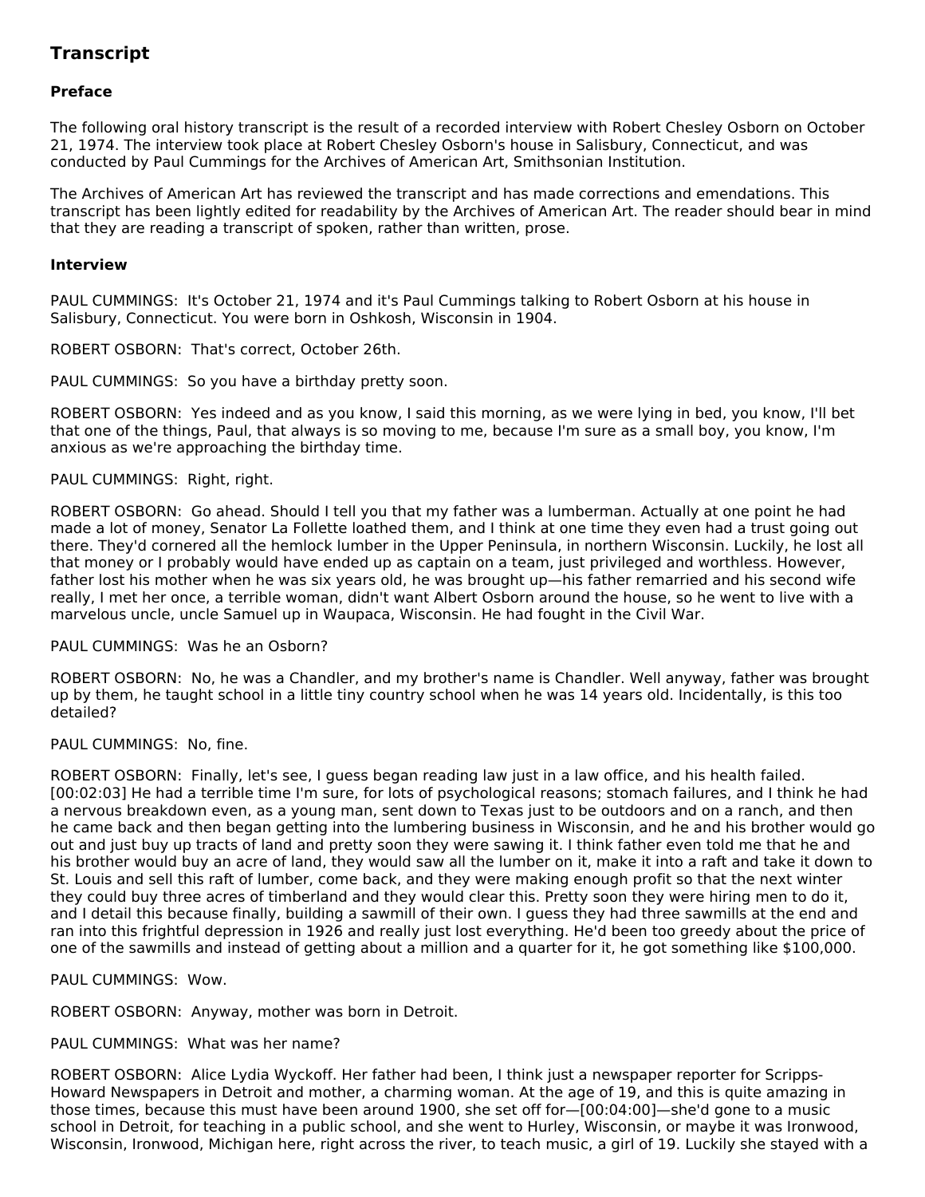## Transcript

### Preface

The following oral history transcript is the result of a recorded interview with Robert Chesley Osborn on October 21, 1974. The interview took place at Robert Chesley Osborn's house in Salisbury, Connecticut, and was conducted by Paul Cummings for the Archives of American Art, Smithsonian Institution.

The Archives of American Art has reviewed the transcript and has made corrections and emendations. This transcript has been lightly edited for readability by the Archives of American Art. The reader should bear in mind that they are reading a transcript of spoken, rather than written, prose.

### Interview

PAUL CUMMINGS: It's October 21, 1974 and it's Paul Cummings talking to Robert Osborn at his house in Salisbury, Connecticut. You were born in Oshkosh, Wisconsin in 1904.

ROBERT OSBORN: That's correct, October 26th.

PAUL CUMMINGS: So you have a birthday pretty soon.

ROBERT OSBORN: Yes indeed and as you know, I said this morning, as we were lying in bed, you know, I'll bet that one of the things, Paul, that always is so moving to me, because I'm sure as a small boy, you know, I'm anxious as we're approaching the birthday time.

PAUL CUMMINGS: Right, right.

ROBERT OSBORN: Go ahead. Should I tell you that my father was a lumberman. Actually at one point he had made a lot of money, Senator La Follette loathed them, and I think at one time they even had a trust going out there. They'd cornered all the hemlock lumber in the Upper Peninsula, in northern Wisconsin. Luckily, he lost all that money or I probably would have ended up as captain on a team, just privileged and worthless. However, father lost his mother when he was six years old, he was brought up—his father remarried and his second wife really, I met her once, a terrible woman, didn't want Albert Osborn around the house, so he went to live with a marvelous uncle, uncle Samuel up in Waupaca, Wisconsin. He had fought in the Civil War.

PAUL CUMMINGS: Was he an Osborn?

ROBERT OSBORN: No, he was a Chandler, and my brother's name is Chandler. Well anyway, father was brought up by them, he taught school in a little tiny country school when he was 14 years old. Incidentally, is this too detailed?

PAUL CUMMINGS: No, fine.

ROBERT OSBORN: Finally, let's see, I guess began reading law just in a law office, and his health failed. [00:02:03] He had a terrible time I'm sure, for lots of psychological reasons; stomach failures, and I think he had a nervous breakdown even, as a young man, sent down to Texas just to be outdoors and on a ranch, and then he came back and then began getting into the lumbering business in Wisconsin, and he and his brother would go out and just buy up tracts of land and pretty soon they were sawing it. I think father even told me that he and his brother would buy an acre of land, they would saw all the lumber on it, make it into a raft and take it down to St. Louis and sell this raft of lumber, come back, and they were making enough profit so that the next winter they could buy three acres of timberland and they would clear this. Pretty soon they were hiring men to do it, and I detail this because finally, building a sawmill of their own. I guess they had three sawmills at the end and ran into this frightful depression in 1926 and really just lost everything. He'd been too greedy about the price of one of the sawmills and instead of getting about a million and a quarter for it, he got something like $100,000.

PAUL CUMMINGS: Wow.

ROBERT OSBORN: Anyway, mother was born in Detroit.

PAUL CUMMINGS: What was her name?

ROBERT OSBORN: Alice Lydia Wyckoff. Her father had been, I think just a newspaper reporter for Scripps-Howard Newspapers in Detroit and mother, a charming woman. At the age of 19, and this is quite amazing in those times, because this must have been around 1900, she set off for—[00:04:00]—she'd gone to a music school in Detroit, for teaching in a public school, and she went to Hurley, Wisconsin, or maybe it was Ironwood, Wisconsin, Ironwood, Michigan here, right across the river, to teach music, a girl of 19. Luckily she stayed with a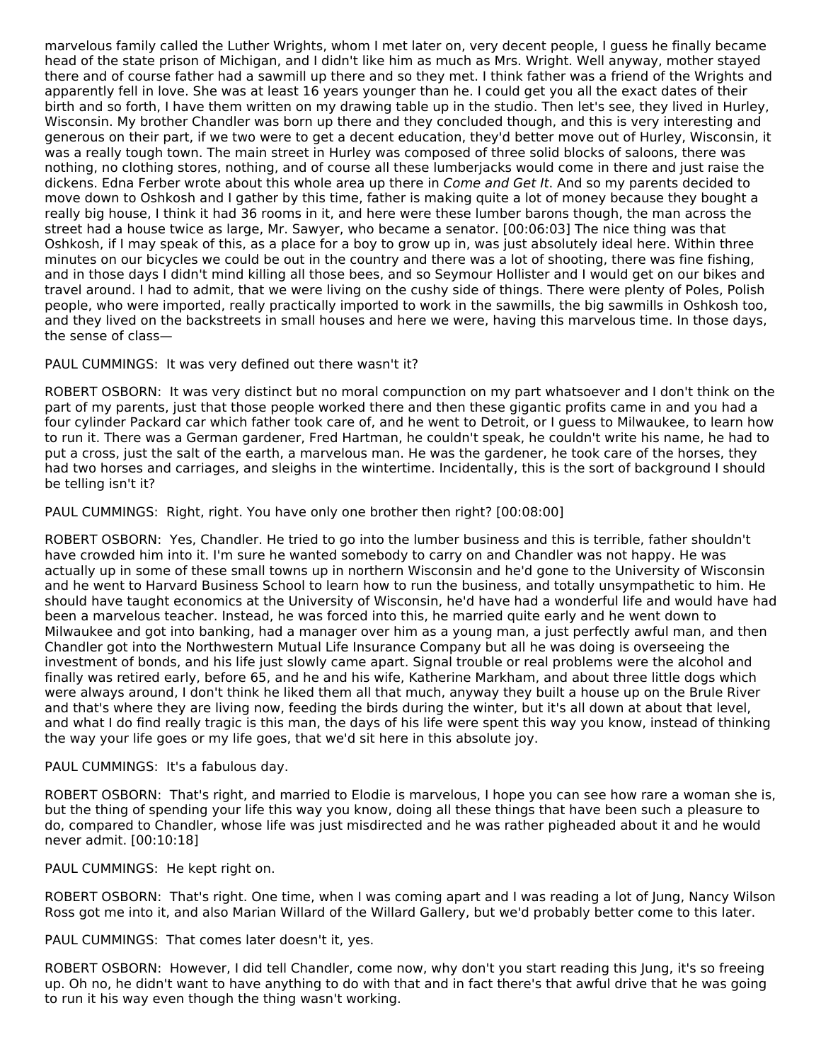marvelous family called the Luther Wrights, whom I met later on, very decent people, I guess he finally became head of the state prison of Michigan, and I didn't like him as much as Mrs. Wright. Well anyway, mother stayed there and of course father had a sawmill up there and so they met. I think father was a friend of the Wrights and apparently fell in love. She was at least 16 years younger than he. I could get you all the exact dates of their birth and so forth, I have them written on my drawing table up in the studio. Then let's see, they lived in Hurley, Wisconsin. My brother Chandler was born up there and they concluded though, and this is very interesting and generous on their part, if we two were to get a decent education, they'd better move out of Hurley, Wisconsin, it was a really tough town. The main street in Hurley was composed of three solid blocks of saloons, there was nothing, no clothing stores, nothing, and of course all these lumberjacks would come in there and just raise the dickens. Edna Ferber wrote about this whole area up there in *Come and Get It*. And so my parents decided to move down to Oshkosh and I gather by this time, father is making quite a lot of money because they bought a really big house, I think it had 36 rooms in it, and here were these lumber barons though, the man across the street had a house twice as large, Mr. Sawyer, who became a senator. [00:06:03] The nice thing was that Oshkosh, if I may speak of this, as a place for a boy to grow up in, was just absolutely ideal here. Within three minutes on our bicycles we could be out in the country and there was a lot of shooting, there was fine fishing, and in those days I didn't mind killing all those bees, and so Seymour Hollister and I would get on our bikes and travel around. I had to admit, that we were living on the cushy side of things. There were plenty of Poles, Polish people, who were imported, really practically imported to work in the sawmills, the big sawmills in Oshkosh too, and they lived on the backstreets in small houses and here we were, having this marvelous time. In those days, the sense of class—

PAUL CUMMINGS: It was very defined out there wasn't it?

ROBERT OSBORN: It was very distinct but no moral compunction on my part whatsoever and I don't think on the part of my parents, just that those people worked there and then these gigantic profits came in and you had a four cylinder Packard car which father took care of, and he went to Detroit, or I guess to Milwaukee, to learn how to run it. There was a German gardener, Fred Hartman, he couldn't speak, he couldn't write his name, he had to put a cross, just the salt of the earth, a marvelous man. He was the gardener, he took care of the horses, they had two horses and carriages, and sleighs in the wintertime. Incidentally, this is the sort of background I should be telling isn't it?

PAUL CUMMINGS: Right, right. You have only one brother then right? [00:08:00]

ROBERT OSBORN: Yes, Chandler. He tried to go into the lumber business and this is terrible, father shouldn't have crowded him into it. I'm sure he wanted somebody to carry on and Chandler was not happy. He was actually up in some of these small towns up in northern Wisconsin and he'd gone to the University of Wisconsin and he went to Harvard Business School to learn how to run the business, and totally unsympathetic to him. He should have taught economics at the University of Wisconsin, he'd have had a wonderful life and would have had been a marvelous teacher. Instead, he was forced into this, he married quite early and he went down to Milwaukee and got into banking, had a manager over him as a young man, a just perfectly awful man, and then Chandler got into the Northwestern Mutual Life Insurance Company but all he was doing is overseeing the investment of bonds, and his life just slowly came apart. Signal trouble or real problems were the alcohol and finally was retired early, before 65, and he and his wife, Katherine Markham, and about three little dogs which were always around, I don't think he liked them all that much, anyway they built a house up on the Brule River and that's where they are living now, feeding the birds during the winter, but it's all down at about that level, and what I do find really tragic is this man, the days of his life were spent this way you know, instead of thinking the way your life goes or my life goes, that we'd sit here in this absolute joy.

PAUL CUMMINGS: It's a fabulous day.

ROBERT OSBORN: That's right, and married to Elodie is marvelous, I hope you can see how rare a woman she is, but the thing of spending your life this way you know, doing all these things that have been such a pleasure to do, compared to Chandler, whose life was just misdirected and he was rather pigheaded about it and he would never admit. [00:10:18]

PAUL CUMMINGS: He kept right on.

ROBERT OSBORN: That's right. One time, when I was coming apart and I was reading a lot of Jung, Nancy Wilson Ross got me into it, and also Marian Willard of the Willard Gallery, but we'd probably better come to this later.

PAUL CUMMINGS: That comes later doesn't it, yes.

ROBERT OSBORN: However, I did tell Chandler, come now, why don't you start reading this Jung, it's so freeing up. Oh no, he didn't want to have anything to do with that and in fact there's that awful drive that he was going to run it his way even though the thing wasn't working.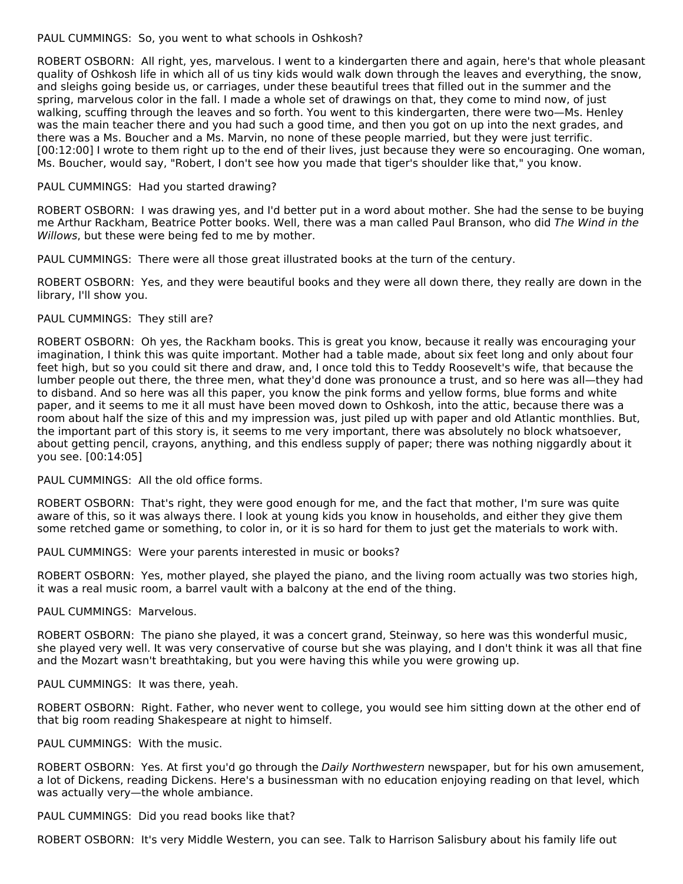PAUL CUMMINGS: So, you went to what schools in Oshkosh?

ROBERT OSBORN: All right, yes, marvelous. I went to a kindergarten there and again, here's that whole pleasant quality of Oshkosh life in which all of us tiny kids would walk down through the leaves and everything, the snow, and sleighs going beside us, or carriages, under these beautiful trees that filled out in the summer and the spring, marvelous color in the fall. I made a whole set of drawings on that, they come to mind now, of just walking, scuffing through the leaves and so forth. You went to this kindergarten, there were two—Ms. Henley was the main teacher there and you had such a good time, and then you got on up into the next grades, and there was a Ms. Boucher and a Ms. Marvin, no none of these people married, but they were just terrific. [00:12:00] I wrote to them right up to the end of their lives, just because they were so encouraging. One woman, Ms. Boucher, would say, "Robert, I don't see how you made that tiger's shoulder like that," you know.

PAUL CUMMINGS: Had you started drawing?

ROBERT OSBORN: I was drawing yes, and I'd better put in a word about mother. She had the sense to be buying me Arthur Rackham, Beatrice Potter books. Well, there was a man called Paul Branson, who did *The Wind in the Willows*, but these were being fed to me by mother.

PAUL CUMMINGS: There were all those great illustrated books at the turn of the century.

ROBERT OSBORN: Yes, and they were beautiful books and they were all down there, they really are down in the library, I'll show you.

PAUL CUMMINGS: They still are?

ROBERT OSBORN: Oh yes, the Rackham books. This is great you know, because it really was encouraging your imagination, I think this was quite important. Mother had a table made, about six feet long and only about four feet high, but so you could sit there and draw, and, I once told this to Teddy Roosevelt's wife, that because the lumber people out there, the three men, what they'd done was pronounce a trust, and so here was all—they had to disband. And so here was all this paper, you know the pink forms and yellow forms, blue forms and white paper, and it seems to me it all must have been moved down to Oshkosh, into the attic, because there was a room about half the size of this and my impression was, just piled up with paper and old Atlantic monthlies. But, the important part of this story is, it seems to me very important, there was absolutely no block whatsoever, about getting pencil, crayons, anything, and this endless supply of paper; there was nothing niggardly about it you see. [00:14:05]

PAUL CUMMINGS: All the old office forms.

ROBERT OSBORN: That's right, they were good enough for me, and the fact that mother, I'm sure was quite aware of this, so it was always there. I look at young kids you know in households, and either they give them some retched game or something, to color in, or it is so hard for them to just get the materials to work with.

PAUL CUMMINGS: Were your parents interested in music or books?

ROBERT OSBORN: Yes, mother played, she played the piano, and the living room actually was two stories high, it was a real music room, a barrel vault with a balcony at the end of the thing.

PAUL CUMMINGS: Marvelous.

ROBERT OSBORN: The piano she played, it was a concert grand, Steinway, so here was this wonderful music, she played very well. It was very conservative of course but she was playing, and I don't think it was all that fine and the Mozart wasn't breathtaking, but you were having this while you were growing up.

PAUL CUMMINGS: It was there, yeah.

ROBERT OSBORN: Right. Father, who never went to college, you would see him sitting down at the other end of that big room reading Shakespeare at night to himself.

PAUL CUMMINGS: With the music.

ROBERT OSBORN: Yes. At first you'd go through the *Daily Northwestern* newspaper, but for his own amusement, a lot of Dickens, reading Dickens. Here's a businessman with no education enjoying reading on that level, which was actually very—the whole ambiance.

PAUL CUMMINGS: Did you read books like that?

ROBERT OSBORN: It's very Middle Western, you can see. Talk to Harrison Salisbury about his family life out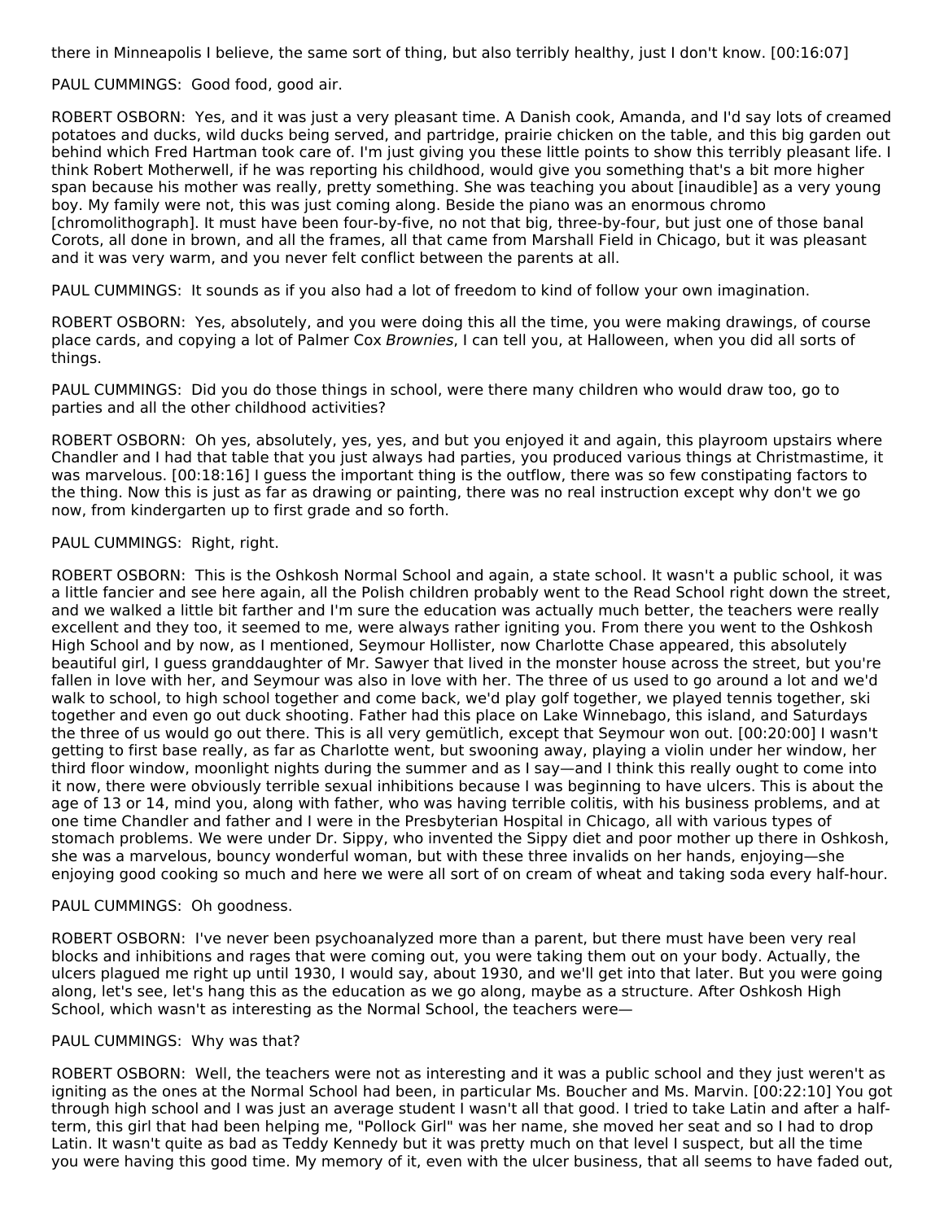there in Minneapolis I believe, the same sort of thing, but also terribly healthy, just I don't know. [00:16:07]

PAUL CUMMINGS: Good food, good air.

ROBERT OSBORN: Yes, and it was just a very pleasant time. A Danish cook, Amanda, and I'd say lots of creamed potatoes and ducks, wild ducks being served, and partridge, prairie chicken on the table, and this big garden out behind which Fred Hartman took care of. I'm just giving you these little points to show this terribly pleasant life. I think Robert Motherwell, if he was reporting his childhood, would give you something that's a bit more higher span because his mother was really, pretty something. She was teaching you about [inaudible] as a very young boy. My family were not, this was just coming along. Beside the piano was an enormous chromo [chromolithograph]. It must have been four-by-five, no not that big, three-by-four, but just one of those banal Corots, all done in brown, and all the frames, all that came from Marshall Field in Chicago, but it was pleasant and it was very warm, and you never felt conflict between the parents at all.

PAUL CUMMINGS: It sounds as if you also had a lot of freedom to kind of follow your own imagination.

ROBERT OSBORN: Yes, absolutely, and you were doing this all the time, you were making drawings, of course place cards, and copying a lot of Palmer Cox *Brownies*, I can tell you, at Halloween, when you did all sorts of things.

PAUL CUMMINGS: Did you do those things in school, were there many children who would draw too, go to parties and all the other childhood activities?

ROBERT OSBORN: Oh yes, absolutely, yes, yes, and but you enjoyed it and again, this playroom upstairs where Chandler and I had that table that you just always had parties, you produced various things at Christmastime, it was marvelous. [00:18:16] I guess the important thing is the outflow, there was so few constipating factors to the thing. Now this is just as far as drawing or painting, there was no real instruction except why don't we go now, from kindergarten up to first grade and so forth.

PAUL CUMMINGS: Right, right.

ROBERT OSBORN: This is the Oshkosh Normal School and again, a state school. It wasn't a public school, it was a little fancier and see here again, all the Polish children probably went to the Read School right down the street, and we walked a little bit farther and I'm sure the education was actually much better, the teachers were really excellent and they too, it seemed to me, were always rather igniting you. From there you went to the Oshkosh High School and by now, as I mentioned, Seymour Hollister, now Charlotte Chase appeared, this absolutely beautiful girl, I guess granddaughter of Mr. Sawyer that lived in the monster house across the street, but you're fallen in love with her, and Seymour was also in love with her. The three of us used to go around a lot and we'd walk to school, to high school together and come back, we'd play golf together, we played tennis together, ski together and even go out duck shooting. Father had this place on Lake Winnebago, this island, and Saturdays the three of us would go out there. This is all very gemütlich, except that Seymour won out. [00:20:00] I wasn't getting to first base really, as far as Charlotte went, but swooning away, playing a violin under her window, her third floor window, moonlight nights during the summer and as I say—and I think this really ought to come into it now, there were obviously terrible sexual inhibitions because I was beginning to have ulcers. This is about the age of 13 or 14, mind you, along with father, who was having terrible colitis, with his business problems, and at one time Chandler and father and I were in the Presbyterian Hospital in Chicago, all with various types of stomach problems. We were under Dr. Sippy, who invented the Sippy diet and poor mother up there in Oshkosh, she was a marvelous, bouncy wonderful woman, but with these three invalids on her hands, enjoying—she enjoying good cooking so much and here we were all sort of on cream of wheat and taking soda every half-hour.

PAUL CUMMINGS: Oh goodness.

ROBERT OSBORN: I've never been psychoanalyzed more than a parent, but there must have been very real blocks and inhibitions and rages that were coming out, you were taking them out on your body. Actually, the ulcers plagued me right up until 1930, I would say, about 1930, and we'll get into that later. But you were going along, let's see, let's hang this as the education as we go along, maybe as a structure. After Oshkosh High School, which wasn't as interesting as the Normal School, the teachers were—

PAUL CUMMINGS: Why was that?

ROBERT OSBORN: Well, the teachers were not as interesting and it was a public school and they just weren't as igniting as the ones at the Normal School had been, in particular Ms. Boucher and Ms. Marvin. [00:22:10] You got through high school and I was just an average student I wasn't all that good. I tried to take Latin and after a half-term, this girl that had been helping me, "Pollock Girl" was her name, she moved her seat and so I had to drop Latin. It wasn't quite as bad as Teddy Kennedy but it was pretty much on that level I suspect, but all the time you were having this good time. My memory of it, even with the ulcer business, that all seems to have faded out,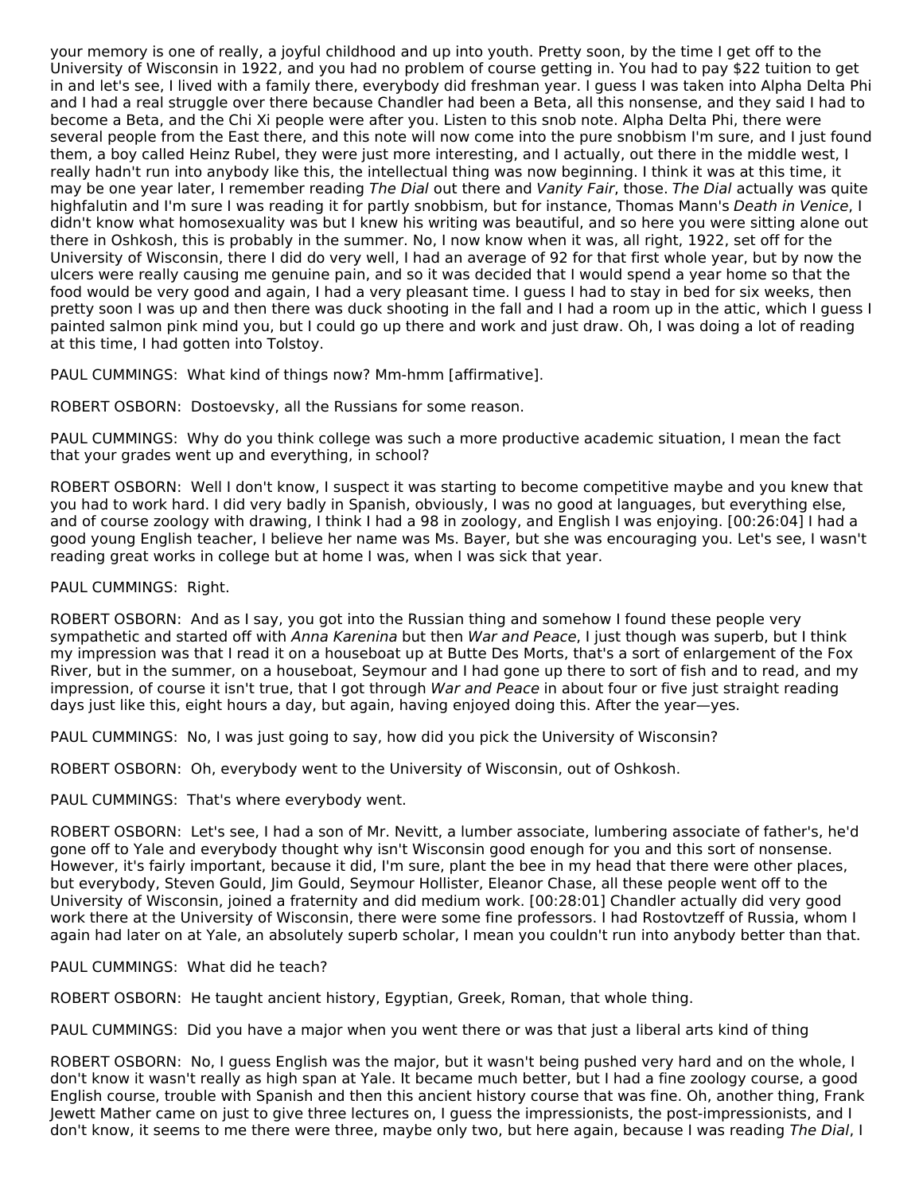your memory is one of really, a joyful childhood and up into youth. Pretty soon, by the time I get off to the University of Wisconsin in 1922, and you had no problem of course getting in. You had to pay $22 tuition to get in and let's see, I lived with a family there, everybody did freshman year. I guess I was taken into Alpha Delta Phi and I had a real struggle over there because Chandler had been a Beta, all this nonsense, and they said I had to become a Beta, and the Chi Xi people were after you. Listen to this snob note. Alpha Delta Phi, there were several people from the East there, and this note will now come into the pure snobbism I'm sure, and I just found them, a boy called Heinz Rubel, they were just more interesting, and I actually, out there in the middle west, I really hadn't run into anybody like this, the intellectual thing was now beginning. I think it was at this time, it may be one year later, I remember reading *The Dial* out there and *Vanity Fair*, those. *The Dial* actually was quite highfalutin and I'm sure I was reading it for partly snobbism, but for instance, Thomas Mann's *Death in Venice*, I didn't know what homosexuality was but I knew his writing was beautiful, and so here you were sitting alone out there in Oshkosh, this is probably in the summer. No, I now know when it was, all right, 1922, set off for the University of Wisconsin, there I did do very well, I had an average of 92 for that first whole year, but by now the ulcers were really causing me genuine pain, and so it was decided that I would spend a year home so that the food would be very good and again, I had a very pleasant time. I guess I had to stay in bed for six weeks, then pretty soon I was up and then there was duck shooting in the fall and I had a room up in the attic, which I guess I painted salmon pink mind you, but I could go up there and work and just draw. Oh, I was doing a lot of reading at this time, I had gotten into Tolstoy.

PAUL CUMMINGS: What kind of things now? Mm-hmm [affirmative].

ROBERT OSBORN: Dostoevsky, all the Russians for some reason.

PAUL CUMMINGS: Why do you think college was such a more productive academic situation, I mean the fact that your grades went up and everything, in school?

ROBERT OSBORN: Well I don't know, I suspect it was starting to become competitive maybe and you knew that you had to work hard. I did very badly in Spanish, obviously, I was no good at languages, but everything else, and of course zoology with drawing, I think I had a 98 in zoology, and English I was enjoying. [00:26:04] I had a good young English teacher, I believe her name was Ms. Bayer, but she was encouraging you. Let's see, I wasn't reading great works in college but at home I was, when I was sick that year.

PAUL CUMMINGS: Right.

ROBERT OSBORN: And as I say, you got into the Russian thing and somehow I found these people very sympathetic and started off with *Anna Karenina* but then *War and Peace*, I just though was superb, but I think my impression was that I read it on a houseboat up at Butte Des Morts, that's a sort of enlargement of the Fox River, but in the summer, on a houseboat, Seymour and I had gone up there to sort of fish and to read, and my impression, of course it isn't true, that I got through *War and Peace* in about four or five just straight reading days just like this, eight hours a day, but again, having enjoyed doing this. After the year—yes.

PAUL CUMMINGS: No, I was just going to say, how did you pick the University of Wisconsin?

ROBERT OSBORN: Oh, everybody went to the University of Wisconsin, out of Oshkosh.

PAUL CUMMINGS: That's where everybody went.

ROBERT OSBORN: Let's see, I had a son of Mr. Nevitt, a lumber associate, lumbering associate of father's, he'd gone off to Yale and everybody thought why isn't Wisconsin good enough for you and this sort of nonsense. However, it's fairly important, because it did, I'm sure, plant the bee in my head that there were other places, but everybody, Steven Gould, Jim Gould, Seymour Hollister, Eleanor Chase, all these people went off to the University of Wisconsin, joined a fraternity and did medium work. [00:28:01] Chandler actually did very good work there at the University of Wisconsin, there were some fine professors. I had Rostovtzeff of Russia, whom I again had later on at Yale, an absolutely superb scholar, I mean you couldn't run into anybody better than that.

PAUL CUMMINGS: What did he teach?

ROBERT OSBORN: He taught ancient history, Egyptian, Greek, Roman, that whole thing.

PAUL CUMMINGS: Did you have a major when you went there or was that just a liberal arts kind of thing

ROBERT OSBORN: No, I guess English was the major, but it wasn't being pushed very hard and on the whole, I don't know it wasn't really as high span at Yale. It became much better, but I had a fine zoology course, a good English course, trouble with Spanish and then this ancient history course that was fine. Oh, another thing, Frank Jewett Mather came on just to give three lectures on, I guess the impressionists, the post-impressionists, and I don't know, it seems to me there were three, maybe only two, but here again, because I was reading *The Dial*, I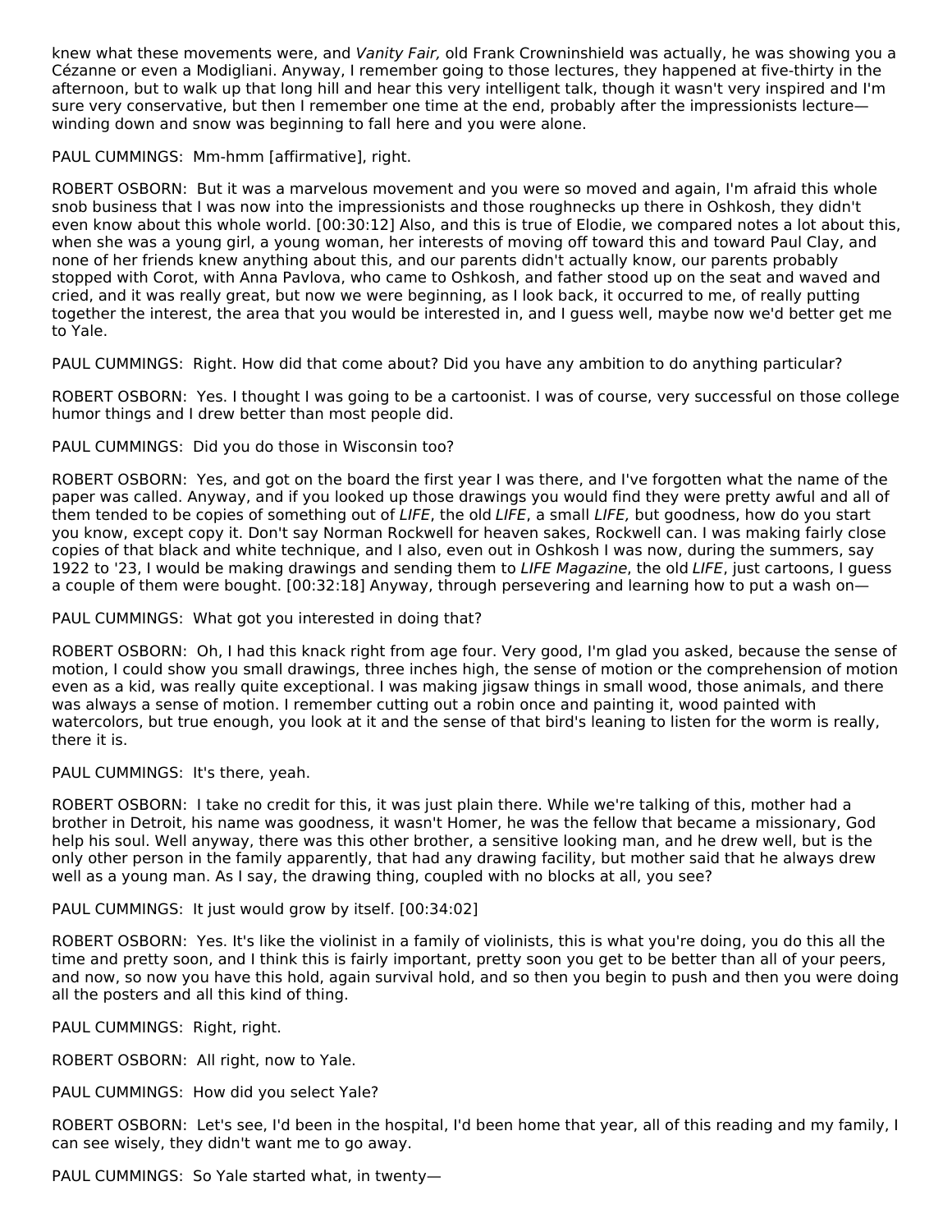knew what these movements were, and *Vanity Fair,* old Frank Crowninshield was actually, he was showing you a Cézanne or even a Modigliani. Anyway, I remember going to those lectures, they happened at five-thirty in the afternoon, but to walk up that long hill and hear this very intelligent talk, though it wasn't very inspired and I'm sure very conservative, but then I remember one time at the end, probably after the impressionists lecture—winding down and snow was beginning to fall here and you were alone.

PAUL CUMMINGS: Mm-hmm [affirmative], right.

ROBERT OSBORN: But it was a marvelous movement and you were so moved and again, I'm afraid this whole snob business that I was now into the impressionists and those roughnecks up there in Oshkosh, they didn't even know about this whole world. [00:30:12] Also, and this is true of Elodie, we compared notes a lot about this, when she was a young girl, a young woman, her interests moving off toward this and toward Paul Clay, and none of her friends knew anything about this, and our parents didn't actually know, our parents probably stopped with Corot, with Anna Pavlova, who came to Oshkosh, and father stood up on the seat and waved and cried, and it was really great, but now we were beginning, as I look back, it occurred to me, of really putting together the interest, the area that you would be interested in, and I guess well, maybe now we'd better get me to Yale.

PAUL CUMMINGS: Right. How did that come about? Did you have any ambition to do anything particular?

ROBERT OSBORN: Yes. I thought I was going to be a cartoonist. I was of course, very successful on those college humor things and I drew better than most people did.

PAUL CUMMINGS: Did you do those in Wisconsin too?

ROBERT OSBORN: Yes, and got on the board the first year I was there, and I've forgotten what the name of the paper was called. Anyway, and if you looked up those drawings you would find they were pretty awful and all of them tended to be copies of something out of *LIFE*, the old *LIFE*, a small *LIFE,* but goodness, how do you start you know, except copy it. Don't say Norman Rockwell for heaven sakes, Rockwell can. I was making fairly close copies of that black and white technique, and I also, even out in Oshkosh I was now, during the summers, say 1922 to '23, I would be making drawings and sending them to *LIFE Magazine*, the old *LIFE*, just cartoons, I guess a couple of them were bought. [00:32:18] Anyway, through persevering and learning how to put a wash on—

PAUL CUMMINGS: What got you interested in doing that?

ROBERT OSBORN: Oh, I had this knack right from age four. Very good, I'm glad you asked, because the sense of motion, I could show you small drawings, three inches high, the sense of motion or the comprehension of motion even as a kid, was really quite exceptional. I was making jigsaw things in small wood, those animals, and there was always a sense of motion. I remember cutting out a robin once and painting it, wood painted with watercolors, but true enough, you look at it and the sense of that bird's leaning to listen for the worm is really, there it is.

PAUL CUMMINGS: It's there, yeah.

ROBERT OSBORN: I take no credit for this, it was just plain there. While we're talking of this, mother had a brother in Detroit, his name was goodness, it wasn't Homer, he was the fellow that became a missionary, God help his soul. Well anyway, there was this other brother, a sensitive looking man, and he drew well, but is the only other person in the family apparently, that had any drawing facility, but mother said that he always drew well as a young man. As I say, the drawing thing, coupled with no blocks at all, you see?

PAUL CUMMINGS: It just would grow by itself. [00:34:02]

ROBERT OSBORN: Yes. It's like the violinist in a family of violinists, this is what you're doing, you do this all the time and pretty soon, and I think this is fairly important, pretty soon you get to be better than all of your peers, and now, so now you have this hold, again survival hold, and so then you begin to push and then you were doing all the posters and all this kind of thing.

PAUL CUMMINGS: Right, right.

ROBERT OSBORN: All right, now to Yale.

PAUL CUMMINGS: How did you select Yale?

ROBERT OSBORN: Let's see, I'd been in the hospital, I'd been home that year, all of this reading and my family, I can see wisely, they didn't want me to go away.

PAUL CUMMINGS: So Yale started what, in twenty—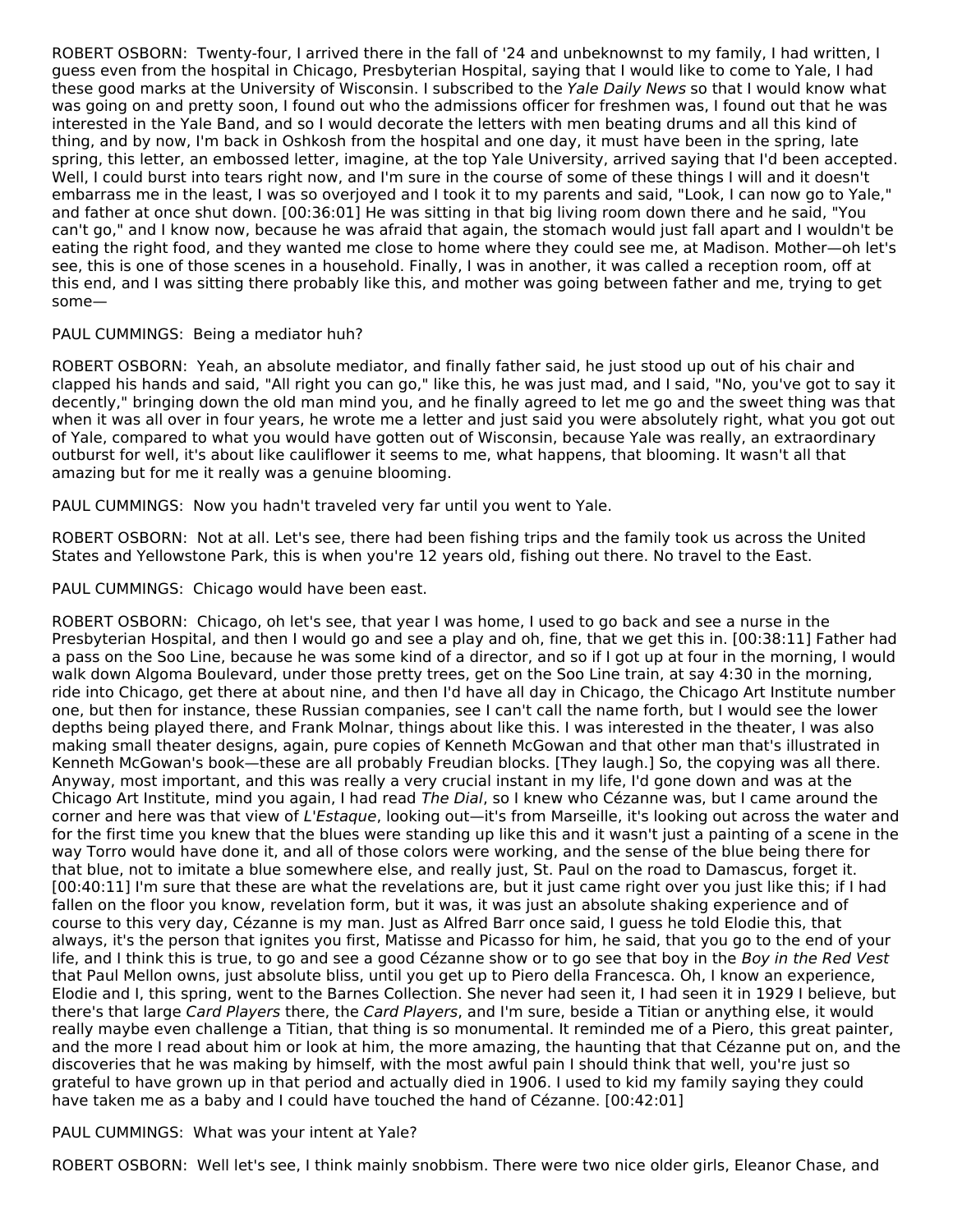ROBERT OSBORN: Twenty-four, I arrived there in the fall of '24 and unbeknownst to my family, I had written, I guess even from the hospital in Chicago, Presbyterian Hospital, saying that I would like to come to Yale, I had these good marks at the University of Wisconsin. I subscribed to the *Yale Daily News* so that I would know what was going on and pretty soon, I found out who the admissions officer for freshmen was, I found out that he was interested in the Yale Band, and so I would decorate the letters with men beating drums and all this kind of thing, and by now, I'm back in Oshkosh from the hospital and one day, it must have been in the spring, late spring, this letter, an embossed letter, imagine, at the top Yale University, arrived saying that I'd been accepted. Well, I could burst into tears right now, and I'm sure in the course of some of these things I will and it doesn't embarrass me in the least, I was so overjoyed and I took it to my parents and said, "Look, I can now go to Yale," and father at once shut down. [00:36:01] He was sitting in that big living room down there and he said, "You can't go," and I know now, because he was afraid that again, the stomach would just fall apart and I wouldn't be eating the right food, and they wanted me close to home where they could see me, at Madison. Mother—oh let's see, this is one of those scenes in a household. Finally, I was in another, it was called a reception room, off at this end, and I was sitting there probably like this, and mother was going between father and me, trying to get some—

PAUL CUMMINGS: Being a mediator huh?

ROBERT OSBORN: Yeah, an absolute mediator, and finally father said, he just stood up out of his chair and clapped his hands and said, "All right you can go," like this, he was just mad, and I said, "No, you've got to say it decently," bringing down the old man mind you, and he finally agreed to let me go and the sweet thing was that when it was all over in four years, he wrote me a letter and just said you were absolutely right, what you got out of Yale, compared to what you would have gotten out of Wisconsin, because Yale was really, an extraordinary outburst for well, it's about like cauliflower it seems to me, what happens, that blooming. It wasn't all that amazing but for me it really was a genuine blooming.

PAUL CUMMINGS: Now you hadn't traveled very far until you went to Yale.

ROBERT OSBORN: Not at all. Let's see, there had been fishing trips and the family took us across the United States and Yellowstone Park, this is when you're 12 years old, fishing out there. No travel to the East.

PAUL CUMMINGS: Chicago would have been east.

ROBERT OSBORN: Chicago, oh let's see, that year I was home, I used to go back and see a nurse in the Presbyterian Hospital, and then I would go and see a play and oh, fine, that we get this in. [00:38:11] Father had a pass on the Soo Line, because he was some kind of a director, and so if I got up at four in the morning, I would walk down Algoma Boulevard, under those pretty trees, get on the Soo Line train, at say 4:30 in the morning, ride into Chicago, get there at about nine, and then I'd have all day in Chicago, the Chicago Art Institute number one, but then for instance, these Russian companies, see I can't call the name forth, but I would see the lower depths being played there, and Frank Molnar, things about like this. I was interested in the theater, I was also making small theater designs, again, pure copies of Kenneth McGowan and that other man that's illustrated in Kenneth McGowan's book—these are all probably Freudian blocks. [They laugh.] So, the copying was all there. Anyway, most important, and this was really a very crucial instant in my life, I'd gone down and was at the Chicago Art Institute, mind you again, I had read *The Dial*, so I knew who Cézanne was, but I came around the corner and here was that view of *L'Estaque*, looking out—it's from Marseille, it's looking out across the water and for the first time you knew that the blues were standing up like this and it wasn't just a painting of a scene in the way Torro would have done it, and all of those colors were working, and the sense of the blue being there for that blue, not to imitate a blue somewhere else, and really just, St. Paul on the road to Damascus, forget it. [00:40:11] I'm sure that these are what the revelations are, but it just came right over you just like this; if I had fallen on the floor you know, revelation form, but it was, it was just an absolute shaking experience and of course to this very day, Cézanne is my man. Just as Alfred Barr once said, I guess he told Elodie this, that always, it's the person that ignites you first, Matisse and Picasso for him, he said, that you go to the end of your life, and I think this is true, to go and see a good Cézanne show or to go see that boy in the *Boy in the Red Vest* that Paul Mellon owns, just absolute bliss, until you get up to Piero della Francesca. Oh, I know an experience, Elodie and I, this spring, went to the Barnes Collection. She never had seen it, I had seen it in 1929 I believe, but there's that large *Card Players* there, the *Card Players*, and I'm sure, beside a Titian or anything else, it would really maybe even challenge a Titian, that thing is so monumental. It reminded me of a Piero, this great painter, and the more I read about him or look at him, the more amazing, the haunting that that Cézanne put on, and the discoveries that he was making by himself, with the most awful pain I should think that well, you're just so grateful to have grown up in that period and actually died in 1906. I used to kid my family saying they could have taken me as a baby and I could have touched the hand of Cézanne. [00:42:01]

PAUL CUMMINGS: What was your intent at Yale?

ROBERT OSBORN: Well let's see, I think mainly snobbism. There were two nice older girls, Eleanor Chase, and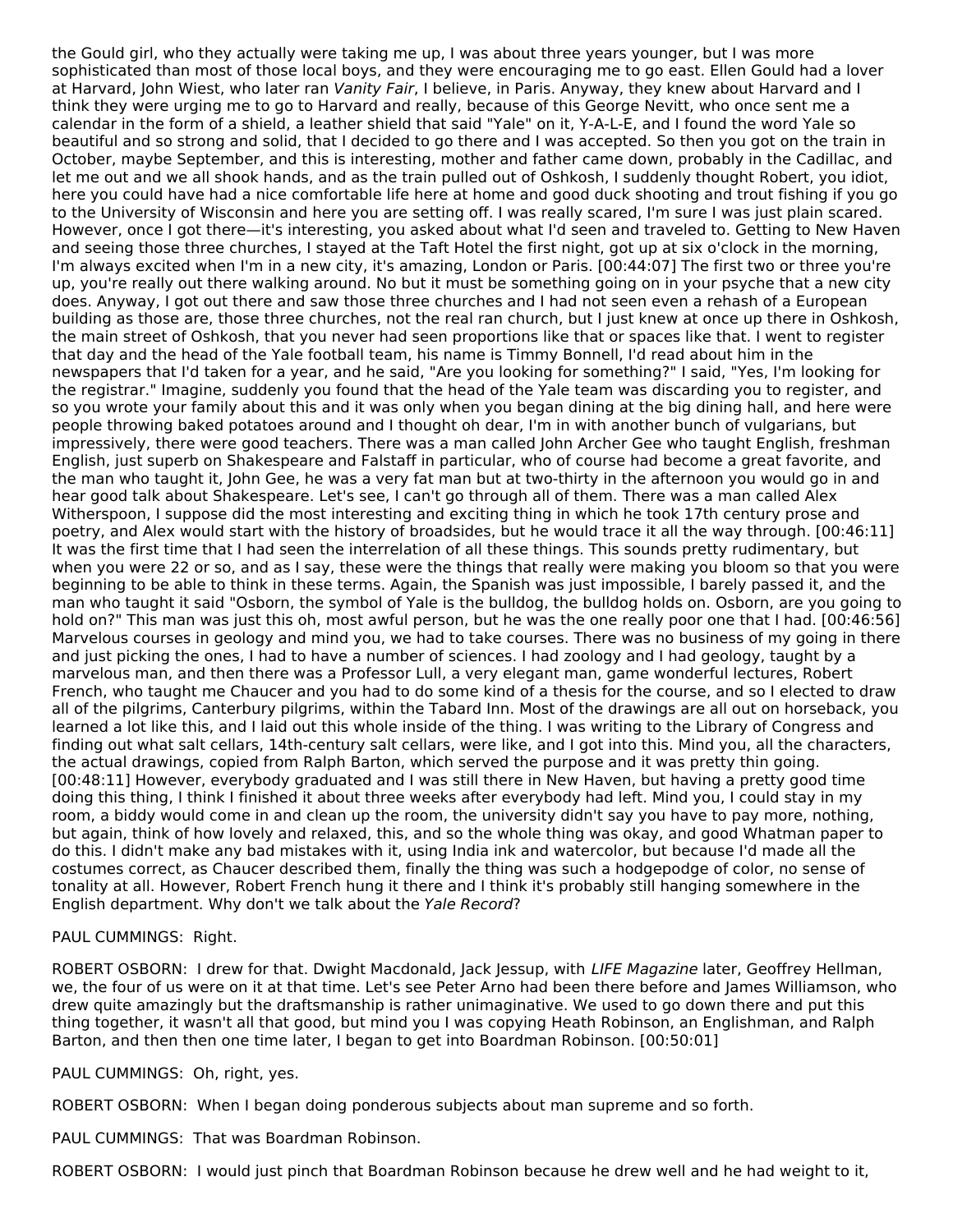the Gould girl, who they actually were taking me up, I was about three years younger, but I was more sophisticated than most of those local boys, and they were encouraging me to go east. Ellen Gould had a lover at Harvard, John Wiest, who later ran *Vanity Fair*, I believe, in Paris. Anyway, they knew about Harvard and I think they were urging me to go to Harvard and really, because of this George Nevitt, who once sent me a calendar in the form of a shield, a leather shield that said "Yale" on it, Y-A-L-E, and I found the word Yale so beautiful and so strong and solid, that I decided to go there and I was accepted. So then you got on the train in October, maybe September, and this is interesting, mother and father came down, probably in the Cadillac, and let me out and we all shook hands, and as the train pulled out of Oshkosh, I suddenly thought Robert, you idiot, here you could have had a nice comfortable life here at home and good duck shooting and trout fishing if you go to the University of Wisconsin and here you are setting off. I was really scared, I'm sure I was just plain scared. However, once I got there—it's interesting, you asked about what I'd seen and traveled to. Getting to New Haven and seeing those three churches, I stayed at the Taft Hotel the first night, got up at six o'clock in the morning, I'm always excited when I'm in a new city, it's amazing, London or Paris. [00:44:07] The first two or three you're up, you're really out there walking around. No but it must be something going on in your psyche that a new city does. Anyway, I got out there and saw those three churches and I had not seen even a rehash of a European building as those are, those three churches, not the real ran church, but I just knew at once up there in Oshkosh, the main street of Oshkosh, that you never had seen proportions like that or spaces like that. I went to register that day and the head of the Yale football team, his name is Timmy Bonnell, I'd read about him in the newspapers that I'd taken for a year, and he said, "Are you looking for something?" I said, "Yes, I'm looking for the registrar." Imagine, suddenly you found that the head of the Yale team was discarding you to register, and so you wrote your family about this and it was only when you began dining at the big dining hall, and here were people throwing baked potatoes around and I thought oh dear, I'm in with another bunch of vulgarians, but impressively, there were good teachers. There was a man called John Archer Gee who taught English, freshman English, just superb on Shakespeare and Falstaff in particular, who of course had become a great favorite, and the man who taught it, John Gee, he was a very fat man but at two-thirty in the afternoon you would go in and hear good talk about Shakespeare. Let's see, I can't go through all of them. There was a man called Alex Witherspoon, I suppose did the most interesting and exciting thing in which he took 17th century prose and poetry, and Alex would start with the history of broadsides, but he would trace it all the way through. [00:46:11] It was the first time that I had seen the interrelation of all these things. This sounds pretty rudimentary, but when you were 22 or so, and as I say, these were the things that really were making you bloom so that you were beginning to be able to think in these terms. Again, the Spanish was just impossible, I barely passed it, and the man who taught it said "Osborn, the symbol of Yale is the bulldog, the bulldog holds on. Osborn, are you going to hold on?" This man was just this oh, most awful person, but he was the one really poor one that I had. [00:46:56] Marvelous courses in geology and mind you, we had to take courses. There was no business of my going in there and just picking the ones, I had to have a number of sciences. I had zoology and I had geology, taught by a marvelous man, and then there was a Professor Lull, a very elegant man, game wonderful lectures, Robert French, who taught me Chaucer and you had to do some kind of a thesis for the course, and so I elected to draw all of the pilgrims, Canterbury pilgrims, within the Tabard Inn. Most of the drawings are all out on horseback, you learned a lot like this, and I laid out this whole inside of the thing. I was writing to the Library of Congress and finding out what salt cellars, 14th-century salt cellars, were like, and I got into this. Mind you, all the characters, the actual drawings, copied from Ralph Barton, which served the purpose and it was pretty thin going. [00:48:11] However, everybody graduated and I was still there in New Haven, but having a pretty good time doing this thing, I think I finished it about three weeks after everybody had left. Mind you, I could stay in my room, a biddy would come in and clean up the room, the university didn't say you have to pay more, nothing, but again, think of how lovely and relaxed, this, and so the whole thing was okay, and good Whatman paper to do this. I didn't make any bad mistakes with it, using India ink and watercolor, but because I'd made all the costumes correct, as Chaucer described them, finally the thing was such a hodgepodge of color, no sense of tonality at all. However, Robert French hung it there and I think it's probably still hanging somewhere in the English department. Why don't we talk about the *Yale Record*?

PAUL CUMMINGS: Right.

ROBERT OSBORN: I drew for that. Dwight Macdonald, Jack Jessup, with *LIFE Magazine* later, Geoffrey Hellman, we, the four of us were on it at that time. Let's see Peter Arno had been there before and James Williamson, who drew quite amazingly but the draftsmanship is rather unimaginative. We used to go down there and put this thing together, it wasn't all that good, but mind you I was copying Heath Robinson, an Englishman, and Ralph Barton, and then then one time later, I began to get into Boardman Robinson. [00:50:01]

PAUL CUMMINGS: Oh, right, yes.

ROBERT OSBORN: When I began doing ponderous subjects about man supreme and so forth.

PAUL CUMMINGS: That was Boardman Robinson.

ROBERT OSBORN: I would just pinch that Boardman Robinson because he drew well and he had weight to it,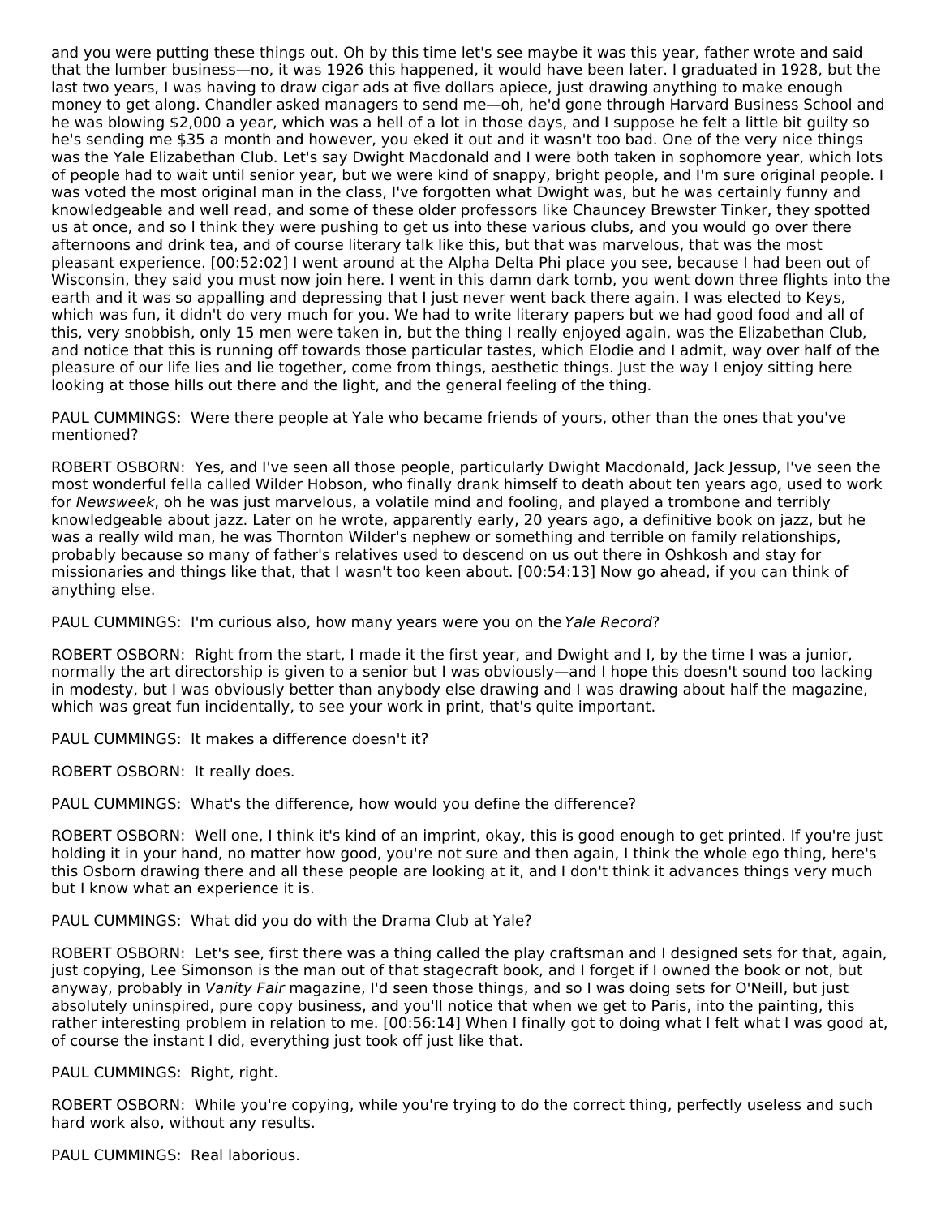and you were putting these things out. Oh by this time let's see maybe it was this year, father wrote and said that the lumber business—no, it was 1926 this happened, it would have been later. I graduated in 1928, but the last two years, I was having to draw cigar ads at five dollars apiece, just drawing anything to make enough money to get along. Chandler asked managers to send me—oh, he'd gone through Harvard Business School and he was blowing $2,000 a year, which was a hell of a lot in those days, and I suppose he felt a little bit guilty so he's sending me $35 a month and however, you eked it out and it wasn't too bad. One of the very nice things was the Yale Elizabethan Club. Let's say Dwight Macdonald and I were both taken in sophomore year, which lots of people had to wait until senior year, but we were kind of snappy, bright people, and I'm sure original people. I was voted the most original man in the class, I've forgotten what Dwight was, but he was certainly funny and knowledgeable and well read, and some of these older professors like Chauncey Brewster Tinker, they spotted us at once, and so I think they were pushing to get us into these various clubs, and you would go over there afternoons and drink tea, and of course literary talk like this, but that was marvelous, that was the most pleasant experience. [00:52:02] I went around at the Alpha Delta Phi place you see, because I had been out of Wisconsin, they said you must now join here. I went in this damn dark tomb, you went down three flights into the earth and it was so appalling and depressing that I just never went back there again. I was elected to Keys, which was fun, it didn't do very much for you. We had to write literary papers but we had good food and all of this, very snobbish, only 15 men were taken in, but the thing I really enjoyed again, was the Elizabethan Club, and notice that this is running off towards those particular tastes, which Elodie and I admit, way over half of the pleasure of our life lies and lie together, come from things, aesthetic things. Just the way I enjoy sitting here looking at those hills out there and the light, and the general feeling of the thing.

PAUL CUMMINGS: Were there people at Yale who became friends of yours, other than the ones that you've mentioned?

ROBERT OSBORN: Yes, and I've seen all those people, particularly Dwight Macdonald, Jack Jessup, I've seen the most wonderful fella called Wilder Hobson, who finally drank himself to death about ten years ago, used to work for *Newsweek*, oh he was just marvelous, a volatile mind and fooling, and played a trombone and terribly knowledgeable about jazz. Later on he wrote, apparently early, 20 years ago, a definitive book on jazz, but he was a really wild man, he was Thornton Wilder's nephew or something and terrible on family relationships, probably because so many of father's relatives used to descend on us out there in Oshkosh and stay for missionaries and things like that, that I wasn't too keen about. [00:54:13] Now go ahead, if you can think of anything else.

PAUL CUMMINGS: I'm curious also, how many years were you on the *Yale Record*?

ROBERT OSBORN: Right from the start, I made it the first year, and Dwight and I, by the time I was a junior, normally the art directorship is given to a senior but I was obviously—and I hope this doesn't sound too lacking in modesty, but I was obviously better than anybody else drawing and I was drawing about half the magazine, which was great fun incidentally, to see your work in print, that's quite important.

PAUL CUMMINGS: It makes a difference doesn't it?

ROBERT OSBORN: It really does.

PAUL CUMMINGS: What's the difference, how would you define the difference?

ROBERT OSBORN: Well one, I think it's kind of an imprint, okay, this is good enough to get printed. If you're just holding it in your hand, no matter how good, you're not sure and then again, I think the whole ego thing, here's this Osborn drawing there and all these people are looking at it, and I don't think it advances things very much but I know what an experience it is.

PAUL CUMMINGS: What did you do with the Drama Club at Yale?

ROBERT OSBORN: Let's see, first there was a thing called the play craftsman and I designed sets for that, again, just copying, Lee Simonson is the man out of that stagecraft book, and I forget if I owned the book or not, but anyway, probably in *Vanity Fair* magazine, I'd seen those things, and so I was doing sets for O'Neill, but just absolutely uninspired, pure copy business, and you'll notice that when we get to Paris, into the painting, this rather interesting problem in relation to me. [00:56:14] When I finally got to doing what I felt what I was good at, of course the instant I did, everything just took off just like that.

PAUL CUMMINGS: Right, right.

ROBERT OSBORN: While you're copying, while you're trying to do the correct thing, perfectly useless and such hard work also, without any results.

PAUL CUMMINGS: Real laborious.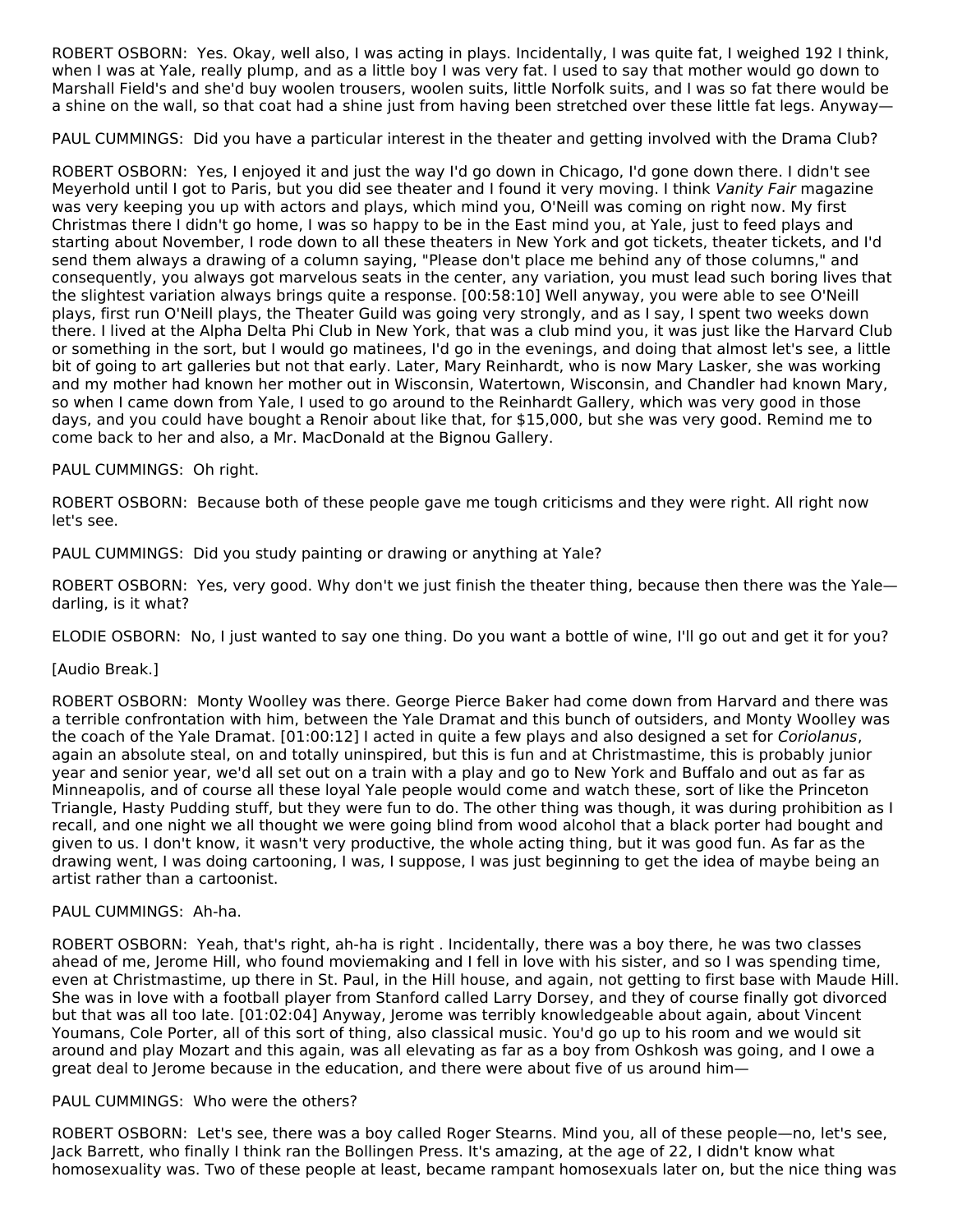ROBERT OSBORN: Yes. Okay, well also, I was acting in plays. Incidentally, I was quite fat, I weighed 192 I think, when I was at Yale, really plump, and as a little boy I was very fat. I used to say that mother would go down to Marshall Field's and she'd buy woolen trousers, woolen suits, little Norfolk suits, and I was so fat there would be a shine on the wall, so that coat had a shine just from having been stretched over these little fat legs. Anyway—

PAUL CUMMINGS: Did you have a particular interest in the theater and getting involved with the Drama Club?

ROBERT OSBORN: Yes, I enjoyed it and just the way I'd go down in Chicago, I'd gone down there. I didn't see Meyerhold until I got to Paris, but you did see theater and I found it very moving. I think *Vanity Fair* magazine was very keeping you up with actors and plays, which mind you, O'Neill was coming on right now. My first Christmas there I didn't go home, I was so happy to be in the East mind you, at Yale, just to feed plays and starting about November, I rode down to all these theaters in New York and got tickets, theater tickets, and I'd send them always a drawing of a column saying, "Please don't place me behind any of those columns," and consequently, you always got marvelous seats in the center, any variation, you must lead such boring lives that the slightest variation always brings quite a response. [00:58:10] Well anyway, you were able to see O'Neill plays, first run O'Neill plays, the Theater Guild was going very strongly, and as I say, I spent two weeks down there. I lived at the Alpha Delta Phi Club in New York, that was a club mind you, it was just like the Harvard Club or something in the sort, but I would go matinees, I'd go in the evenings, and doing that almost let's see, a little bit of going to art galleries but not that early. Later, Mary Reinhardt, who is now Mary Lasker, she was working and my mother had known her mother out in Wisconsin, Watertown, Wisconsin, and Chandler had known Mary, so when I came down from Yale, I used to go around to the Reinhardt Gallery, which was very good in those days, and you could have bought a Renoir about like that, for $15,000, but she was very good. Remind me to come back to her and also, a Mr. MacDonald at the Bignou Gallery.

PAUL CUMMINGS: Oh right.

ROBERT OSBORN: Because both of these people gave me tough criticisms and they were right. All right now let's see.

PAUL CUMMINGS: Did you study painting or drawing or anything at Yale?

ROBERT OSBORN: Yes, very good. Why don't we just finish the theater thing, because then there was the Yale—darling, is it what?

ELODIE OSBORN: No, I just wanted to say one thing. Do you want a bottle of wine, I'll go out and get it for you?

[Audio Break.]

ROBERT OSBORN: Monty Woolley was there. George Pierce Baker had come down from Harvard and there was a terrible confrontation with him, between the Yale Dramat and this bunch of outsiders, and Monty Woolley was the coach of the Yale Dramat. [01:00:12] I acted in quite a few plays and also designed a set for *Coriolanus*, again an absolute steal, on and totally uninspired, but this is fun and at Christmastime, this is probably junior year and senior year, we'd all set out on a train with a play and go to New York and Buffalo and out as far as Minneapolis, and of course all these loyal Yale people would come and watch these, sort of like the Princeton Triangle, Hasty Pudding stuff, but they were fun to do. The other thing was though, it was during prohibition as I recall, and one night we all thought we were going blind from wood alcohol that a black porter had bought and given to us. I don't know, it wasn't very productive, the whole acting thing, but it was good fun. As far as the drawing went, I was doing cartooning, I was, I suppose, I was just beginning to get the idea of maybe being an artist rather than a cartoonist.

PAUL CUMMINGS: Ah-ha.

ROBERT OSBORN: Yeah, that's right, ah-ha is right . Incidentally, there was a boy there, he was two classes ahead of me, Jerome Hill, who found moviemaking and I fell in love with his sister, and so I was spending time, even at Christmastime, up there in St. Paul, in the Hill house, and again, not getting to first base with Maude Hill. She was in love with a football player from Stanford called Larry Dorsey, and they of course finally got divorced but that was all too late. [01:02:04] Anyway, Jerome was terribly knowledgeable about again, about Vincent Youmans, Cole Porter, all of this sort of thing, also classical music. You'd go up to his room and we would sit around and play Mozart and this again, was all elevating as far as a boy from Oshkosh was going, and I owe a great deal to Jerome because in the education, and there were about five of us around him—

PAUL CUMMINGS: Who were the others?

ROBERT OSBORN: Let's see, there was a boy called Roger Stearns. Mind you, all of these people—no, let's see, Jack Barrett, who finally I think ran the Bollingen Press. It's amazing, at the age of 22, I didn't know what homosexuality was. Two of these people at least, became rampant homosexuals later on, but the nice thing was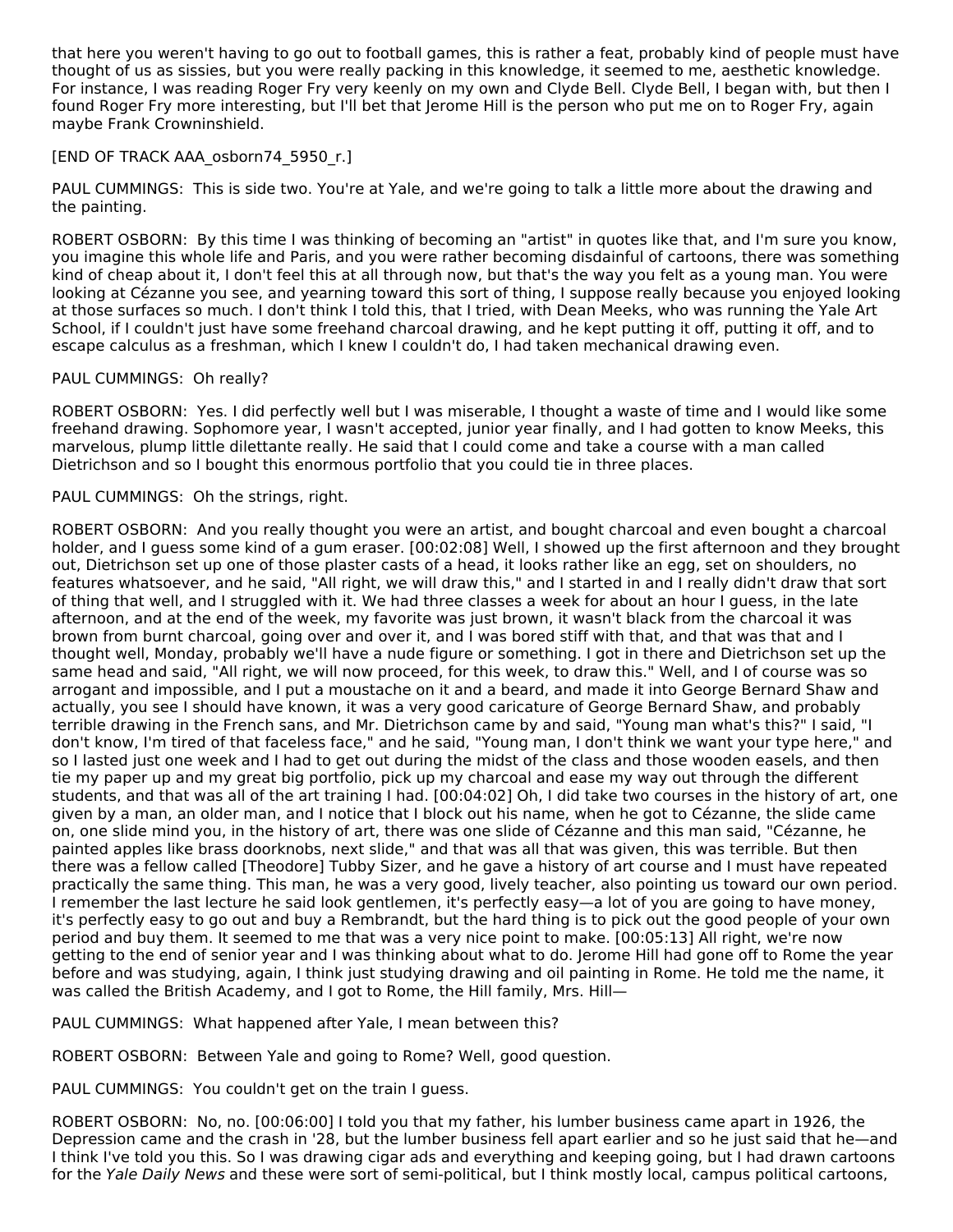that here you weren't having to go out to football games, this is rather a feat, probably kind of people must have thought of us as sissies, but you were really packing in this knowledge, it seemed to me, aesthetic knowledge. For instance, I was reading Roger Fry very keenly on my own and Clyde Bell. Clyde Bell, I began with, but then I found Roger Fry more interesting, but I'll bet that Jerome Hill is the person who put me on to Roger Fry, again maybe Frank Crowninshield.

[END OF TRACK AAA_osborn74_5950_r.]

PAUL CUMMINGS: This is side two. You're at Yale, and we're going to talk a little more about the drawing and the painting.

ROBERT OSBORN: By this time I was thinking of becoming an "artist" in quotes like that, and I'm sure you know, you imagine this whole life and Paris, and you were rather becoming disdainful of cartoons, there was something kind of cheap about it, I don't feel this at all through now, but that's the way you felt as a young man. You were looking at Cézanne you see, and yearning toward this sort of thing, I suppose really because you enjoyed looking at those surfaces so much. I don't think I told this, that I tried, with Dean Meeks, who was running the Yale Art School, if I couldn't just have some freehand charcoal drawing, and he kept putting it off, putting it off, and to escape calculus as a freshman, which I knew I couldn't do, I had taken mechanical drawing even.

PAUL CUMMINGS: Oh really?

ROBERT OSBORN: Yes. I did perfectly well but I was miserable, I thought a waste of time and I would like some freehand drawing. Sophomore year, I wasn't accepted, junior year finally, and I had gotten to know Meeks, this marvelous, plump little dilettante really. He said that I could come and take a course with a man called Dietrichson and so I bought this enormous portfolio that you could tie in three places.

PAUL CUMMINGS: Oh the strings, right.

ROBERT OSBORN: And you really thought you were an artist, and bought charcoal and even bought a charcoal holder, and I guess some kind of a gum eraser. [00:02:08] Well, I showed up the first afternoon and they brought out, Dietrichson set up one of those plaster casts of a head, it looks rather like an egg, set on shoulders, no features whatsoever, and he said, "All right, we will draw this," and I started in and I really didn't draw that sort of thing that well, and I struggled with it. We had three classes a week for about an hour I guess, in the late afternoon, and at the end of the week, my favorite was just brown, it wasn't black from the charcoal it was brown from burnt charcoal, going over and over it, and I was bored stiff with that, and that was that and I thought well, Monday, probably we'll have a nude figure or something. I got in there and Dietrichson set up the same head and said, "All right, we will now proceed, for this week, to draw this." Well, and I of course was so arrogant and impossible, and I put a moustache on it and a beard, and made it into George Bernard Shaw and actually, you see I should have known, it was a very good caricature of George Bernard Shaw, and probably terrible drawing in the French sans, and Mr. Dietrichson came by and said, "Young man what's this?" I said, "I don't know, I'm tired of that faceless face," and he said, "Young man, I don't think we want your type here," and so I lasted just one week and I had to get out during the midst of the class and those wooden easels, and then tie my paper up and my great big portfolio, pick up my charcoal and ease my way out through the different students, and that was all of the art training I had. [00:04:02] Oh, I did take two courses in the history of art, one given by a man, an older man, and I notice that I block out his name, when he got to Cézanne, the slide came on, one slide mind you, in the history of art, there was one slide of Cézanne and this man said, "Cézanne, he painted apples like brass doorknobs, next slide," and that was all that was given, this was terrible. But then there was a fellow called [Theodore] Tubby Sizer, and he gave a history of art course and I must have repeated practically the same thing. This man, he was a very good, lively teacher, also pointing us toward our own period. I remember the last lecture he said look gentlemen, it's perfectly easy—a lot of you are going to have money, it's perfectly easy to go out and buy a Rembrandt, but the hard thing is to pick out the good people of your own period and buy them. It seemed to me that was a very nice point to make. [00:05:13] All right, we're now getting to the end of senior year and I was thinking about what to do. Jerome Hill had gone off to Rome the year before and was studying, again, I think just studying drawing and oil painting in Rome. He told me the name, it was called the British Academy, and I got to Rome, the Hill family, Mrs. Hill—

PAUL CUMMINGS: What happened after Yale, I mean between this?

ROBERT OSBORN: Between Yale and going to Rome? Well, good question.

PAUL CUMMINGS: You couldn't get on the train I guess.

ROBERT OSBORN: No, no. [00:06:00] I told you that my father, his lumber business came apart in 1926, the Depression came and the crash in '28, but the lumber business fell apart earlier and so he just said that he—and I think I've told you this. So I was drawing cigar ads and everything and keeping going, but I had drawn cartoons for the *Yale Daily News* and these were sort of semi-political, but I think mostly local, campus political cartoons,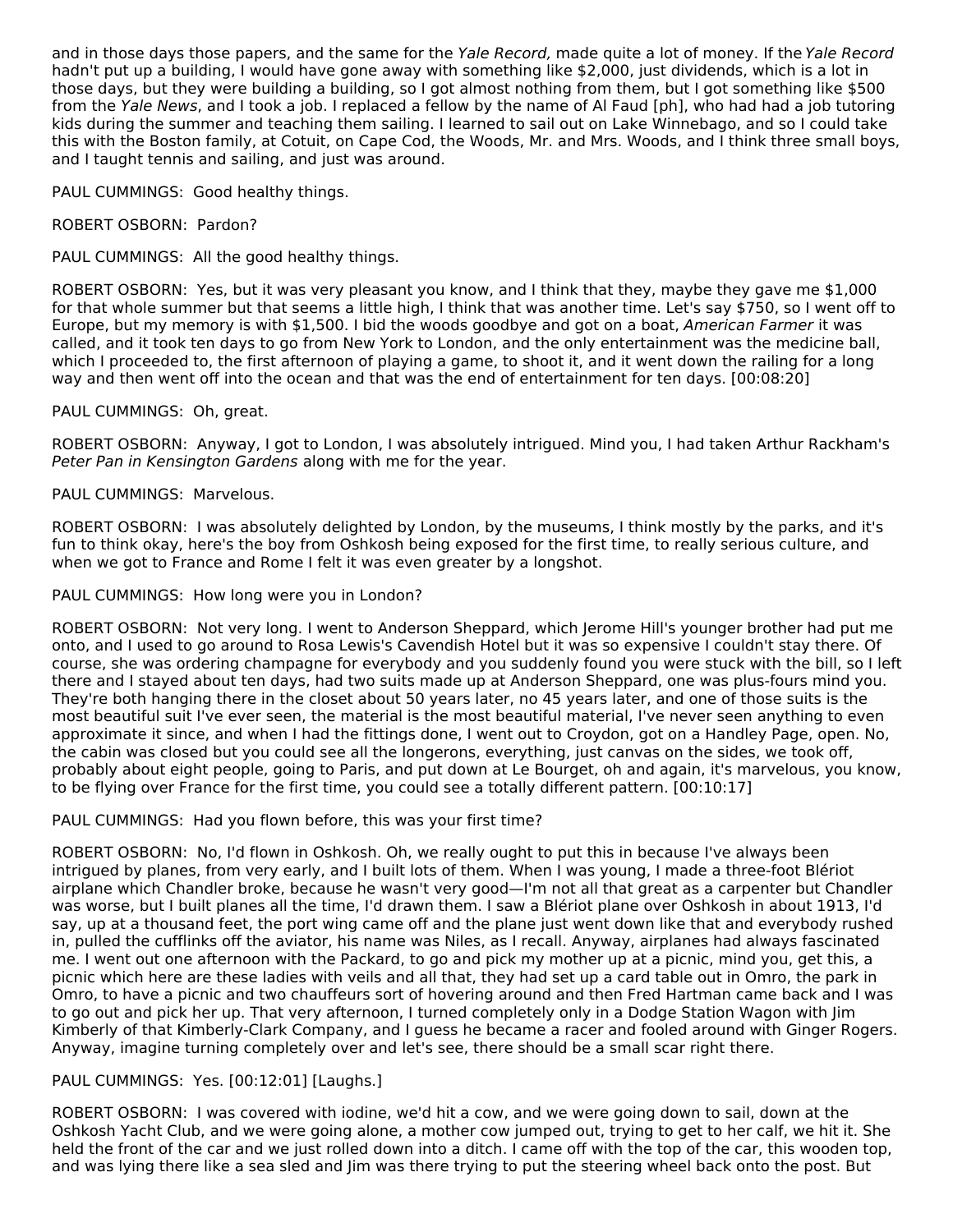and in those days those papers, and the same for the *Yale Record,* made quite a lot of money. If the *Yale Record* hadn't put up a building, I would have gone away with something like $2,000, just dividends, which is a lot in those days, but they were building a building, so I got almost nothing from them, but I got something like $500 from the *Yale News*, and I took a job. I replaced a fellow by the name of Al Faud [ph], who had had a job tutoring kids during the summer and teaching them sailing. I learned to sail out on Lake Winnebago, and so I could take this with the Boston family, at Cotuit, on Cape Cod, the Woods, Mr. and Mrs. Woods, and I think three small boys, and I taught tennis and sailing, and just was around.

PAUL CUMMINGS: Good healthy things.

ROBERT OSBORN: Pardon?

PAUL CUMMINGS: All the good healthy things.

ROBERT OSBORN: Yes, but it was very pleasant you know, and I think that they, maybe they gave me $1,000 for that whole summer but that seems a little high, I think that was another time. Let's say $750, so I went off to Europe, but my memory is with $1,500. I bid the woods goodbye and got on a boat, *American Farmer* it was called, and it took ten days to go from New York to London, and the only entertainment was the medicine ball, which I proceeded to, the first afternoon of playing a game, to shoot it, and it went down the railing for a long way and then went off into the ocean and that was the end of entertainment for ten days. [00:08:20]

PAUL CUMMINGS: Oh, great.

ROBERT OSBORN: Anyway, I got to London, I was absolutely intrigued. Mind you, I had taken Arthur Rackham's *Peter Pan in Kensington Gardens* along with me for the year.

PAUL CUMMINGS: Marvelous.

ROBERT OSBORN: I was absolutely delighted by London, by the museums, I think mostly by the parks, and it's fun to think okay, here's the boy from Oshkosh being exposed for the first time, to really serious culture, and when we got to France and Rome I felt it was even greater by a longshot.

PAUL CUMMINGS: How long were you in London?

ROBERT OSBORN: Not very long. I went to Anderson Sheppard, which Jerome Hill's younger brother had put me onto, and I used to go around to Rosa Lewis's Cavendish Hotel but it was so expensive I couldn't stay there. Of course, she was ordering champagne for everybody and you suddenly found you were stuck with the bill, so I left there and I stayed about ten days, had two suits made up at Anderson Sheppard, one was plus-fours mind you. They're both hanging there in the closet about 50 years later, no 45 years later, and one of those suits is the most beautiful suit I've ever seen, the material is the most beautiful material, I've never seen anything to even approximate it since, and when I had the fittings done, I went out to Croydon, got on a Handley Page, open. No, the cabin was closed but you could see all the longerons, everything, just canvas on the sides, we took off, probably about eight people, going to Paris, and put down at Le Bourget, oh and again, it's marvelous, you know, to be flying over France for the first time, you could see a totally different pattern. [00:10:17]

PAUL CUMMINGS: Had you flown before, this was your first time?

ROBERT OSBORN: No, I'd flown in Oshkosh. Oh, we really ought to put this in because I've always been intrigued by planes, from very early, and I built lots of them. When I was young, I made a three-foot Blériot airplane which Chandler broke, because he wasn't very good—I'm not all that great as a carpenter but Chandler was worse, but I built planes all the time, I'd drawn them. I saw a Blériot plane over Oshkosh in about 1913, I'd say, up at a thousand feet, the port wing came off and the plane just went down like that and everybody rushed in, pulled the cufflinks off the aviator, his name was Niles, as I recall. Anyway, airplanes had always fascinated me. I went out one afternoon with the Packard, to go and pick my mother up at a picnic, mind you, get this, a picnic which here are these ladies with veils and all that, they had set up a card table out in Omro, the park in Omro, to have a picnic and two chauffeurs sort of hovering around and then Fred Hartman came back and I was to go out and pick her up. That very afternoon, I turned completely only in a Dodge Station Wagon with Jim Kimberly of that Kimberly-Clark Company, and I guess he became a racer and fooled around with Ginger Rogers. Anyway, imagine turning completely over and let's see, there should be a small scar right there.

PAUL CUMMINGS: Yes. [00:12:01] [Laughs.]

ROBERT OSBORN: I was covered with iodine, we'd hit a cow, and we were going down to sail, down at the Oshkosh Yacht Club, and we were going alone, a mother cow jumped out, trying to get to her calf, we hit it. She held the front of the car and we just rolled down into a ditch. I came off with the top of the car, this wooden top, and was lying there like a sea sled and Jim was there trying to put the steering wheel back onto the post. But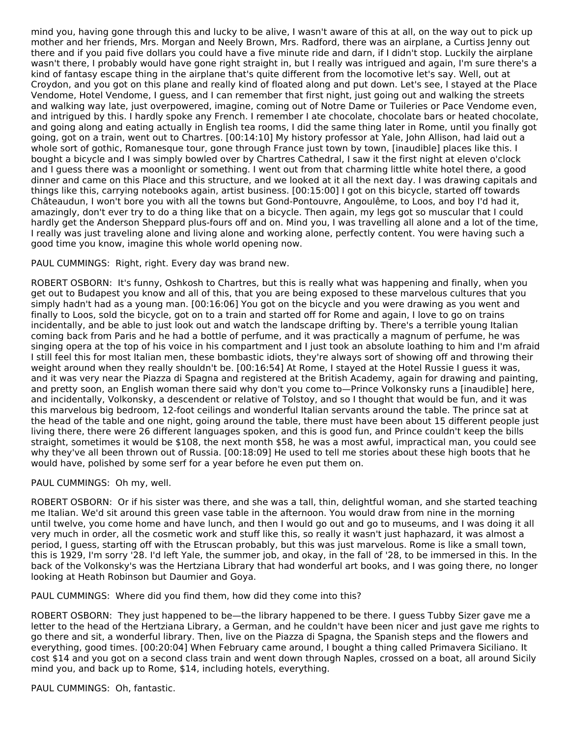mind you, having gone through this and lucky to be alive, I wasn't aware of this at all, on the way out to pick up mother and her friends, Mrs. Morgan and Neely Brown, Mrs. Radford, there was an airplane, a Curtiss Jenny out there and if you paid five dollars you could have a five minute ride and darn, if I didn't stop. Luckily the airplane wasn't there, I probably would have gone right straight in, but I really was intrigued and again, I'm sure there's a kind of fantasy escape thing in the airplane that's quite different from the locomotive let's say. Well, out at Croydon, and you got on this plane and really kind of floated along and put down. Let's see, I stayed at the Place Vendome, Hotel Vendome, I guess, and I can remember that first night, just going out and walking the streets and walking way late, just overpowered, imagine, coming out of Notre Dame or Tuileries or Pace Vendome even, and intrigued by this. I hardly spoke any French. I remember I ate chocolate, chocolate bars or heated chocolate, and going along and eating actually in English tea rooms, I did the same thing later in Rome, until you finally got going, got on a train, went out to Chartres. [00:14:10] My history professor at Yale, John Allison, had laid out a whole sort of gothic, Romanesque tour, gone through France just town by town, [inaudible] places like this. I bought a bicycle and I was simply bowled over by Chartres Cathedral, I saw it the first night at eleven o'clock and I guess there was a moonlight or something. I went out from that charming little white hotel there, a good dinner and came on this Place and this structure, and we looked at it all the next day. I was drawing capitals and things like this, carrying notebooks again, artist business. [00:15:00] I got on this bicycle, started off towards Châteaudun, I won't bore you with all the towns but Gond-Pontouvre, Angoulême, to Loos, and boy I'd had it, amazingly, don't ever try to do a thing like that on a bicycle. Then again, my legs got so muscular that I could hardly get the Anderson Sheppard plus-fours off and on. Mind you, I was travelling all alone and a lot of the time, I really was just traveling alone and living alone and working alone, perfectly content. You were having such a good time you know, imagine this whole world opening now.

PAUL CUMMINGS: Right, right. Every day was brand new.

ROBERT OSBORN: It's funny, Oshkosh to Chartres, but this is really what was happening and finally, when you get out to Budapest you know and all of this, that you are being exposed to these marvelous cultures that you simply hadn't had as a young man. [00:16:06] You got on the bicycle and you were drawing as you went and finally to Loos, sold the bicycle, got on to a train and started off for Rome and again, I love to go on trains incidentally, and be able to just look out and watch the landscape drifting by. There's a terrible young Italian coming back from Paris and he had a bottle of perfume, and it was practically a magnum of perfume, he was singing opera at the top of his voice in his compartment and I just took an absolute loathing to him and I'm afraid I still feel this for most Italian men, these bombastic idiots, they're always sort of showing off and throwing their weight around when they really shouldn't be. [00:16:54] At Rome, I stayed at the Hotel Russie I guess it was, and it was very near the Piazza di Spagna and registered at the British Academy, again for drawing and painting, and pretty soon, an English woman there said why don't you come to—Prince Volkonsky runs a [inaudible] here, and incidentally, Volkonsky, a descendent or relative of Tolstoy, and so I thought that would be fun, and it was this marvelous big bedroom, 12-foot ceilings and wonderful Italian servants around the table. The prince sat at the head of the table and one night, going around the table, there must have been about 15 different people just living there, there were 26 different languages spoken, and this is good fun, and Prince couldn't keep the bills straight, sometimes it would be $108, the next month $58, he was a most awful, impractical man, you could see why they've all been thrown out of Russia. [00:18:09] He used to tell me stories about these high boots that he would have, polished by some serf for a year before he even put them on.

PAUL CUMMINGS: Oh my, well.

ROBERT OSBORN: Or if his sister was there, and she was a tall, thin, delightful woman, and she started teaching me Italian. We'd sit around this green vase table in the afternoon. You would draw from nine in the morning until twelve, you come home and have lunch, and then I would go out and go to museums, and I was doing it all very much in order, all the cosmetic work and stuff like this, so really it wasn't just haphazard, it was almost a period, I guess, starting off with the Etruscan probably, but this was just marvelous. Rome is like a small town, this is 1929, I'm sorry '28. I'd left Yale, the summer job, and okay, in the fall of '28, to be immersed in this. In the back of the Volkonsky's was the Hertziana Library that had wonderful art books, and I was going there, no longer looking at Heath Robinson but Daumier and Goya.

PAUL CUMMINGS: Where did you find them, how did they come into this?

ROBERT OSBORN: They just happened to be—the library happened to be there. I guess Tubby Sizer gave me a letter to the head of the Hertziana Library, a German, and he couldn't have been nicer and just gave me rights to go there and sit, a wonderful library. Then, live on the Piazza di Spagna, the Spanish steps and the flowers and everything, good times. [00:20:04] When February came around, I bought a thing called Primavera Siciliano. It cost $14 and you got on a second class train and went down through Naples, crossed on a boat, all around Sicily mind you, and back up to Rome, $14, including hotels, everything.

PAUL CUMMINGS: Oh, fantastic.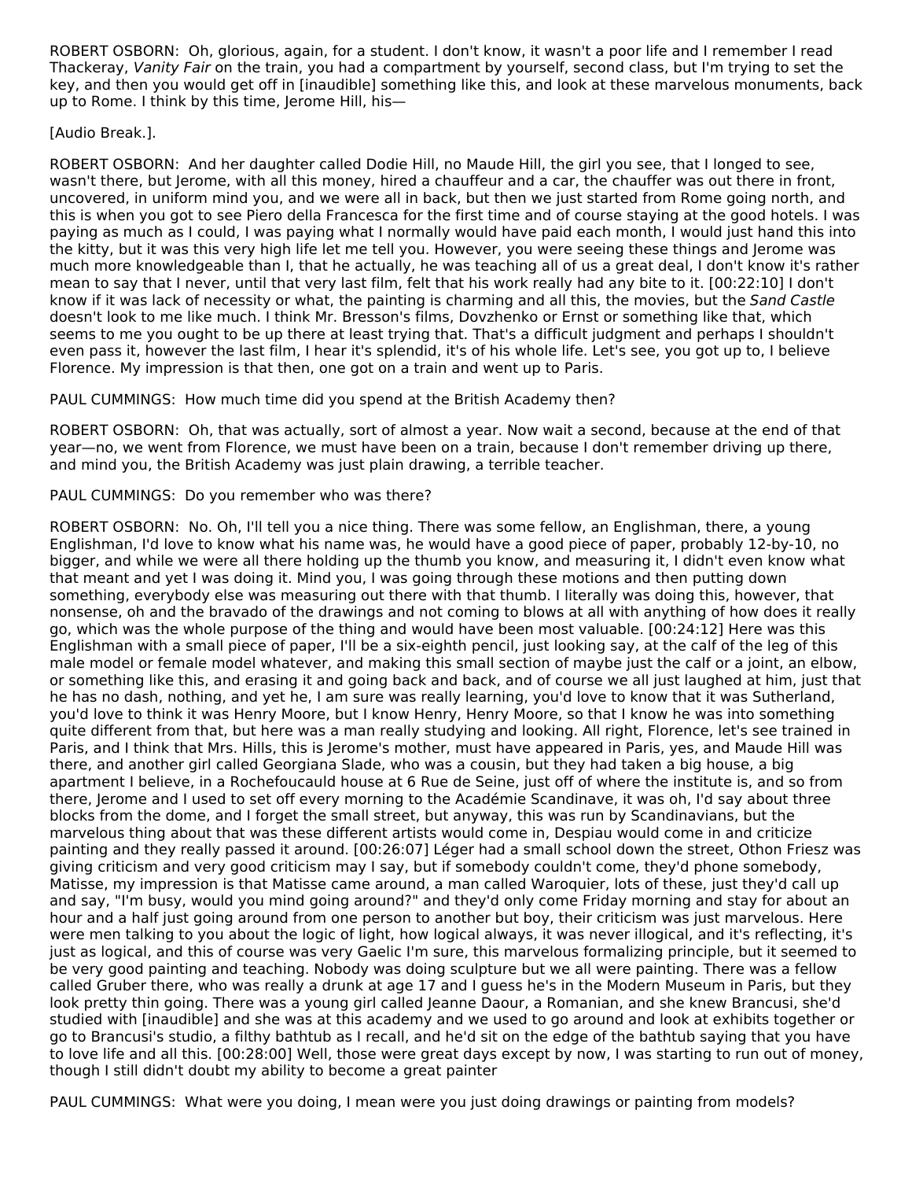ROBERT OSBORN: Oh, glorious, again, for a student. I don't know, it wasn't a poor life and I remember I read Thackeray, *Vanity Fair* on the train, you had a compartment by yourself, second class, but I'm trying to set the key, and then you would get off in [inaudible] something like this, and look at these marvelous monuments, back up to Rome. I think by this time, Jerome Hill, his—

[Audio Break.].

ROBERT OSBORN: And her daughter called Dodie Hill, no Maude Hill, the girl you see, that I longed to see, wasn't there, but Jerome, with all this money, hired a chauffeur and a car, the chauffer was out there in front, uncovered, in uniform mind you, and we were all in back, but then we just started from Rome going north, and this is when you got to see Piero della Francesca for the first time and of course staying at the good hotels. I was paying as much as I could, I was paying what I normally would have paid each month, I would just hand this into the kitty, but it was this very high life let me tell you. However, you were seeing these things and Jerome was much more knowledgeable than I, that he actually, he was teaching all of us a great deal, I don't know it's rather mean to say that I never, until that very last film, felt that his work really had any bite to it. [00:22:10] I don't know if it was lack of necessity or what, the painting is charming and all this, the movies, but the *Sand Castle* doesn't look to me like much. I think Mr. Bresson's films, Dovzhenko or Ernst or something like that, which seems to me you ought to be up there at least trying that. That's a difficult judgment and perhaps I shouldn't even pass it, however the last film, I hear it's splendid, it's of his whole life. Let's see, you got up to, I believe Florence. My impression is that then, one got on a train and went up to Paris.

PAUL CUMMINGS: How much time did you spend at the British Academy then?

ROBERT OSBORN: Oh, that was actually, sort of almost a year. Now wait a second, because at the end of that year—no, we went from Florence, we must have been on a train, because I don't remember driving up there, and mind you, the British Academy was just plain drawing, a terrible teacher.

PAUL CUMMINGS: Do you remember who was there?

ROBERT OSBORN: No. Oh, I'll tell you a nice thing. There was some fellow, an Englishman, there, a young Englishman, I'd love to know what his name was, he would have a good piece of paper, probably 12-by-10, no bigger, and while we were all there holding up the thumb you know, and measuring it, I didn't even know what that meant and yet I was doing it. Mind you, I was going through these motions and then putting down something, everybody else was measuring out there with that thumb. I literally was doing this, however, that nonsense, oh and the bravado of the drawings and not coming to blows at all with anything of how does it really go, which was the whole purpose of the thing and would have been most valuable. [00:24:12] Here was this Englishman with a small piece of paper, I'll be a six-eighth pencil, just looking say, at the calf of the leg of this male model or female model whatever, and making this small section of maybe just the calf or a joint, an elbow, or something like this, and erasing it and going back and back, and of course we all just laughed at him, just that he has no dash, nothing, and yet he, I am sure was really learning, you'd love to know that it was Sutherland, you'd love to think it was Henry Moore, but I know Henry, Henry Moore, so that I know he was into something quite different from that, but here was a man really studying and looking. All right, Florence, let's see trained in Paris, and I think that Mrs. Hills, this is Jerome's mother, must have appeared in Paris, yes, and Maude Hill was there, and another girl called Georgiana Slade, who was a cousin, but they had taken a big house, a big apartment I believe, in a Rochefoucauld house at 6 Rue de Seine, just off of where the institute is, and so from there, Jerome and I used to set off every morning to the Académie Scandinave, it was oh, I'd say about three blocks from the dome, and I forget the small street, but anyway, this was run by Scandinavians, but the marvelous thing about that was these different artists would come in, Despiau would come in and criticize painting and they really passed it around. [00:26:07] Léger had a small school down the street, Othon Friesz was giving criticism and very good criticism may I say, but if somebody couldn't come, they'd phone somebody, Matisse, my impression is that Matisse came around, a man called Waroquier, lots of these, just they'd call up and say, "I'm busy, would you mind going around?" and they'd only come Friday morning and stay for about an hour and a half just going around from one person to another but boy, their criticism was just marvelous. Here were men talking to you about the logic of light, how logical always, it was never illogical, and it's reflecting, it's just as logical, and this of course was very Gaelic I'm sure, this marvelous formalizing principle, but it seemed to be very good painting and teaching. Nobody was doing sculpture but we all were painting. There was a fellow called Gruber there, who was really a drunk at age 17 and I guess he's in the Modern Museum in Paris, but they look pretty thin going. There was a young girl called Jeanne Daour, a Romanian, and she knew Brancusi, she'd studied with [inaudible] and she was at this academy and we used to go around and look at exhibits together or go to Brancusi's studio, a filthy bathtub as I recall, and he'd sit on the edge of the bathtub saying that you have to love life and all this. [00:28:00] Well, those were great days except by now, I was starting to run out of money, though I still didn't doubt my ability to become a great painter

PAUL CUMMINGS: What were you doing, I mean were you just doing drawings or painting from models?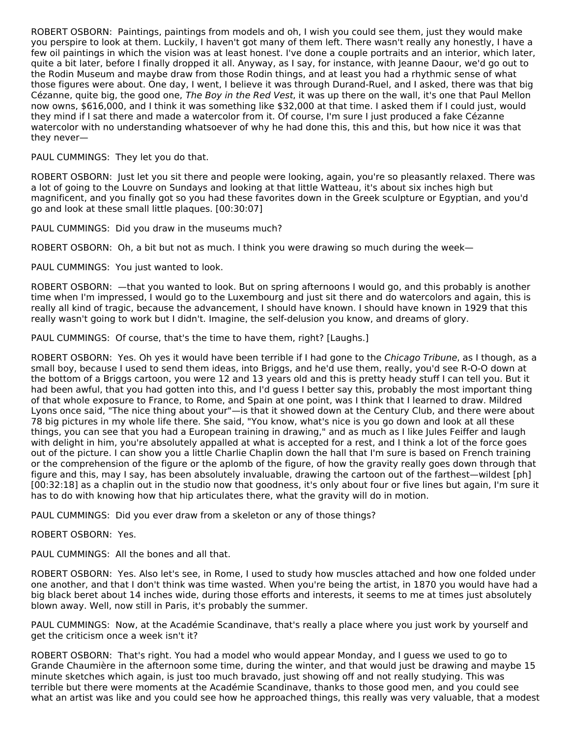ROBERT OSBORN: Paintings, paintings from models and oh, I wish you could see them, just they would make you perspire to look at them. Luckily, I haven't got many of them left. There wasn't really any honestly, I have a few oil paintings in which the vision was at least honest. I've done a couple portraits and an interior, which later, quite a bit later, before I finally dropped it all. Anyway, as I say, for instance, with Jeanne Daour, we'd go out to the Rodin Museum and maybe draw from those Rodin things, and at least you had a rhythmic sense of what those figures were about. One day, I went, I believe it was through Durand-Ruel, and I asked, there was that big Cézanne, quite big, the good one, *The Boy in the Red Vest*, it was up there on the wall, it's one that Paul Mellon now owns, $616,000, and I think it was something like $32,000 at that time. I asked them if I could just, would they mind if I sat there and made a watercolor from it. Of course, I'm sure I just produced a fake Cézanne watercolor with no understanding whatsoever of why he had done this, this and this, but how nice it was that they never—

PAUL CUMMINGS: They let you do that.

ROBERT OSBORN: Just let you sit there and people were looking, again, you're so pleasantly relaxed. There was a lot of going to the Louvre on Sundays and looking at that little Watteau, it's about six inches high but magnificent, and you finally got so you had these favorites down in the Greek sculpture or Egyptian, and you'd go and look at these small little plaques. [00:30:07]

PAUL CUMMINGS: Did you draw in the museums much?

ROBERT OSBORN: Oh, a bit but not as much. I think you were drawing so much during the week—

PAUL CUMMINGS: You just wanted to look.

ROBERT OSBORN: —that you wanted to look. But on spring afternoons I would go, and this probably is another time when I'm impressed, I would go to the Luxembourg and just sit there and do watercolors and again, this is really all kind of tragic, because the advancement, I should have known. I should have known in 1929 that this really wasn't going to work but I didn't. Imagine, the self-delusion you know, and dreams of glory.

PAUL CUMMINGS: Of course, that's the time to have them, right? [Laughs.]

ROBERT OSBORN: Yes. Oh yes it would have been terrible if I had gone to the *Chicago Tribune*, as I though, as a small boy, because I used to send them ideas, into Briggs, and he'd use them, really, you'd see R-O-O down at the bottom of a Briggs cartoon, you were 12 and 13 years old and this is pretty heady stuff I can tell you. But it had been awful, that you had gotten into this, and I'd guess I better say this, probably the most important thing of that whole exposure to France, to Rome, and Spain at one point, was I think that I learned to draw. Mildred Lyons once said, "The nice thing about your"—is that it showed down at the Century Club, and there were about 78 big pictures in my whole life there. She said, "You know, what's nice is you go down and look at all these things, you can see that you had a European training in drawing," and as much as I like Jules Feiffer and laugh with delight in him, you're absolutely appalled at what is accepted for a rest, and I think a lot of the force goes out of the picture. I can show you a little Charlie Chaplin down the hall that I'm sure is based on French training or the comprehension of the figure or the aplomb of the figure, of how the gravity really goes down through that figure and this, may I say, has been absolutely invaluable, drawing the cartoon out of the farthest—wildest [ph] [00:32:18] as a chaplin out in the studio now that goodness, it's only about four or five lines but again, I'm sure it has to do with knowing how that hip articulates there, what the gravity will do in motion.

PAUL CUMMINGS: Did you ever draw from a skeleton or any of those things?

ROBERT OSBORN: Yes.

PAUL CUMMINGS: All the bones and all that.

ROBERT OSBORN: Yes. Also let's see, in Rome, I used to study how muscles attached and how one folded under one another, and that I don't think was time wasted. When you're being the artist, in 1870 you would have had a big black beret about 14 inches wide, during those efforts and interests, it seems to me at times just absolutely blown away. Well, now still in Paris, it's probably the summer.

PAUL CUMMINGS: Now, at the Académie Scandinave, that's really a place where you just work by yourself and get the criticism once a week isn't it?

ROBERT OSBORN: That's right. You had a model who would appear Monday, and I guess we used to go to Grande Chaumière in the afternoon some time, during the winter, and that would just be drawing and maybe 15 minute sketches which again, is just too much bravado, just showing off and not really studying. This was terrible but there were moments at the Académie Scandinave, thanks to those good men, and you could see what an artist was like and you could see how he approached things, this really was very valuable, that a modest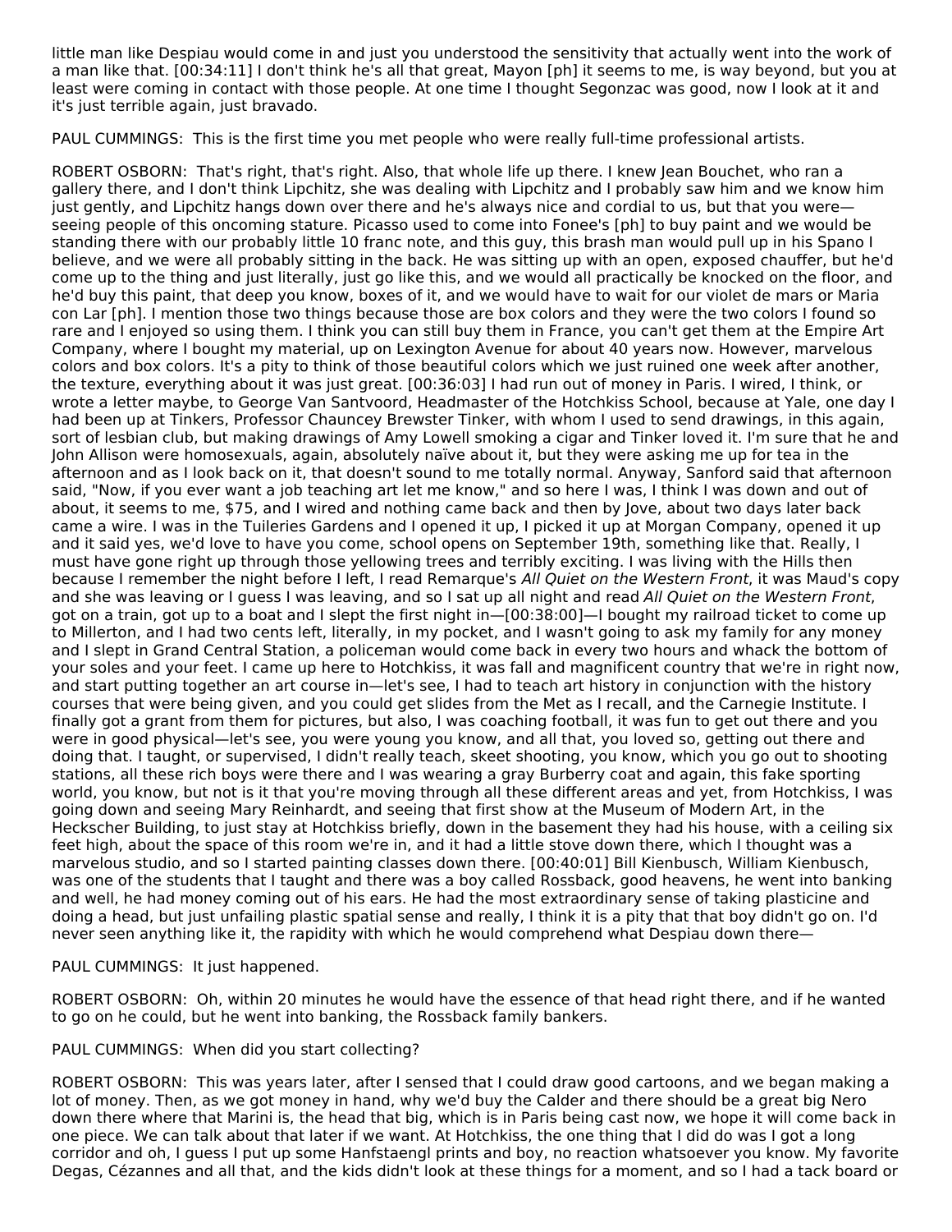little man like Despiau would come in and just you understood the sensitivity that actually went into the work of a man like that. [00:34:11] I don't think he's all that great, Mayon [ph] it seems to me, is way beyond, but you at least were coming in contact with those people. At one time I thought Segonzac was good, now I look at it and it's just terrible again, just bravado.

PAUL CUMMINGS: This is the first time you met people who were really full-time professional artists.

ROBERT OSBORN: That's right, that's right. Also, that whole life up there. I knew Jean Bouchet, who ran a gallery there, and I don't think Lipchitz, she was dealing with Lipchitz and I probably saw him and we know him just gently, and Lipchitz hangs down over there and he's always nice and cordial to us, but that you were—seeing people of this oncoming stature. Picasso used to come into Fonee's [ph] to buy paint and we would be standing there with our probably little 10 franc note, and this guy, this brash man would pull up in his Spano I believe, and we were all probably sitting in the back. He was sitting up with an open, exposed chauffer, but he'd come up to the thing and just literally, just go like this, and we would all practically be knocked on the floor, and he'd buy this paint, that deep you know, boxes of it, and we would have to wait for our violet de mars or Maria con Lar [ph]. I mention those two things because those are box colors and they were the two colors I found so rare and I enjoyed so using them. I think you can still buy them in France, you can't get them at the Empire Art Company, where I bought my material, up on Lexington Avenue for about 40 years now. However, marvelous colors and box colors. It's a pity to think of those beautiful colors which we just ruined one week after another, the texture, everything about it was just great. [00:36:03] I had run out of money in Paris. I wired, I think, or wrote a letter maybe, to George Van Santvoord, Headmaster of the Hotchkiss School, because at Yale, one day I had been up at Tinkers, Professor Chauncey Brewster Tinker, with whom I used to send drawings, in this again, sort of lesbian club, but making drawings of Amy Lowell smoking a cigar and Tinker loved it. I'm sure that he and John Allison were homosexuals, again, absolutely naïve about it, but they were asking me up for tea in the afternoon and as I look back on it, that doesn't sound to me totally normal. Anyway, Sanford said that afternoon said, "Now, if you ever want a job teaching art let me know," and so here I was, I think I was down and out of about, it seems to me, $75, and I wired and nothing came back and then by Jove, about two days later back came a wire. I was in the Tuileries Gardens and I opened it up, I picked it up at Morgan Company, opened it up and it said yes, we'd love to have you come, school opens on September 19th, something like that. Really, I must have gone right up through those yellowing trees and terribly exciting. I was living with the Hills then because I remember the night before I left, I read Remarque's *All Quiet on the Western Front*, it was Maud's copy and she was leaving or I guess I was leaving, and so I sat up all night and read *All Quiet on the Western Front*, got on a train, got up to a boat and I slept the first night in—[00:38:00]—I bought my railroad ticket to come up to Millerton, and I had two cents left, literally, in my pocket, and I wasn't going to ask my family for any money and I slept in Grand Central Station, a policeman would come back in every two hours and whack the bottom of your soles and your feet. I came up here to Hotchkiss, it was fall and magnificent country that we're in right now, and start putting together an art course in—let's see, I had to teach art history in conjunction with the history courses that were being given, and you could get slides from the Met as I recall, and the Carnegie Institute. I finally got a grant from them for pictures, but also, I was coaching football, it was fun to get out there and you were in good physical—let's see, you were young you know, and all that, you loved so, getting out there and doing that. I taught, or supervised, I didn't really teach, skeet shooting, you know, which you go out to shooting stations, all these rich boys were there and I was wearing a gray Burberry coat and again, this fake sporting world, you know, but not is it that you're moving through all these different areas and yet, from Hotchkiss, I was going down and seeing Mary Reinhardt, and seeing that first show at the Museum of Modern Art, in the Heckscher Building, to just stay at Hotchkiss briefly, down in the basement they had his house, with a ceiling six feet high, about the space of this room we're in, and it had a little stove down there, which I thought was a marvelous studio, and so I started painting classes down there. [00:40:01] Bill Kienbusch, William Kienbusch, was one of the students that I taught and there was a boy called Rossback, good heavens, he went into banking and well, he had money coming out of his ears. He had the most extraordinary sense of taking plasticine and doing a head, but just unfailing plastic spatial sense and really, I think it is a pity that that boy didn't go on. I'd never seen anything like it, the rapidity with which he would comprehend what Despiau down there—

PAUL CUMMINGS: It just happened.

ROBERT OSBORN: Oh, within 20 minutes he would have the essence of that head right there, and if he wanted to go on he could, but he went into banking, the Rossback family bankers.

PAUL CUMMINGS: When did you start collecting?

ROBERT OSBORN: This was years later, after I sensed that I could draw good cartoons, and we began making a lot of money. Then, as we got money in hand, why we'd buy the Calder and there should be a great big Nero down there where that Marini is, the head that big, which is in Paris being cast now, we hope it will come back in one piece. We can talk about that later if we want. At Hotchkiss, the one thing that I did do was I got a long corridor and oh, I guess I put up some Hanfstaengl prints and boy, no reaction whatsoever you know. My favorite Degas, Cézannes and all that, and the kids didn't look at these things for a moment, and so I had a tack board or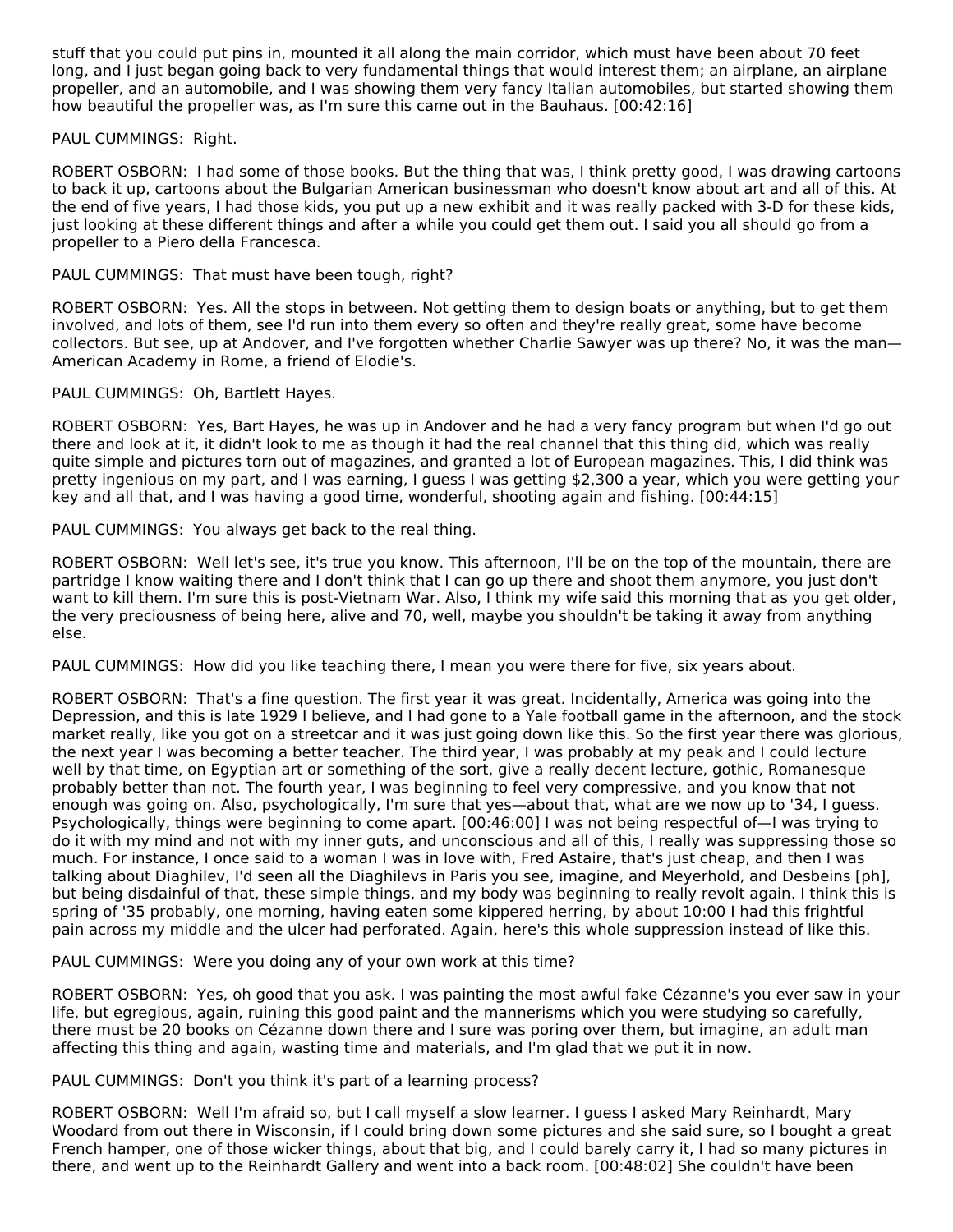stuff that you could put pins in, mounted it all along the main corridor, which must have been about 70 feet long, and I just began going back to very fundamental things that would interest them; an airplane, an airplane propeller, and an automobile, and I was showing them very fancy Italian automobiles, but started showing them how beautiful the propeller was, as I'm sure this came out in the Bauhaus. [00:42:16]

PAUL CUMMINGS: Right.

ROBERT OSBORN: I had some of those books. But the thing that was, I think pretty good, I was drawing cartoons to back it up, cartoons about the Bulgarian American businessman who doesn't know about art and all of this. At the end of five years, I had those kids, you put up a new exhibit and it was really packed with 3-D for these kids, just looking at these different things and after a while you could get them out. I said you all should go from a propeller to a Piero della Francesca.

PAUL CUMMINGS: That must have been tough, right?

ROBERT OSBORN: Yes. All the stops in between. Not getting them to design boats or anything, but to get them involved, and lots of them, see I'd run into them every so often and they're really great, some have become collectors. But see, up at Andover, and I've forgotten whether Charlie Sawyer was up there? No, it was the man—American Academy in Rome, a friend of Elodie's.

PAUL CUMMINGS: Oh, Bartlett Hayes.

ROBERT OSBORN: Yes, Bart Hayes, he was up in Andover and he had a very fancy program but when I'd go out there and look at it, it didn't look to me as though it had the real channel that this thing did, which was really quite simple and pictures torn out of magazines, and granted a lot of European magazines. This, I did think was pretty ingenious on my part, and I was earning, I guess I was getting $2,300 a year, which you were getting your key and all that, and I was having a good time, wonderful, shooting again and fishing. [00:44:15]

PAUL CUMMINGS: You always get back to the real thing.

ROBERT OSBORN: Well let's see, it's true you know. This afternoon, I'll be on the top of the mountain, there are partridge I know waiting there and I don't think that I can go up there and shoot them anymore, you just don't want to kill them. I'm sure this is post-Vietnam War. Also, I think my wife said this morning that as you get older, the very preciousness of being here, alive and 70, well, maybe you shouldn't be taking it away from anything else.

PAUL CUMMINGS: How did you like teaching there, I mean you were there for five, six years about.

ROBERT OSBORN: That's a fine question. The first year it was great. Incidentally, America was going into the Depression, and this is late 1929 I believe, and I had gone to a Yale football game in the afternoon, and the stock market really, like you got on a streetcar and it was just going down like this. So the first year there was glorious, the next year I was becoming a better teacher. The third year, I was probably at my peak and I could lecture well by that time, on Egyptian art or something of the sort, give a really decent lecture, gothic, Romanesque probably better than not. The fourth year, I was beginning to feel very compressive, and you know that not enough was going on. Also, psychologically, I'm sure that yes—about that, what are we now up to '34, I guess. Psychologically, things were beginning to come apart. [00:46:00] I was not being respectful of—I was trying to do it with my mind and not with my inner guts, and unconscious and all of this, I really was suppressing those so much. For instance, I once said to a woman I was in love with, Fred Astaire, that's just cheap, and then I was talking about Diaghilev, I'd seen all the Diaghilevs in Paris you see, imagine, and Meyerhold, and Desbeins [ph], but being disdainful of that, these simple things, and my body was beginning to really revolt again. I think this is spring of '35 probably, one morning, having eaten some kippered herring, by about 10:00 I had this frightful pain across my middle and the ulcer had perforated. Again, here's this whole suppression instead of like this.

PAUL CUMMINGS: Were you doing any of your own work at this time?

ROBERT OSBORN: Yes, oh good that you ask. I was painting the most awful fake Cézanne's you ever saw in your life, but egregious, again, ruining this good paint and the mannerisms which you were studying so carefully, there must be 20 books on Cézanne down there and I sure was poring over them, but imagine, an adult man affecting this thing and again, wasting time and materials, and I'm glad that we put it in now.

PAUL CUMMINGS: Don't you think it's part of a learning process?

ROBERT OSBORN: Well I'm afraid so, but I call myself a slow learner. I guess I asked Mary Reinhardt, Mary Woodard from out there in Wisconsin, if I could bring down some pictures and she said sure, so I bought a great French hamper, one of those wicker things, about that big, and I could barely carry it, I had so many pictures in there, and went up to the Reinhardt Gallery and went into a back room. [00:48:02] She couldn't have been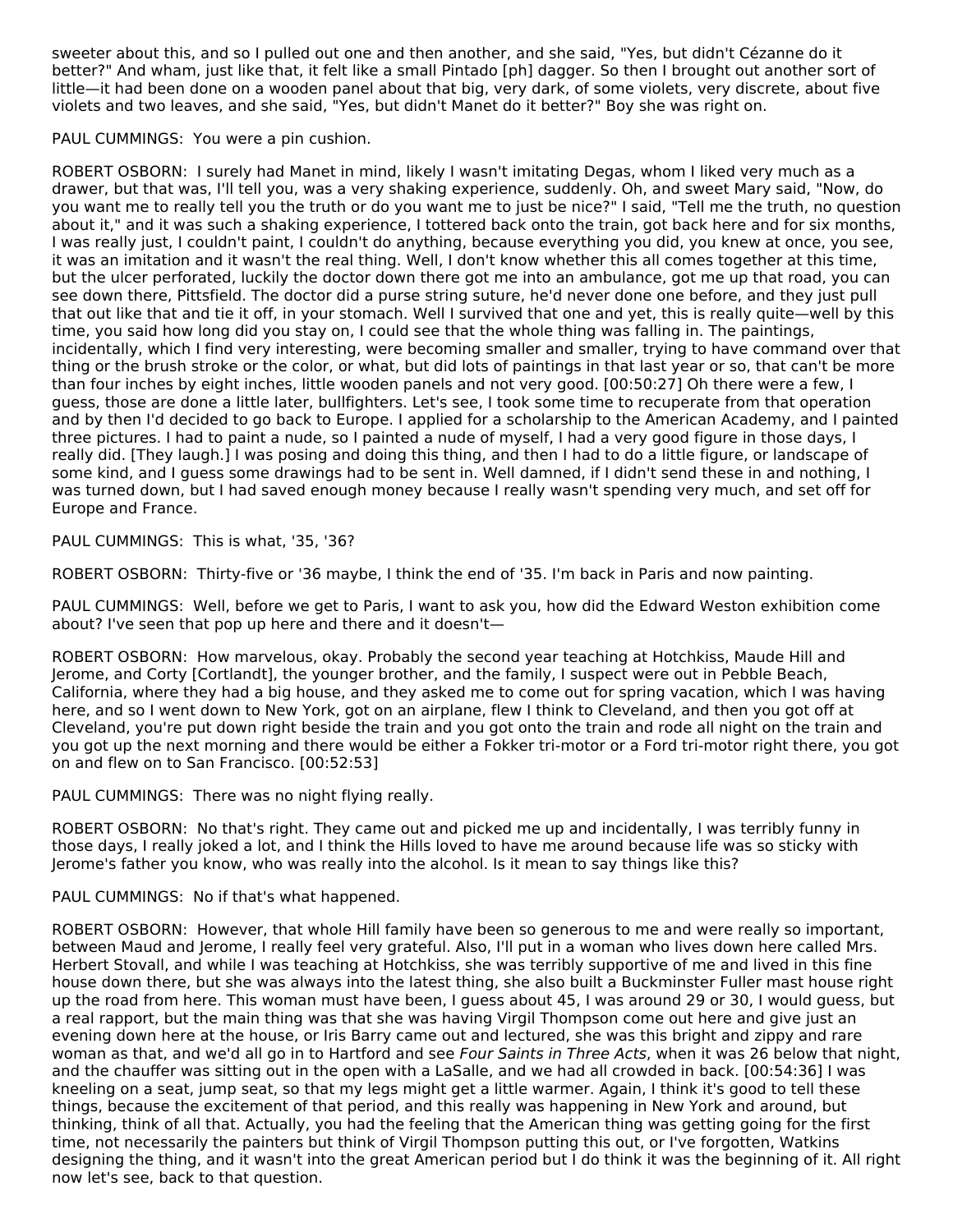sweeter about this, and so I pulled out one and then another, and she said, "Yes, but didn't Cézanne do it better?" And wham, just like that, it felt like a small Pintado [ph] dagger. So then I brought out another sort of little—it had been done on a wooden panel about that big, very dark, of some violets, very discrete, about five violets and two leaves, and she said, "Yes, but didn't Manet do it better?" Boy she was right on.

PAUL CUMMINGS: You were a pin cushion.

ROBERT OSBORN: I surely had Manet in mind, likely I wasn't imitating Degas, whom I liked very much as a drawer, but that was, I'll tell you, was a very shaking experience, suddenly. Oh, and sweet Mary said, "Now, do you want me to really tell you the truth or do you want me to just be nice?" I said, "Tell me the truth, no question about it," and it was such a shaking experience, I tottered back onto the train, got back here and for six months, I was really just, I couldn't paint, I couldn't do anything, because everything you did, you knew at once, you see, it was an imitation and it wasn't the real thing. Well, I don't know whether this all comes together at this time, but the ulcer perforated, luckily the doctor down there got me into an ambulance, got me up that road, you can see down there, Pittsfield. The doctor did a purse string suture, he'd never done one before, and they just pull that out like that and tie it off, in your stomach. Well I survived that one and yet, this is really quite—well by this time, you said how long did you stay on, I could see that the whole thing was falling in. The paintings, incidentally, which I find very interesting, were becoming smaller and smaller, trying to have command over that thing or the brush stroke or the color, or what, but did lots of paintings in that last year or so, that can't be more than four inches by eight inches, little wooden panels and not very good. [00:50:27] Oh there were a few, I guess, those are done a little later, bullfighters. Let's see, I took some time to recuperate from that operation and by then I'd decided to go back to Europe. I applied for a scholarship to the American Academy, and I painted three pictures. I had to paint a nude, so I painted a nude of myself, I had a very good figure in those days, I really did. [They laugh.] I was posing and doing this thing, and then I had to do a little figure, or landscape of some kind, and I guess some drawings had to be sent in. Well damned, if I didn't send these in and nothing, I was turned down, but I had saved enough money because I really wasn't spending very much, and set off for Europe and France.

PAUL CUMMINGS: This is what, '35, '36?

ROBERT OSBORN: Thirty-five or '36 maybe, I think the end of '35. I'm back in Paris and now painting.

PAUL CUMMINGS: Well, before we get to Paris, I want to ask you, how did the Edward Weston exhibition come about? I've seen that pop up here and there and it doesn't—

ROBERT OSBORN: How marvelous, okay. Probably the second year teaching at Hotchkiss, Maude Hill and Jerome, and Corty [Cortlandt], the younger brother, and the family, I suspect were out in Pebble Beach, California, where they had a big house, and they asked me to come out for spring vacation, which I was having here, and so I went down to New York, got on an airplane, flew I think to Cleveland, and then you got off at Cleveland, you're put down right beside the train and you got onto the train and rode all night on the train and you got up the next morning and there would be either a Fokker tri-motor or a Ford tri-motor right there, you got on and flew on to San Francisco. [00:52:53]

PAUL CUMMINGS: There was no night flying really.

ROBERT OSBORN: No that's right. They came out and picked me up and incidentally, I was terribly funny in those days, I really joked a lot, and I think the Hills loved to have me around because life was so sticky with Jerome's father you know, who was really into the alcohol. Is it mean to say things like this?

PAUL CUMMINGS: No if that's what happened.

ROBERT OSBORN: However, that whole Hill family have been so generous to me and were really so important, between Maud and Jerome, I really feel very grateful. Also, I'll put in a woman who lives down here called Mrs. Herbert Stovall, and while I was teaching at Hotchkiss, she was terribly supportive of me and lived in this fine house down there, but she was always into the latest thing, she also built a Buckminster Fuller mast house right up the road from here. This woman must have been, I guess about 45, I was around 29 or 30, I would guess, but a real rapport, but the main thing was that she was having Virgil Thompson come out here and give just an evening down here at the house, or Iris Barry came out and lectured, she was this bright and zippy and rare woman as that, and we'd all go in to Hartford and see *Four Saints in Three Acts*, when it was 26 below that night, and the chauffer was sitting out in the open with a LaSalle, and we had all crowded in back. [00:54:36] I was kneeling on a seat, jump seat, so that my legs might get a little warmer. Again, I think it's good to tell these things, because the excitement of that period, and this really was happening in New York and around, but thinking, think of all that. Actually, you had the feeling that the American thing was getting going for the first time, not necessarily the painters but think of Virgil Thompson putting this out, or I've forgotten, Watkins designing the thing, and it wasn't into the great American period but I do think it was the beginning of it. All right now let's see, back to that question.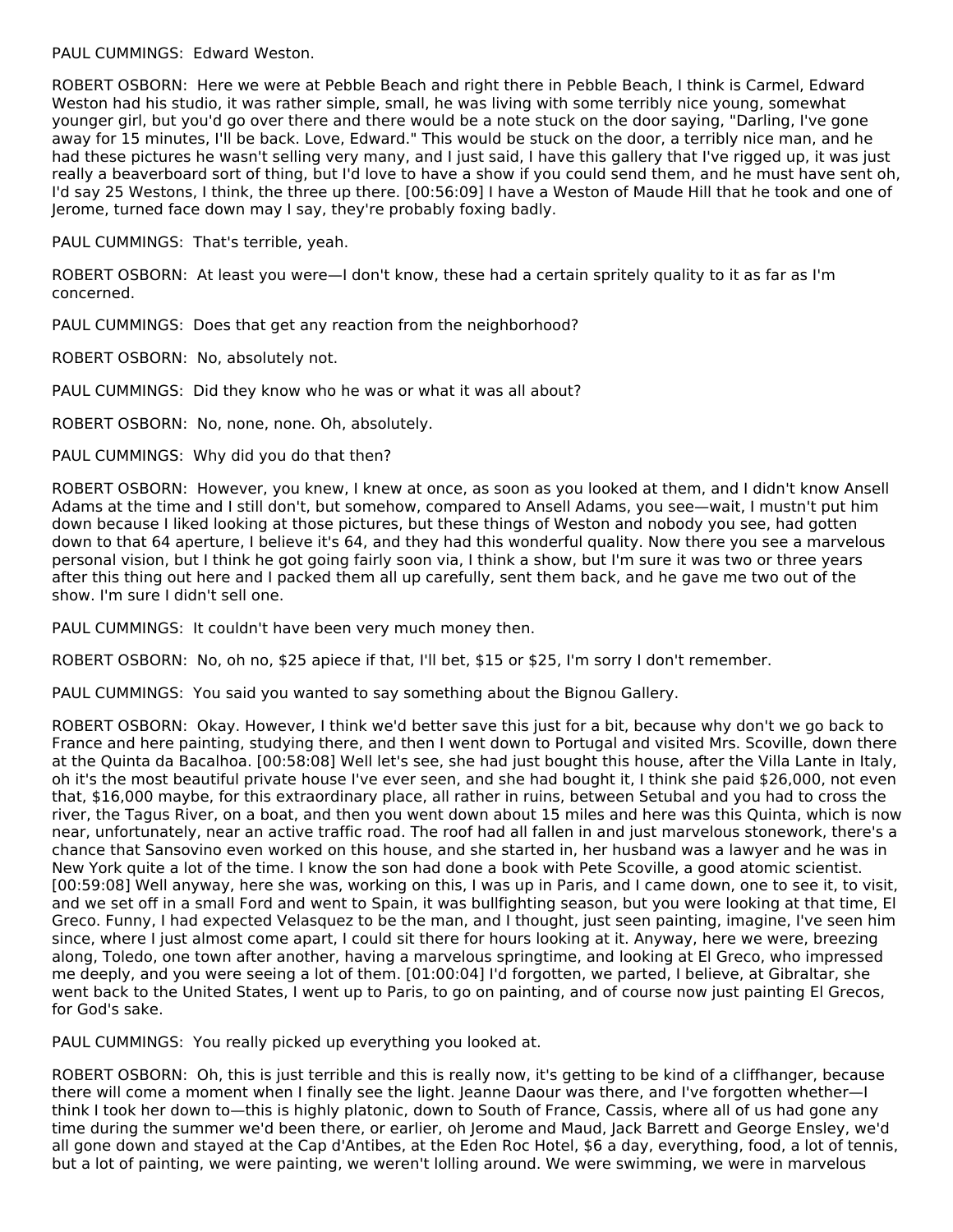PAUL CUMMINGS: Edward Weston.

ROBERT OSBORN: Here we were at Pebble Beach and right there in Pebble Beach, I think is Carmel, Edward Weston had his studio, it was rather simple, small, he was living with some terribly nice young, somewhat younger girl, but you'd go over there and there would be a note stuck on the door saying, "Darling, I've gone away for 15 minutes, I'll be back. Love, Edward." This would be stuck on the door, a terribly nice man, and he had these pictures he wasn't selling very many, and I just said, I have this gallery that I've rigged up, it was just really a beaverboard sort of thing, but I'd love to have a show if you could send them, and he must have sent oh, I'd say 25 Westons, I think, the three up there. [00:56:09] I have a Weston of Maude Hill that he took and one of Jerome, turned face down may I say, they're probably foxing badly.

PAUL CUMMINGS: That's terrible, yeah.

ROBERT OSBORN: At least you were—I don't know, these had a certain spritely quality to it as far as I'm concerned.

PAUL CUMMINGS: Does that get any reaction from the neighborhood?

ROBERT OSBORN: No, absolutely not.

PAUL CUMMINGS: Did they know who he was or what it was all about?

ROBERT OSBORN: No, none, none. Oh, absolutely.

PAUL CUMMINGS: Why did you do that then?

ROBERT OSBORN: However, you knew, I knew at once, as soon as you looked at them, and I didn't know Ansell Adams at the time and I still don't, but somehow, compared to Ansell Adams, you see—wait, I mustn't put him down because I liked looking at those pictures, but these things of Weston and nobody you see, had gotten down to that 64 aperture, I believe it's 64, and they had this wonderful quality. Now there you see a marvelous personal vision, but I think he got going fairly soon via, I think a show, but I'm sure it was two or three years after this thing out here and I packed them all up carefully, sent them back, and he gave me two out of the show. I'm sure I didn't sell one.

PAUL CUMMINGS: It couldn't have been very much money then.

ROBERT OSBORN: No, oh no, $25 apiece if that, I'll bet, $15 or $25, I'm sorry I don't remember.

PAUL CUMMINGS: You said you wanted to say something about the Bignou Gallery.

ROBERT OSBORN: Okay. However, I think we'd better save this just for a bit, because why don't we go back to France and here painting, studying there, and then I went down to Portugal and visited Mrs. Scoville, down there at the Quinta da Bacalhoa. [00:58:08] Well let's see, she had just bought this house, after the Villa Lante in Italy, oh it's the most beautiful private house I've ever seen, and she had bought it, I think she paid $26,000, not even that, $16,000 maybe, for this extraordinary place, all rather in ruins, between Setubal and you had to cross the river, the Tagus River, on a boat, and then you went down about 15 miles and here was this Quinta, which is now near, unfortunately, near an active traffic road. The roof had all fallen in and just marvelous stonework, there's a chance that Sansovino even worked on this house, and she started in, her husband was a lawyer and he was in New York quite a lot of the time. I know the son had done a book with Pete Scoville, a good atomic scientist. [00:59:08] Well anyway, here she was, working on this, I was up in Paris, and I came down, one to see it, to visit, and we set off in a small Ford and went to Spain, it was bullfighting season, but you were looking at that time, El Greco. Funny, I had expected Velasquez to be the man, and I thought, just seen painting, imagine, I've seen him since, where I just almost come apart, I could sit there for hours looking at it. Anyway, here we were, breezing along, Toledo, one town after another, having a marvelous springtime, and looking at El Greco, who impressed me deeply, and you were seeing a lot of them. [01:00:04] I'd forgotten, we parted, I believe, at Gibraltar, she went back to the United States, I went up to Paris, to go on painting, and of course now just painting El Grecos, for God's sake.

PAUL CUMMINGS: You really picked up everything you looked at.

ROBERT OSBORN: Oh, this is just terrible and this is really now, it's getting to be kind of a cliffhanger, because there will come a moment when I finally see the light. Jeanne Daour was there, and I've forgotten whether—I think I took her down to—this is highly platonic, down to South of France, Cassis, where all of us had gone any time during the summer we'd been there, or earlier, oh Jerome and Maud, Jack Barrett and George Ensley, we'd all gone down and stayed at the Cap d'Antibes, at the Eden Roc Hotel, $6 a day, everything, food, a lot of tennis, but a lot of painting, we were painting, we weren't lolling around. We were swimming, we were in marvelous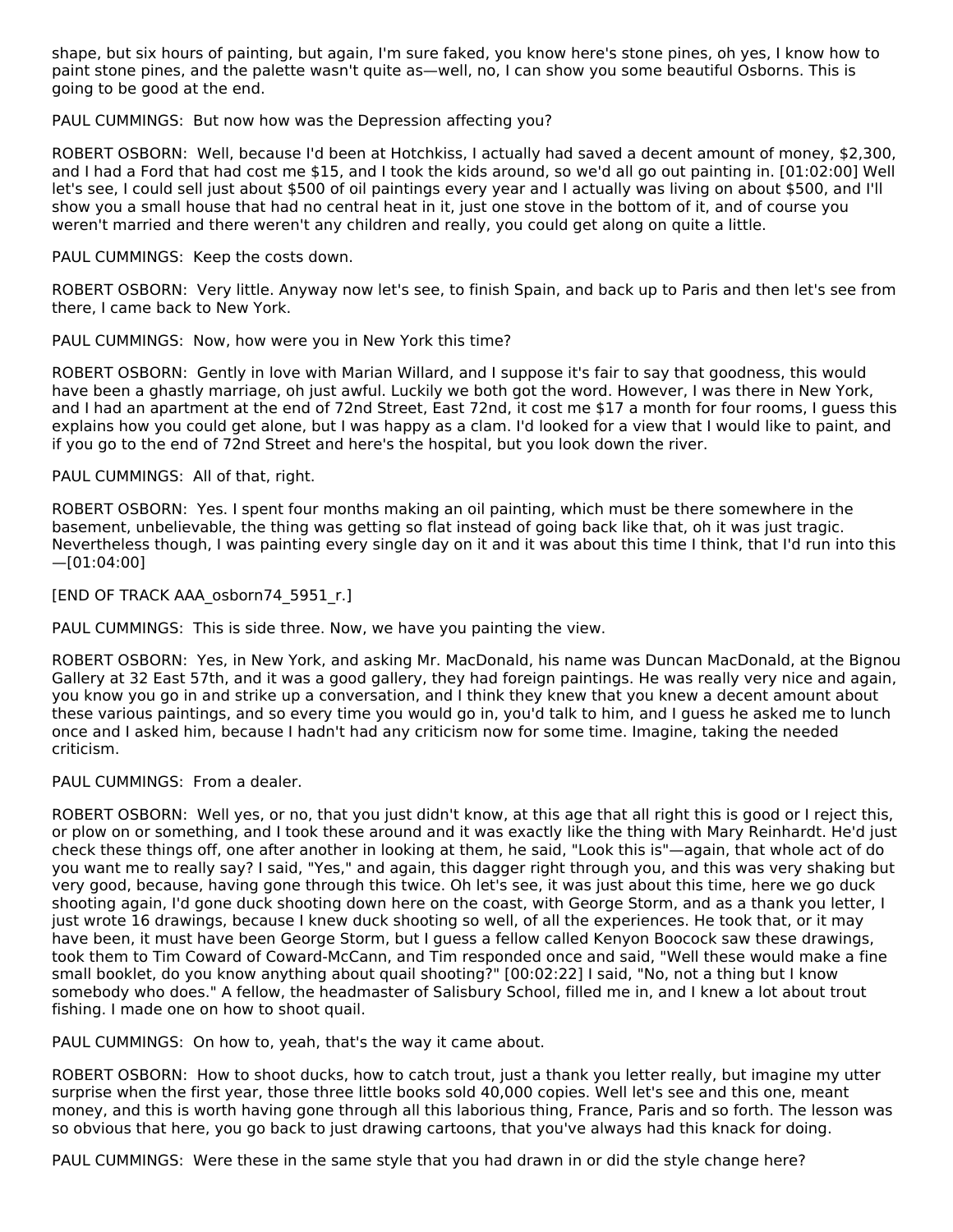shape, but six hours of painting, but again, I'm sure faked, you know here's stone pines, oh yes, I know how to paint stone pines, and the palette wasn't quite as—well, no, I can show you some beautiful Osborns. This is going to be good at the end.

PAUL CUMMINGS: But now how was the Depression affecting you?

ROBERT OSBORN: Well, because I'd been at Hotchkiss, I actually had saved a decent amount of money, $2,300, and I had a Ford that had cost me $15, and I took the kids around, so we'd all go out painting in. [01:02:00] Well let's see, I could sell just about $500 of oil paintings every year and I actually was living on about $500, and I'll show you a small house that had no central heat in it, just one stove in the bottom of it, and of course you weren't married and there weren't any children and really, you could get along on quite a little.

PAUL CUMMINGS: Keep the costs down.

ROBERT OSBORN: Very little. Anyway now let's see, to finish Spain, and back up to Paris and then let's see from there, I came back to New York.

PAUL CUMMINGS: Now, how were you in New York this time?

ROBERT OSBORN: Gently in love with Marian Willard, and I suppose it's fair to say that goodness, this would have been a ghastly marriage, oh just awful. Luckily we both got the word. However, I was there in New York, and I had an apartment at the end of 72nd Street, East 72nd, it cost me $17 a month for four rooms, I guess this explains how you could get alone, but I was happy as a clam. I'd looked for a view that I would like to paint, and if you go to the end of 72nd Street and here's the hospital, but you look down the river.

PAUL CUMMINGS: All of that, right.

ROBERT OSBORN: Yes. I spent four months making an oil painting, which must be there somewhere in the basement, unbelievable, the thing was getting so flat instead of going back like that, oh it was just tragic. Nevertheless though, I was painting every single day on it and it was about this time I think, that I'd run into this —[01:04:00]

[END OF TRACK AAA_osborn74_5951_r.]

PAUL CUMMINGS: This is side three. Now, we have you painting the view.

ROBERT OSBORN: Yes, in New York, and asking Mr. MacDonald, his name was Duncan MacDonald, at the Bignou Gallery at 32 East 57th, and it was a good gallery, they had foreign paintings. He was really very nice and again, you know you go in and strike up a conversation, and I think they knew that you knew a decent amount about these various paintings, and so every time you would go in, you'd talk to him, and I guess he asked me to lunch once and I asked him, because I hadn't had any criticism now for some time. Imagine, taking the needed criticism.

PAUL CUMMINGS: From a dealer.

ROBERT OSBORN: Well yes, or no, that you just didn't know, at this age that all right this is good or I reject this, or plow on or something, and I took these around and it was exactly like the thing with Mary Reinhardt. He'd just check these things off, one after another in looking at them, he said, "Look this is"—again, that whole act of do you want me to really say? I said, "Yes," and again, this dagger right through you, and this was very shaking but very good, because, having gone through this twice. Oh let's see, it was just about this time, here we go duck shooting again, I'd gone duck shooting down here on the coast, with George Storm, and as a thank you letter, I just wrote 16 drawings, because I knew duck shooting so well, of all the experiences. He took that, or it may have been, it must have been George Storm, but I guess a fellow called Kenyon Boocock saw these drawings, took them to Tim Coward of Coward-McCann, and Tim responded once and said, "Well these would make a fine small booklet, do you know anything about quail shooting?" [00:02:22] I said, "No, not a thing but I know somebody who does." A fellow, the headmaster of Salisbury School, filled me in, and I knew a lot about trout fishing. I made one on how to shoot quail.

PAUL CUMMINGS: On how to, yeah, that's the way it came about.

ROBERT OSBORN: How to shoot ducks, how to catch trout, just a thank you letter really, but imagine my utter surprise when the first year, those three little books sold 40,000 copies. Well let's see and this one, meant money, and this is worth having gone through all this laborious thing, France, Paris and so forth. The lesson was so obvious that here, you go back to just drawing cartoons, that you've always had this knack for doing.

PAUL CUMMINGS: Were these in the same style that you had drawn in or did the style change here?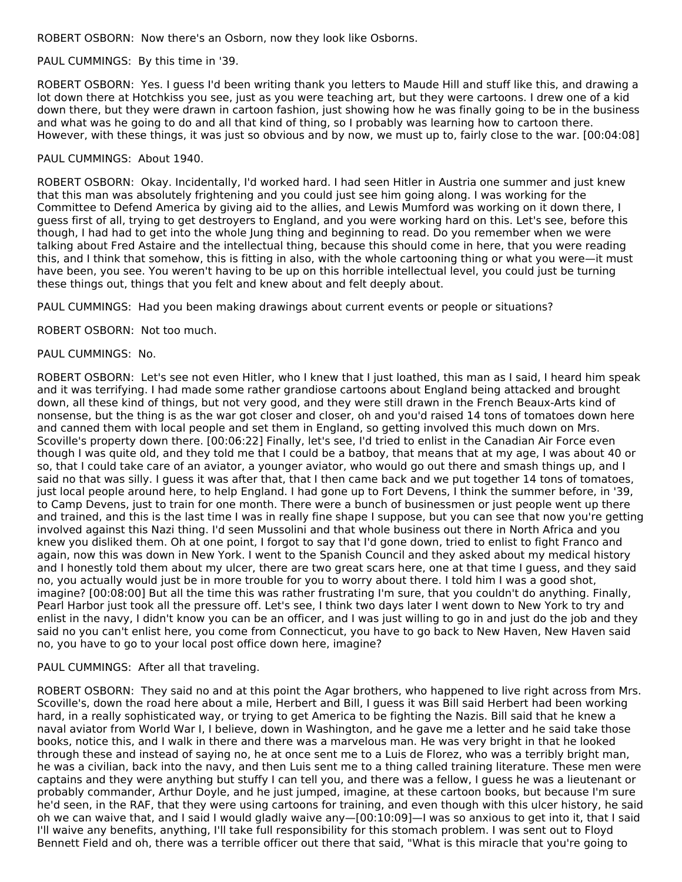ROBERT OSBORN: Now there's an Osborn, now they look like Osborns.

PAUL CUMMINGS: By this time in '39.

ROBERT OSBORN: Yes. I guess I'd been writing thank you letters to Maude Hill and stuff like this, and drawing a lot down there at Hotchkiss you see, just as you were teaching art, but they were cartoons. I drew one of a kid down there, but they were drawn in cartoon fashion, just showing how he was finally going to be in the business and what was he going to do and all that kind of thing, so I probably was learning how to cartoon there. However, with these things, it was just so obvious and by now, we must up to, fairly close to the war. [00:04:08]

PAUL CUMMINGS: About 1940.

ROBERT OSBORN: Okay. Incidentally, I'd worked hard. I had seen Hitler in Austria one summer and just knew that this man was absolutely frightening and you could just see him going along. I was working for the Committee to Defend America by giving aid to the allies, and Lewis Mumford was working on it down there, I guess first of all, trying to get destroyers to England, and you were working hard on this. Let's see, before this though, I had had to get into the whole Jung thing and beginning to read. Do you remember when we were talking about Fred Astaire and the intellectual thing, because this should come in here, that you were reading this, and I think that somehow, this is fitting in also, with the whole cartooning thing or what you were—it must have been, you see. You weren't having to be up on this horrible intellectual level, you could just be turning these things out, things that you felt and knew about and felt deeply about.

PAUL CUMMINGS: Had you been making drawings about current events or people or situations?

ROBERT OSBORN: Not too much.

PAUL CUMMINGS: No.

ROBERT OSBORN: Let's see not even Hitler, who I knew that I just loathed, this man as I said, I heard him speak and it was terrifying. I had made some rather grandiose cartoons about England being attacked and brought down, all these kind of things, but not very good, and they were still drawn in the French Beaux-Arts kind of nonsense, but the thing is as the war got closer and closer, oh and you'd raised 14 tons of tomatoes down here and canned them with local people and set them in England, so getting involved this much down on Mrs. Scoville's property down there. [00:06:22] Finally, let's see, I'd tried to enlist in the Canadian Air Force even though I was quite old, and they told me that I could be a batboy, that means that at my age, I was about 40 or so, that I could take care of an aviator, a younger aviator, who would go out there and smash things up, and I said no that was silly. I guess it was after that, that I then came back and we put together 14 tons of tomatoes, just local people around here, to help England. I had gone up to Fort Devens, I think the summer before, in '39, to Camp Devens, just to train for one month. There were a bunch of businessmen or just people went up there and trained, and this is the last time I was in really fine shape I suppose, but you can see that now you're getting involved against this Nazi thing. I'd seen Mussolini and that whole business out there in North Africa and you knew you disliked them. Oh at one point, I forgot to say that I'd gone down, tried to enlist to fight Franco and again, now this was down in New York. I went to the Spanish Council and they asked about my medical history and I honestly told them about my ulcer, there are two great scars here, one at that time I guess, and they said no, you actually would just be in more trouble for you to worry about there. I told him I was a good shot, imagine? [00:08:00] But all the time this was rather frustrating I'm sure, that you couldn't do anything. Finally, Pearl Harbor just took all the pressure off. Let's see, I think two days later I went down to New York to try and enlist in the navy, I didn't know you can be an officer, and I was just willing to go in and just do the job and they said no you can't enlist here, you come from Connecticut, you have to go back to New Haven, New Haven said no, you have to go to your local post office down here, imagine?

PAUL CUMMINGS: After all that traveling.

ROBERT OSBORN: They said no and at this point the Agar brothers, who happened to live right across from Mrs. Scoville's, down the road here about a mile, Herbert and Bill, I guess it was Bill said Herbert had been working hard, in a really sophisticated way, or trying to get America to be fighting the Nazis. Bill said that he knew a naval aviator from World War I, I believe, down in Washington, and he gave me a letter and he said take those books, notice this, and I walk in there and there was a marvelous man. He was very bright in that he looked through these and instead of saying no, he at once sent me to a Luis de Florez, who was a terribly bright man, he was a civilian, back into the navy, and then Luis sent me to a thing called training literature. These men were captains and they were anything but stuffy I can tell you, and there was a fellow, I guess he was a lieutenant or probably commander, Arthur Doyle, and he just jumped, imagine, at these cartoon books, but because I'm sure he'd seen, in the RAF, that they were using cartoons for training, and even though with this ulcer history, he said oh we can waive that, and I said I would gladly waive any—[00:10:09]—I was so anxious to get into it, that I said I'll waive any benefits, anything, I'll take full responsibility for this stomach problem. I was sent out to Floyd Bennett Field and oh, there was a terrible officer out there that said, "What is this miracle that you're going to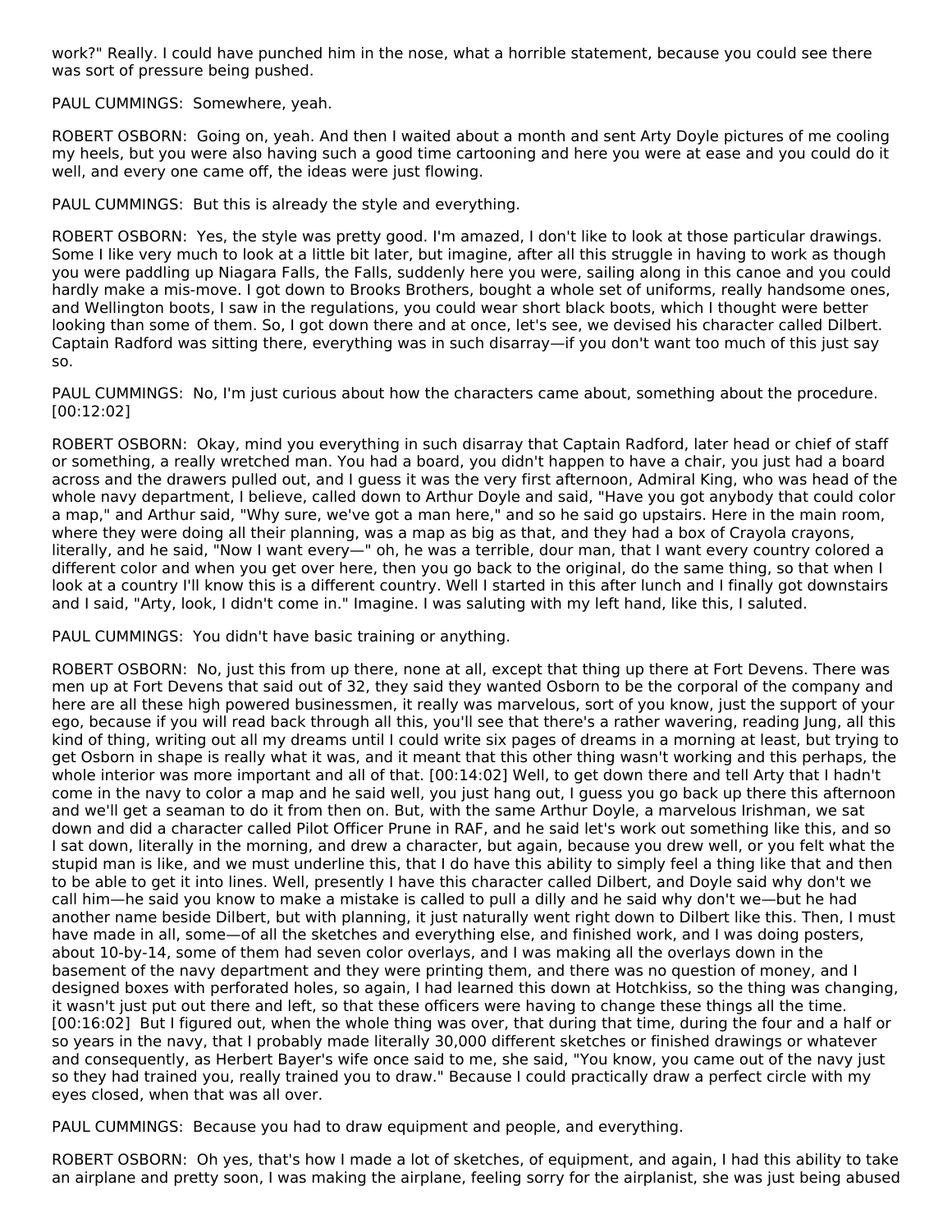work?" Really. I could have punched him in the nose, what a horrible statement, because you could see there was sort of pressure being pushed.

PAUL CUMMINGS: Somewhere, yeah.

ROBERT OSBORN: Going on, yeah. And then I waited about a month and sent Arty Doyle pictures of me cooling my heels, but you were also having such a good time cartooning and here you were at ease and you could do it well, and every one came off, the ideas were just flowing.

PAUL CUMMINGS: But this is already the style and everything.

ROBERT OSBORN: Yes, the style was pretty good. I'm amazed, I don't like to look at those particular drawings. Some I like very much to look at a little bit later, but imagine, after all this struggle in having to work as though you were paddling up Niagara Falls, the Falls, suddenly here you were, sailing along in this canoe and you could hardly make a mis-move. I got down to Brooks Brothers, bought a whole set of uniforms, really handsome ones, and Wellington boots, I saw in the regulations, you could wear short black boots, which I thought were better looking than some of them. So, I got down there and at once, let's see, we devised his character called Dilbert. Captain Radford was sitting there, everything was in such disarray—if you don't want too much of this just say so.

PAUL CUMMINGS: No, I'm just curious about how the characters came about, something about the procedure. [00:12:02]

ROBERT OSBORN: Okay, mind you everything in such disarray that Captain Radford, later head or chief of staff or something, a really wretched man. You had a board, you didn't happen to have a chair, you just had a board across and the drawers pulled out, and I guess it was the very first afternoon, Admiral King, who was head of the whole navy department, I believe, called down to Arthur Doyle and said, "Have you got anybody that could color a map," and Arthur said, "Why sure, we've got a man here," and so he said go upstairs. Here in the main room, where they were doing all their planning, was a map as big as that, and they had a box of Crayola crayons, literally, and he said, "Now I want every—" oh, he was a terrible, dour man, that I want every country colored a different color and when you get over here, then you go back to the original, do the same thing, so that when I look at a country I'll know this is a different country. Well I started in this after lunch and I finally got downstairs and I said, "Arty, look, I didn't come in." Imagine. I was saluting with my left hand, like this, I saluted.

PAUL CUMMINGS: You didn't have basic training or anything.

ROBERT OSBORN: No, just this from up there, none at all, except that thing up there at Fort Devens. There was men up at Fort Devens that said out of 32, they said they wanted Osborn to be the corporal of the company and here are all these high powered businessmen, it really was marvelous, sort of you know, just the support of your ego, because if you will read back through all this, you'll see that there's a rather wavering, reading Jung, all this kind of thing, writing out all my dreams until I could write six pages of dreams in a morning at least, but trying to get Osborn in shape is really what it was, and it meant that this other thing wasn't working and this perhaps, the whole interior was more important and all of that. [00:14:02] Well, to get down there and tell Arty that I hadn't come in the navy to color a map and he said well, you just hang out, I guess you go back up there this afternoon and we'll get a seaman to do it from then on. But, with the same Arthur Doyle, a marvelous Irishman, we sat down and did a character called Pilot Officer Prune in RAF, and he said let's work out something like this, and so I sat down, literally in the morning, and drew a character, but again, because you drew well, or you felt what the stupid man is like, and we must underline this, that I do have this ability to simply feel a thing like that and then to be able to get it into lines. Well, presently I have this character called Dilbert, and Doyle said why don't we call him—he said you know to make a mistake is called to pull a dilly and he said why don't we—but he had another name beside Dilbert, but with planning, it just naturally went right down to Dilbert like this. Then, I must have made in all, some—of all the sketches and everything else, and finished work, and I was doing posters, about 10-by-14, some of them had seven color overlays, and I was making all the overlays down in the basement of the navy department and they were printing them, and there was no question of money, and I designed boxes with perforated holes, so again, I had learned this down at Hotchkiss, so the thing was changing, it wasn't just put out there and left, so that these officers were having to change these things all the time. [00:16:02] But I figured out, when the whole thing was over, that during that time, during the four and a half or so years in the navy, that I probably made literally 30,000 different sketches or finished drawings or whatever and consequently, as Herbert Bayer's wife once said to me, she said, "You know, you came out of the navy just so they had trained you, really trained you to draw." Because I could practically draw a perfect circle with my eyes closed, when that was all over.

PAUL CUMMINGS: Because you had to draw equipment and people, and everything.

ROBERT OSBORN: Oh yes, that's how I made a lot of sketches, of equipment, and again, I had this ability to take an airplane and pretty soon, I was making the airplane, feeling sorry for the airplanist, she was just being abused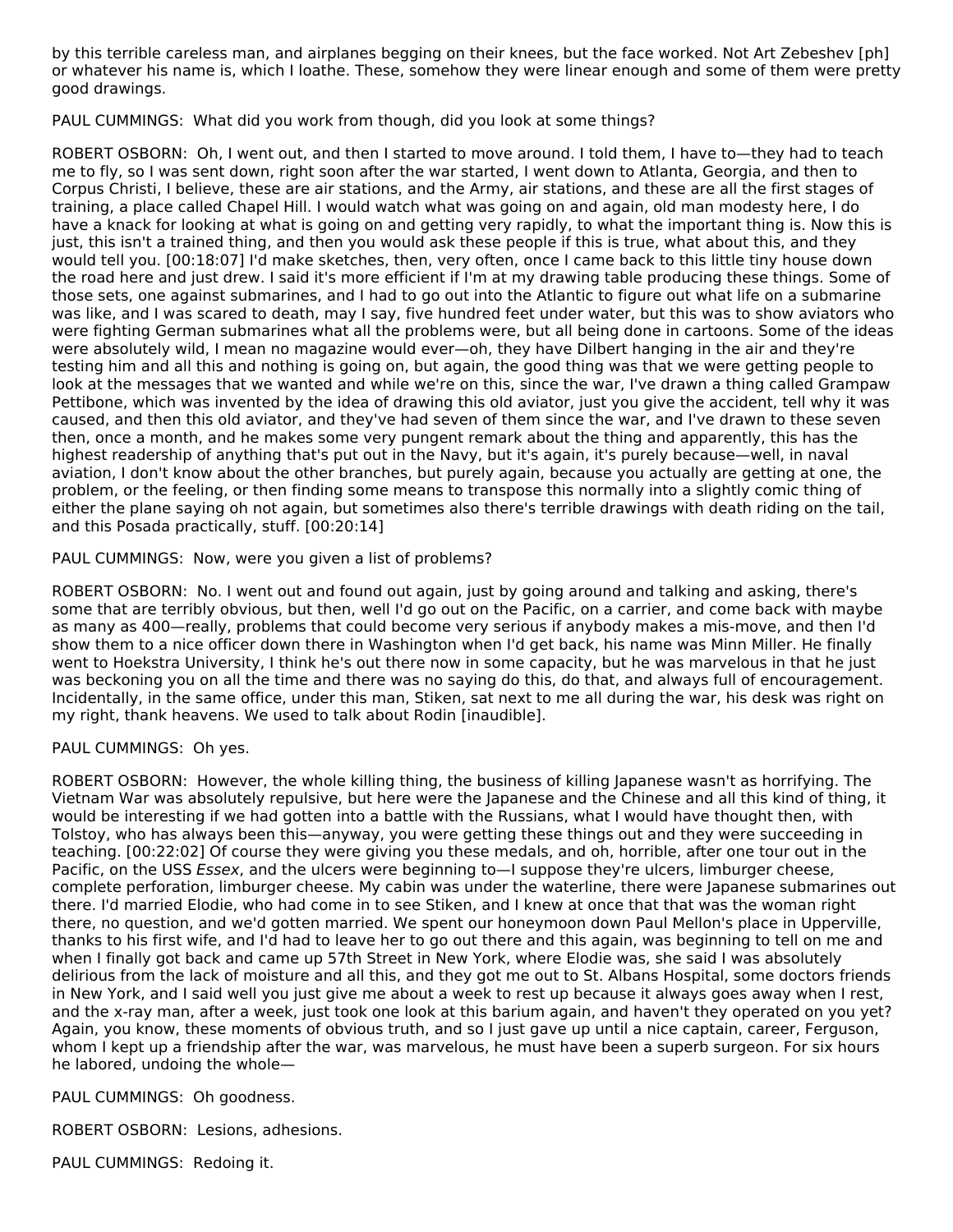by this terrible careless man, and airplanes begging on their knees, but the face worked. Not Art Zebeshev [ph] or whatever his name is, which I loathe. These, somehow they were linear enough and some of them were pretty good drawings.

PAUL CUMMINGS: What did you work from though, did you look at some things?

ROBERT OSBORN: Oh, I went out, and then I started to move around. I told them, I have to—they had to teach me to fly, so I was sent down, right soon after the war started, I went down to Atlanta, Georgia, and then to Corpus Christi, I believe, these are air stations, and the Army, air stations, and these are all the first stages of training, a place called Chapel Hill. I would watch what was going on and again, old man modesty here, I do have a knack for looking at what is going on and getting very rapidly, to what the important thing is. Now this is just, this isn't a trained thing, and then you would ask these people if this is true, what about this, and they would tell you. [00:18:07] I'd make sketches, then, very often, once I came back to this little tiny house down the road here and just drew. I said it's more efficient if I'm at my drawing table producing these things. Some of those sets, one against submarines, and I had to go out into the Atlantic to figure out what life on a submarine was like, and I was scared to death, may I say, five hundred feet under water, but this was to show aviators who were fighting German submarines what all the problems were, but all being done in cartoons. Some of the ideas were absolutely wild, I mean no magazine would ever—oh, they have Dilbert hanging in the air and they're testing him and all this and nothing is going on, but again, the good thing was that we were getting people to look at the messages that we wanted and while we're on this, since the war, I've drawn a thing called Grampaw Pettibone, which was invented by the idea of drawing this old aviator, just you give the accident, tell why it was caused, and then this old aviator, and they've had seven of them since the war, and I've drawn to these seven then, once a month, and he makes some very pungent remark about the thing and apparently, this has the highest readership of anything that's put out in the Navy, but it's again, it's purely because—well, in naval aviation, I don't know about the other branches, but purely again, because you actually are getting at one, the problem, or the feeling, or then finding some means to transpose this normally into a slightly comic thing of either the plane saying oh not again, but sometimes also there's terrible drawings with death riding on the tail, and this Posada practically, stuff. [00:20:14]

PAUL CUMMINGS: Now, were you given a list of problems?

ROBERT OSBORN: No. I went out and found out again, just by going around and talking and asking, there's some that are terribly obvious, but then, well I'd go out on the Pacific, on a carrier, and come back with maybe as many as 400—really, problems that could become very serious if anybody makes a mis-move, and then I'd show them to a nice officer down there in Washington when I'd get back, his name was Minn Miller. He finally went to Hoekstra University, I think he's out there now in some capacity, but he was marvelous in that he just was beckoning you on all the time and there was no saying do this, do that, and always full of encouragement. Incidentally, in the same office, under this man, Stiken, sat next to me all during the war, his desk was right on my right, thank heavens. We used to talk about Rodin [inaudible].

PAUL CUMMINGS: Oh yes.

ROBERT OSBORN: However, the whole killing thing, the business of killing Japanese wasn't as horrifying. The Vietnam War was absolutely repulsive, but here were the Japanese and the Chinese and all this kind of thing, it would be interesting if we had gotten into a battle with the Russians, what I would have thought then, with Tolstoy, who has always been this—anyway, you were getting these things out and they were succeeding in teaching. [00:22:02] Of course they were giving you these medals, and oh, horrible, after one tour out in the Pacific, on the USS *Essex*, and the ulcers were beginning to—I suppose they're ulcers, limburger cheese, complete perforation, limburger cheese. My cabin was under the waterline, there were Japanese submarines out there. I'd married Elodie, who had come in to see Stiken, and I knew at once that that was the woman right there, no question, and we'd gotten married. We spent our honeymoon down Paul Mellon's place in Upperville, thanks to his first wife, and I'd had to leave her to go out there and this again, was beginning to tell on me and when I finally got back and came up 57th Street in New York, where Elodie was, she said I was absolutely delirious from the lack of moisture and all this, and they got me out to St. Albans Hospital, some doctors friends in New York, and I said well you just give me about a week to rest up because it always goes away when I rest, and the x-ray man, after a week, just took one look at this barium again, and haven't they operated on you yet? Again, you know, these moments of obvious truth, and so I just gave up until a nice captain, career, Ferguson, whom I kept up a friendship after the war, was marvelous, he must have been a superb surgeon. For six hours he labored, undoing the whole—

PAUL CUMMINGS: Oh goodness.

ROBERT OSBORN: Lesions, adhesions.

PAUL CUMMINGS: Redoing it.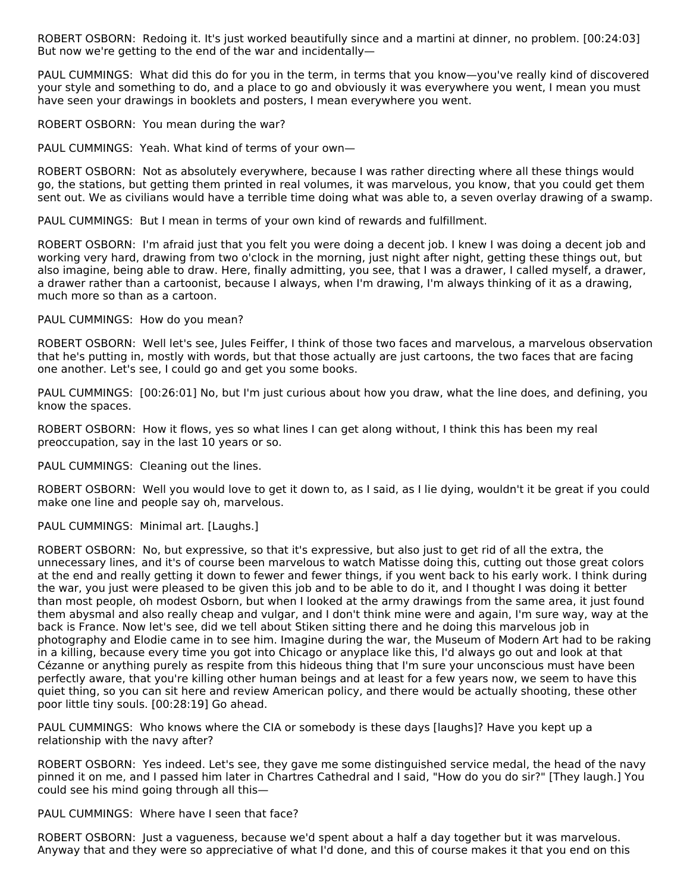ROBERT OSBORN: Redoing it. It's just worked beautifully since and a martini at dinner, no problem. [00:24:03] But now we're getting to the end of the war and incidentally—

PAUL CUMMINGS: What did this do for you in the term, in terms that you know—you've really kind of discovered your style and something to do, and a place to go and obviously it was everywhere you went, I mean you must have seen your drawings in booklets and posters, I mean everywhere you went.

ROBERT OSBORN: You mean during the war?

PAUL CUMMINGS: Yeah. What kind of terms of your own—

ROBERT OSBORN: Not as absolutely everywhere, because I was rather directing where all these things would go, the stations, but getting them printed in real volumes, it was marvelous, you know, that you could get them sent out. We as civilians would have a terrible time doing what was able to, a seven overlay drawing of a swamp.

PAUL CUMMINGS: But I mean in terms of your own kind of rewards and fulfillment.

ROBERT OSBORN: I'm afraid just that you felt you were doing a decent job. I knew I was doing a decent job and working very hard, drawing from two o'clock in the morning, just night after night, getting these things out, but also imagine, being able to draw. Here, finally admitting, you see, that I was a drawer, I called myself, a drawer, a drawer rather than a cartoonist, because I always, when I'm drawing, I'm always thinking of it as a drawing, much more so than as a cartoon.

PAUL CUMMINGS: How do you mean?

ROBERT OSBORN: Well let's see, Jules Feiffer, I think of those two faces and marvelous, a marvelous observation that he's putting in, mostly with words, but that those actually are just cartoons, the two faces that are facing one another. Let's see, I could go and get you some books.

PAUL CUMMINGS: [00:26:01] No, but I'm just curious about how you draw, what the line does, and defining, you know the spaces.

ROBERT OSBORN: How it flows, yes so what lines I can get along without, I think this has been my real preoccupation, say in the last 10 years or so.

PAUL CUMMINGS: Cleaning out the lines.

ROBERT OSBORN: Well you would love to get it down to, as I said, as I lie dying, wouldn't it be great if you could make one line and people say oh, marvelous.

PAUL CUMMINGS: Minimal art. [Laughs.]

ROBERT OSBORN: No, but expressive, so that it's expressive, but also just to get rid of all the extra, the unnecessary lines, and it's of course been marvelous to watch Matisse doing this, cutting out those great colors at the end and really getting it down to fewer and fewer things, if you went back to his early work. I think during the war, you just were pleased to be given this job and to be able to do it, and I thought I was doing it better than most people, oh modest Osborn, but when I looked at the army drawings from the same area, it just found them abysmal and also really cheap and vulgar, and I don't think mine were and again, I'm sure way, way at the back is France. Now let's see, did we tell about Stiken sitting there and he doing this marvelous job in photography and Elodie came in to see him. Imagine during the war, the Museum of Modern Art had to be raking in a killing, because every time you got into Chicago or anyplace like this, I'd always go out and look at that Cézanne or anything purely as respite from this hideous thing that I'm sure your unconscious must have been perfectly aware, that you're killing other human beings and at least for a few years now, we seem to have this quiet thing, so you can sit here and review American policy, and there would be actually shooting, these other poor little tiny souls. [00:28:19] Go ahead.

PAUL CUMMINGS: Who knows where the CIA or somebody is these days [laughs]? Have you kept up a relationship with the navy after?

ROBERT OSBORN: Yes indeed. Let's see, they gave me some distinguished service medal, the head of the navy pinned it on me, and I passed him later in Chartres Cathedral and I said, "How do you do sir?" [They laugh.] You could see his mind going through all this—

PAUL CUMMINGS: Where have I seen that face?

ROBERT OSBORN: Just a vagueness, because we'd spent about a half a day together but it was marvelous. Anyway that and they were so appreciative of what I'd done, and this of course makes it that you end on this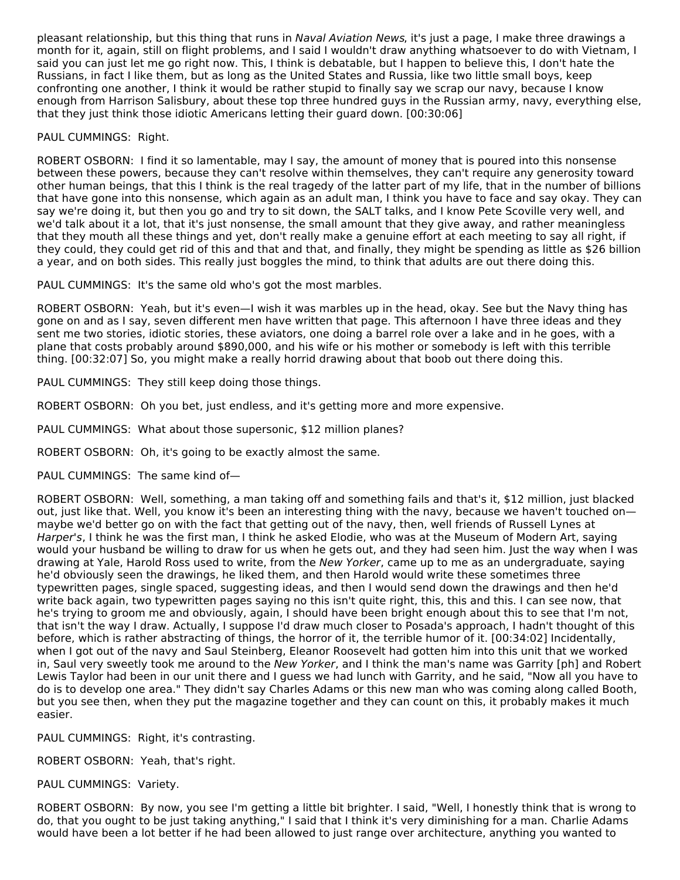pleasant relationship, but this thing that runs in *Naval Aviation News*, it's just a page, I make three drawings a month for it, again, still on flight problems, and I said I wouldn't draw anything whatsoever to do with Vietnam, I said you can just let me go right now. This, I think is debatable, but I happen to believe this, I don't hate the Russians, in fact I like them, but as long as the United States and Russia, like two little small boys, keep confronting one another, I think it would be rather stupid to finally say we scrap our navy, because I know enough from Harrison Salisbury, about these top three hundred guys in the Russian army, navy, everything else, that they just think those idiotic Americans letting their guard down. [00:30:06]

PAUL CUMMINGS: Right.

ROBERT OSBORN: I find it so lamentable, may I say, the amount of money that is poured into this nonsense between these powers, because they can't resolve within themselves, they can't require any generosity toward other human beings, that this I think is the real tragedy of the latter part of my life, that in the number of billions that have gone into this nonsense, which again as an adult man, I think you have to face and say okay. They can say we're doing it, but then you go and try to sit down, the SALT talks, and I know Pete Scoville very well, and we'd talk about it a lot, that it's just nonsense, the small amount that they give away, and rather meaningless that they mouth all these things and yet, don't really make a genuine effort at each meeting to say all right, if they could, they could get rid of this and that and that, and finally, they might be spending as little as $26 billion a year, and on both sides. This really just boggles the mind, to think that adults are out there doing this.

PAUL CUMMINGS: It's the same old who's got the most marbles.

ROBERT OSBORN: Yeah, but it's even—I wish it was marbles up in the head, okay. See but the Navy thing has gone on and as I say, seven different men have written that page. This afternoon I have three ideas and they sent me two stories, idiotic stories, these aviators, one doing a barrel role over a lake and in he goes, with a plane that costs probably around $890,000, and his wife or his mother or somebody is left with this terrible thing. [00:32:07] So, you might make a really horrid drawing about that boob out there doing this.

PAUL CUMMINGS: They still keep doing those things.

ROBERT OSBORN: Oh you bet, just endless, and it's getting more and more expensive.

PAUL CUMMINGS: What about those supersonic, $12 million planes?

ROBERT OSBORN: Oh, it's going to be exactly almost the same.

PAUL CUMMINGS: The same kind of—

ROBERT OSBORN: Well, something, a man taking off and something fails and that's it, $12 million, just blacked out, just like that. Well, you know it's been an interesting thing with the navy, because we haven't touched on—maybe we'd better go on with the fact that getting out of the navy, then, well friends of Russell Lynes at *Harper's*, I think he was the first man, I think he asked Elodie, who was at the Museum of Modern Art, saying would your husband be willing to draw for us when he gets out, and they had seen him. Just the way when I was drawing at Yale, Harold Ross used to write, from the *New Yorker*, came up to me as an undergraduate, saying he'd obviously seen the drawings, he liked them, and then Harold would write these sometimes three typewritten pages, single spaced, suggesting ideas, and then I would send down the drawings and then he'd write back again, two typewritten pages saying no this isn't quite right, this, this and this. I can see now, that he's trying to groom me and obviously, again, I should have been bright enough about this to see that I'm not, that isn't the way I draw. Actually, I suppose I'd draw much closer to Posada's approach, I hadn't thought of this before, which is rather abstracting of things, the horror of it, the terrible humor of it. [00:34:02] Incidentally, when I got out of the navy and Saul Steinberg, Eleanor Roosevelt had gotten him into this unit that we worked in, Saul very sweetly took me around to the *New Yorker*, and I think the man's name was Garrity [ph] and Robert Lewis Taylor had been in our unit there and I guess we had lunch with Garrity, and he said, "Now all you have to do is to develop one area." They didn't say Charles Adams or this new man who was coming along called Booth, but you see then, when they put the magazine together and they can count on this, it probably makes it much easier.

PAUL CUMMINGS: Right, it's contrasting.

ROBERT OSBORN: Yeah, that's right.

PAUL CUMMINGS: Variety.

ROBERT OSBORN: By now, you see I'm getting a little bit brighter. I said, "Well, I honestly think that is wrong to do, that you ought to be just taking anything," I said that I think it's very diminishing for a man. Charlie Adams would have been a lot better if he had been allowed to just range over architecture, anything you wanted to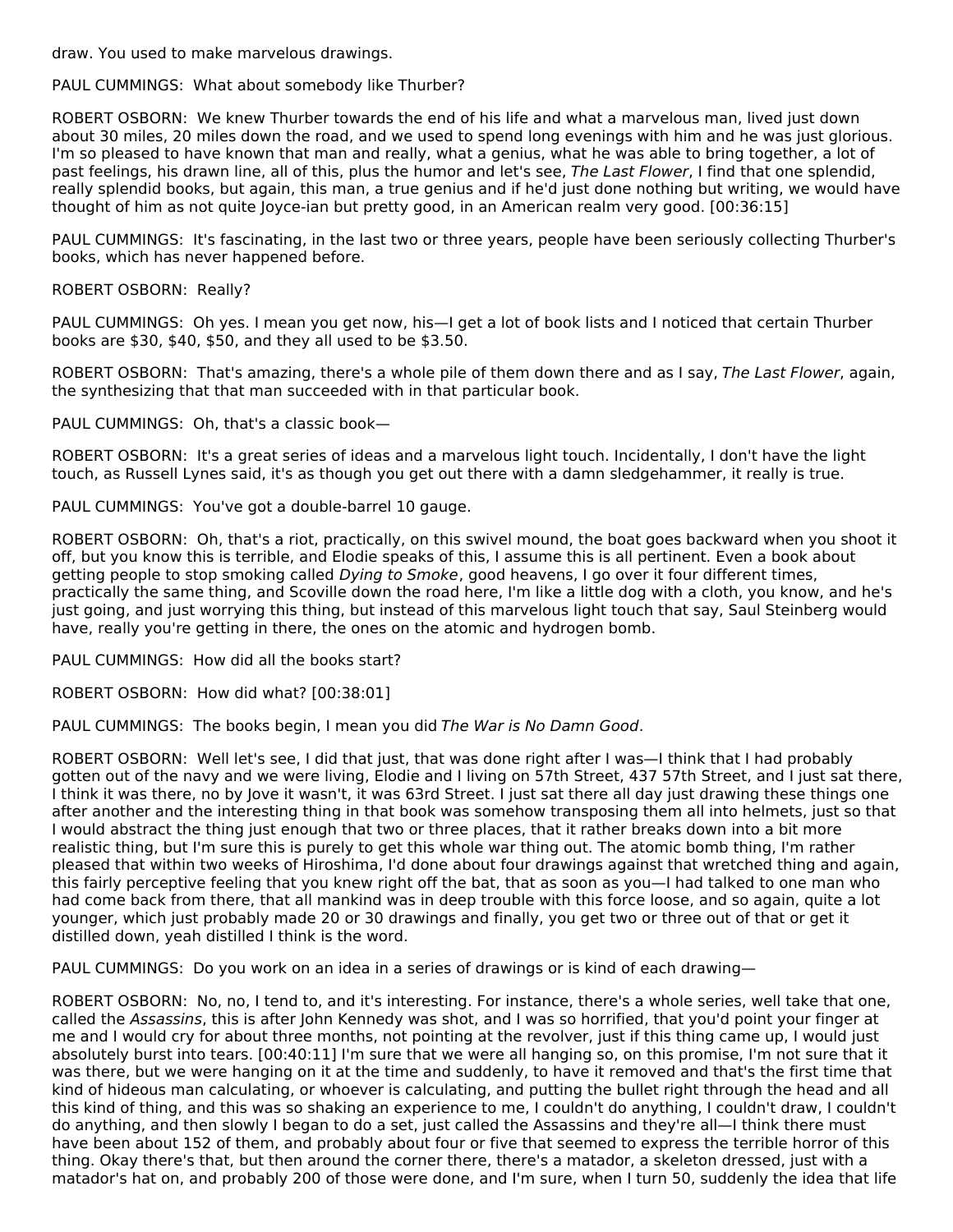draw. You used to make marvelous drawings.

PAUL CUMMINGS: What about somebody like Thurber?

ROBERT OSBORN: We knew Thurber towards the end of his life and what a marvelous man, lived just down about 30 miles, 20 miles down the road, and we used to spend long evenings with him and he was just glorious. I'm so pleased to have known that man and really, what a genius, what he was able to bring together, a lot of past feelings, his drawn line, all of this, plus the humor and let's see, *The Last Flower*, I find that one splendid, really splendid books, but again, this man, a true genius and if he'd just done nothing but writing, we would have thought of him as not quite Joyce-ian but pretty good, in an American realm very good. [00:36:15]

PAUL CUMMINGS: It's fascinating, in the last two or three years, people have been seriously collecting Thurber's books, which has never happened before.

ROBERT OSBORN: Really?

PAUL CUMMINGS: Oh yes. I mean you get now, his—I get a lot of book lists and I noticed that certain Thurber books are $30, $40, $50, and they all used to be $3.50.

ROBERT OSBORN: That's amazing, there's a whole pile of them down there and as I say, *The Last Flower*, again, the synthesizing that that man succeeded with in that particular book.

PAUL CUMMINGS: Oh, that's a classic book—

ROBERT OSBORN: It's a great series of ideas and a marvelous light touch. Incidentally, I don't have the light touch, as Russell Lynes said, it's as though you get out there with a damn sledgehammer, it really is true.

PAUL CUMMINGS: You've got a double-barrel 10 gauge.

ROBERT OSBORN: Oh, that's a riot, practically, on this swivel mound, the boat goes backward when you shoot it off, but you know this is terrible, and Elodie speaks of this, I assume this is all pertinent. Even a book about getting people to stop smoking called *Dying to Smoke*, good heavens, I go over it four different times, practically the same thing, and Scoville down the road here, I'm like a little dog with a cloth, you know, and he's just going, and just worrying this thing, but instead of this marvelous light touch that say, Saul Steinberg would have, really you're getting in there, the ones on the atomic and hydrogen bomb.

PAUL CUMMINGS: How did all the books start?

ROBERT OSBORN: How did what? [00:38:01]

PAUL CUMMINGS: The books begin, I mean you did *The War is No Damn Good*.

ROBERT OSBORN: Well let's see, I did that just, that was done right after I was—I think that I had probably gotten out of the navy and we were living, Elodie and I living on 57th Street, 437 57th Street, and I just sat there, I think it was there, no by Jove it wasn't, it was 63rd Street. I just sat there all day just drawing these things one after another and the interesting thing in that book was somehow transposing them all into helmets, just so that I would abstract the thing just enough that two or three places, that it rather breaks down into a bit more realistic thing, but I'm sure this is purely to get this whole war thing out. The atomic bomb thing, I'm rather pleased that within two weeks of Hiroshima, I'd done about four drawings against that wretched thing and again, this fairly perceptive feeling that you knew right off the bat, that as soon as you—I had talked to one man who had come back from there, that all mankind was in deep trouble with this force loose, and so again, quite a lot younger, which just probably made 20 or 30 drawings and finally, you get two or three out of that or get it distilled down, yeah distilled I think is the word.

PAUL CUMMINGS: Do you work on an idea in a series of drawings or is kind of each drawing—

ROBERT OSBORN: No, no, I tend to, and it's interesting. For instance, there's a whole series, well take that one, called the *Assassins*, this is after John Kennedy was shot, and I was so horrified, that you'd point your finger at me and I would cry for about three months, not pointing at the revolver, just if this thing came up, I would just absolutely burst into tears. [00:40:11] I'm sure that we were all hanging so, on this promise, I'm not sure that it was there, but we were hanging on it at the time and suddenly, to have it removed and that's the first time that kind of hideous man calculating, or whoever is calculating, and putting the bullet right through the head and all this kind of thing, and this was so shaking an experience to me, I couldn't do anything, I couldn't draw, I couldn't do anything, and then slowly I began to do a set, just called the Assassins and they're all—I think there must have been about 152 of them, and probably about four or five that seemed to express the terrible horror of this thing. Okay there's that, but then around the corner there, there's a matador, a skeleton dressed, just with a matador's hat on, and probably 200 of those were done, and I'm sure, when I turn 50, suddenly the idea that life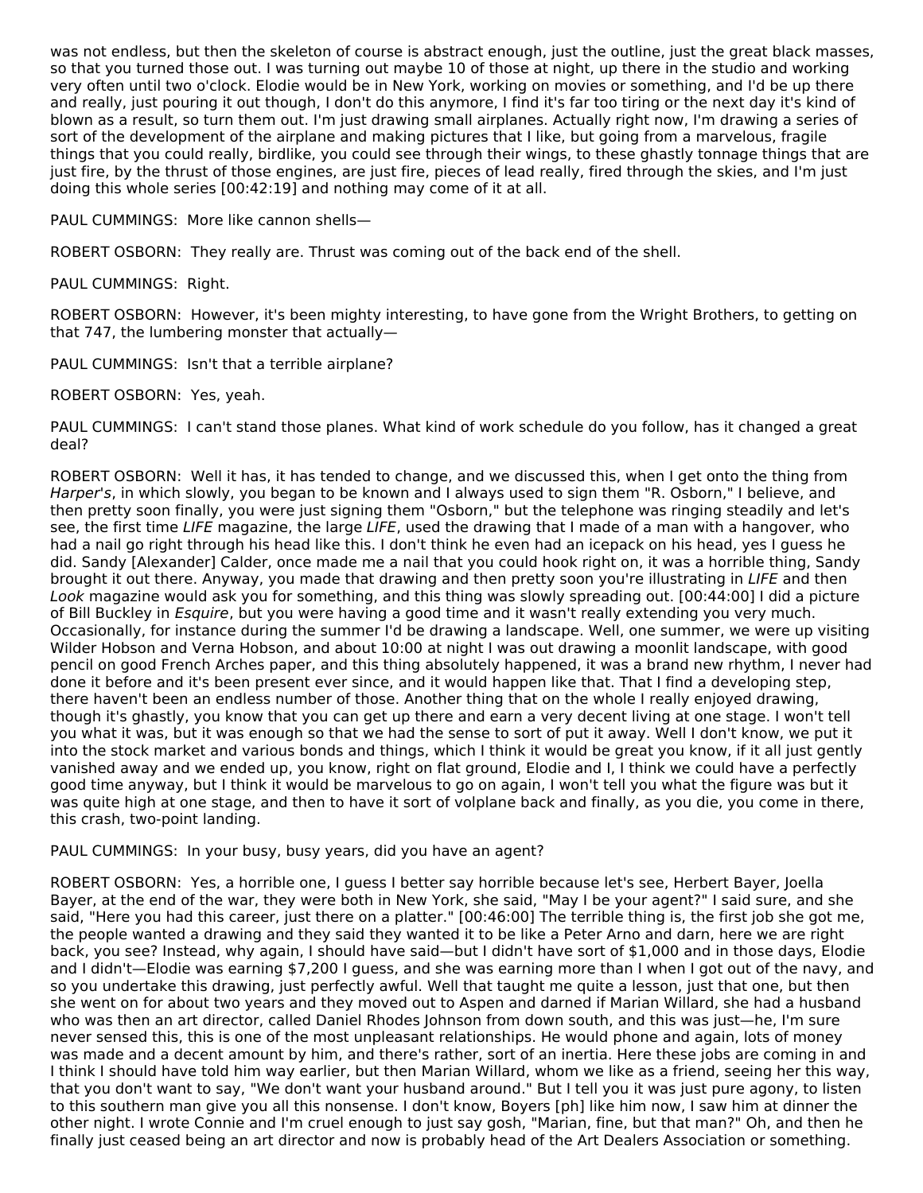was not endless, but then the skeleton of course is abstract enough, just the outline, just the great black masses, so that you turned those out. I was turning out maybe 10 of those at night, up there in the studio and working very often until two o'clock. Elodie would be in New York, working on movies or something, and I'd be up there and really, just pouring it out though, I don't do this anymore, I find it's far too tiring or the next day it's kind of blown as a result, so turn them out. I'm just drawing small airplanes. Actually right now, I'm drawing a series of sort of the development of the airplane and making pictures that I like, but going from a marvelous, fragile things that you could really, birdlike, you could see through their wings, to these ghastly tonnage things that are just fire, by the thrust of those engines, are just fire, pieces of lead really, fired through the skies, and I'm just doing this whole series [00:42:19] and nothing may come of it at all.

PAUL CUMMINGS: More like cannon shells—

ROBERT OSBORN: They really are. Thrust was coming out of the back end of the shell.

PAUL CUMMINGS: Right.

ROBERT OSBORN: However, it's been mighty interesting, to have gone from the Wright Brothers, to getting on that 747, the lumbering monster that actually—

PAUL CUMMINGS: Isn't that a terrible airplane?

ROBERT OSBORN: Yes, yeah.

PAUL CUMMINGS: I can't stand those planes. What kind of work schedule do you follow, has it changed a great deal?

ROBERT OSBORN: Well it has, it has tended to change, and we discussed this, when I get onto the thing from *Harper's*, in which slowly, you began to be known and I always used to sign them "R. Osborn," I believe, and then pretty soon finally, you were just signing them "Osborn," but the telephone was ringing steadily and let's see, the first time *LIFE* magazine, the large *LIFE*, used the drawing that I made of a man with a hangover, who had a nail go right through his head like this. I don't think he even had an icepack on his head, yes I guess he did. Sandy [Alexander] Calder, once made me a nail that you could hook right on, it was a horrible thing, Sandy brought it out there. Anyway, you made that drawing and then pretty soon you're illustrating in *LIFE* and then *Look* magazine would ask you for something, and this thing was slowly spreading out. [00:44:00] I did a picture of Bill Buckley in *Esquire*, but you were having a good time and it wasn't really extending you very much. Occasionally, for instance during the summer I'd be drawing a landscape. Well, one summer, we were up visiting Wilder Hobson and Verna Hobson, and about 10:00 at night I was out drawing a moonlit landscape, with good pencil on good French Arches paper, and this thing absolutely happened, it was a brand new rhythm, I never had done it before and it's been present ever since, and it would happen like that. That I find a developing step, there haven't been an endless number of those. Another thing that on the whole I really enjoyed drawing, though it's ghastly, you know that you can get up there and earn a very decent living at one stage. I won't tell you what it was, but it was enough so that we had the sense to sort of put it away. Well I don't know, we put it into the stock market and various bonds and things, which I think it would be great you know, if it all just gently vanished away and we ended up, you know, right on flat ground, Elodie and I, I think we could have a perfectly good time anyway, but I think it would be marvelous to go on again, I won't tell you what the figure was but it was quite high at one stage, and then to have it sort of volplane back and finally, as you die, you come in there, this crash, two-point landing.

PAUL CUMMINGS: In your busy, busy years, did you have an agent?

ROBERT OSBORN: Yes, a horrible one, I guess I better say horrible because let's see, Herbert Bayer, Joella Bayer, at the end of the war, they were both in New York, she said, "May I be your agent?" I said sure, and she said, "Here you had this career, just there on a platter." [00:46:00] The terrible thing is, the first job she got me, the people wanted a drawing and they said they wanted it to be like a Peter Arno and darn, here we are right back, you see? Instead, why again, I should have said—but I didn't have sort of $1,000 and in those days, Elodie and I didn't—Elodie was earning $7,200 I guess, and she was earning more than I when I got out of the navy, and so you undertake this drawing, just perfectly awful. Well that taught me quite a lesson, just that one, but then she went on for about two years and they moved out to Aspen and darned if Marian Willard, she had a husband who was then an art director, called Daniel Rhodes Johnson from down south, and this was just—he, I'm sure never sensed this, this is one of the most unpleasant relationships. He would phone and again, lots of money was made and a decent amount by him, and there's rather, sort of an inertia. Here these jobs are coming in and I think I should have told him way earlier, but then Marian Willard, whom we like as a friend, seeing her this way, that you don't want to say, "We don't want your husband around." But I tell you it was just pure agony, to listen to this southern man give you all this nonsense. I don't know, Boyers [ph] like him now, I saw him at dinner the other night. I wrote Connie and I'm cruel enough to just say gosh, "Marian, fine, but that man?" Oh, and then he finally just ceased being an art director and now is probably head of the Art Dealers Association or something.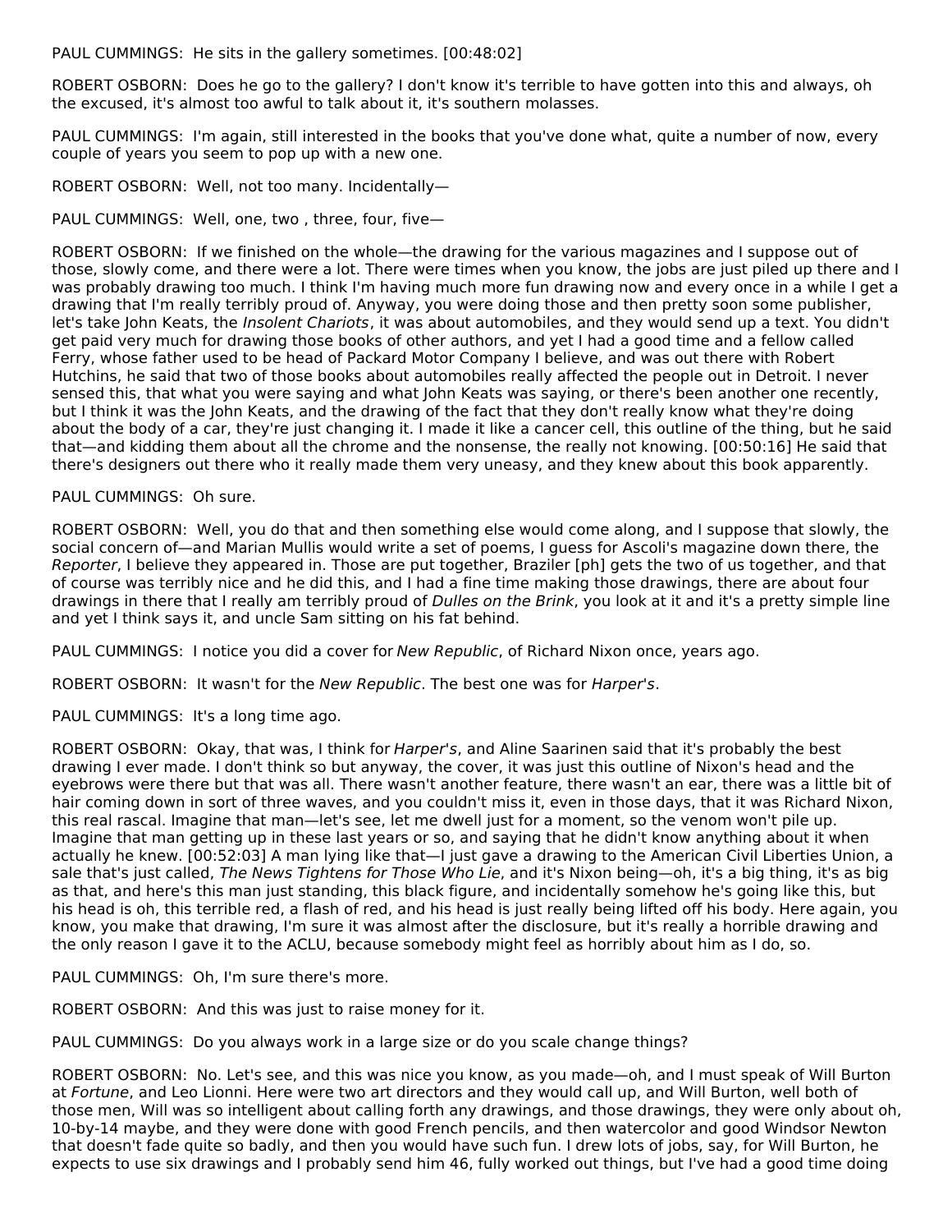PAUL CUMMINGS: He sits in the gallery sometimes. [00:48:02]

ROBERT OSBORN: Does he go to the gallery? I don't know it's terrible to have gotten into this and always, oh the excused, it's almost too awful to talk about it, it's southern molasses.

PAUL CUMMINGS: I'm again, still interested in the books that you've done what, quite a number of now, every couple of years you seem to pop up with a new one.

ROBERT OSBORN: Well, not too many. Incidentally—

PAUL CUMMINGS: Well, one, two , three, four, five—

ROBERT OSBORN: If we finished on the whole—the drawing for the various magazines and I suppose out of those, slowly come, and there were a lot. There were times when you know, the jobs are just piled up there and I was probably drawing too much. I think I'm having much more fun drawing now and every once in a while I get a drawing that I'm really terribly proud of. Anyway, you were doing those and then pretty soon some publisher, let's take John Keats, the *Insolent Chariots*, it was about automobiles, and they would send up a text. You didn't get paid very much for drawing those books of other authors, and yet I had a good time and a fellow called Ferry, whose father used to be head of Packard Motor Company I believe, and was out there with Robert Hutchins, he said that two of those books about automobiles really affected the people out in Detroit. I never sensed this, that what you were saying and what John Keats was saying, or there's been another one recently, but I think it was the John Keats, and the drawing of the fact that they don't really know what they're doing about the body of a car, they're just changing it. I made it like a cancer cell, this outline of the thing, but he said that—and kidding them about all the chrome and the nonsense, the really not knowing. [00:50:16] He said that there's designers out there who it really made them very uneasy, and they knew about this book apparently.

PAUL CUMMINGS: Oh sure.

ROBERT OSBORN: Well, you do that and then something else would come along, and I suppose that slowly, the social concern of—and Marian Mullis would write a set of poems, I guess for Ascoli's magazine down there, the *Reporter*, I believe they appeared in. Those are put together, Braziler [ph] gets the two of us together, and that of course was terribly nice and he did this, and I had a fine time making those drawings, there are about four drawings in there that I really am terribly proud of *Dulles on the Brink*, you look at it and it's a pretty simple line and yet I think says it, and uncle Sam sitting on his fat behind.

PAUL CUMMINGS: I notice you did a cover for *New Republic*, of Richard Nixon once, years ago.

ROBERT OSBORN: It wasn't for the *New Republic*. The best one was for *Harper's*.

PAUL CUMMINGS: It's a long time ago.

ROBERT OSBORN: Okay, that was, I think for *Harper's*, and Aline Saarinen said that it's probably the best drawing I ever made. I don't think so but anyway, the cover, it was just this outline of Nixon's head and the eyebrows were there but that was all. There wasn't another feature, there wasn't an ear, there was a little bit of hair coming down in sort of three waves, and you couldn't miss it, even in those days, that it was Richard Nixon, this real rascal. Imagine that man—let's see, let me dwell just for a moment, so the venom won't pile up. Imagine that man getting up in these last years or so, and saying that he didn't know anything about it when actually he knew. [00:52:03] A man lying like that—I just gave a drawing to the American Civil Liberties Union, a sale that's just called, *The News Tightens for Those Who Lie*, and it's Nixon being—oh, it's a big thing, it's as big as that, and here's this man just standing, this black figure, and incidentally somehow he's going like this, but his head is oh, this terrible red, a flash of red, and his head is just really being lifted off his body. Here again, you know, you make that drawing, I'm sure it was almost after the disclosure, but it's really a horrible drawing and the only reason I gave it to the ACLU, because somebody might feel as horribly about him as I do, so.

PAUL CUMMINGS: Oh, I'm sure there's more.

ROBERT OSBORN: And this was just to raise money for it.

PAUL CUMMINGS: Do you always work in a large size or do you scale change things?

ROBERT OSBORN: No. Let's see, and this was nice you know, as you made—oh, and I must speak of Will Burton at *Fortune*, and Leo Lionni. Here were two art directors and they would call up, and Will Burton, well both of those men, Will was so intelligent about calling forth any drawings, and those drawings, they were only about oh, 10-by-14 maybe, and they were done with good French pencils, and then watercolor and good Windsor Newton that doesn't fade quite so badly, and then you would have such fun. I drew lots of jobs, say, for Will Burton, he expects to use six drawings and I probably send him 46, fully worked out things, but I've had a good time doing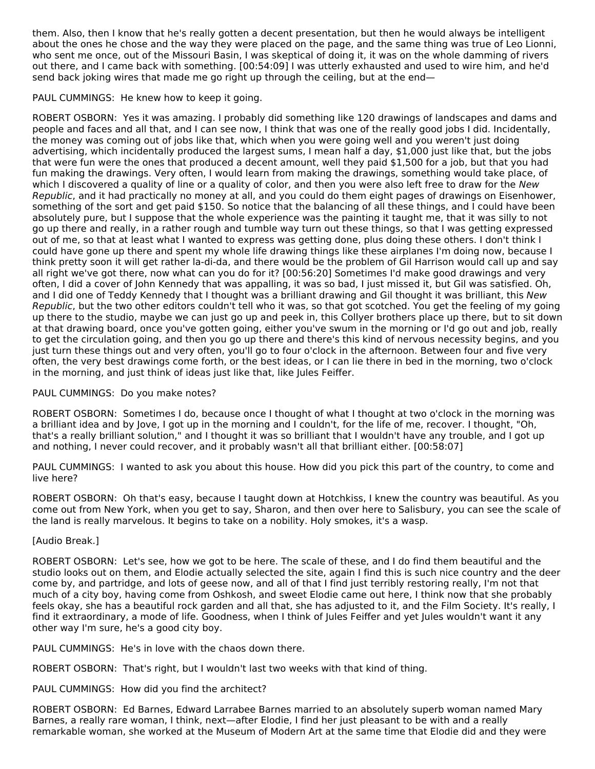them. Also, then I know that he's really gotten a decent presentation, but then he would always be intelligent about the ones he chose and the way they were placed on the page, and the same thing was true of Leo Lionni, who sent me once, out of the Missouri Basin, I was skeptical of doing it, it was on the whole damming of rivers out there, and I came back with something. [00:54:09] I was utterly exhausted and used to wire him, and he'd send back joking wires that made me go right up through the ceiling, but at the end—

PAUL CUMMINGS: He knew how to keep it going.

ROBERT OSBORN: Yes it was amazing. I probably did something like 120 drawings of landscapes and dams and people and faces and all that, and I can see now, I think that was one of the really good jobs I did. Incidentally, the money was coming out of jobs like that, which when you were going well and you weren't just doing advertising, which incidentally produced the largest sums, I mean half a day, $1,000 just like that, but the jobs that were fun were the ones that produced a decent amount, well they paid $1,500 for a job, but that you had fun making the drawings. Very often, I would learn from making the drawings, something would take place, of which I discovered a quality of line or a quality of color, and then you were also left free to draw for the *New Republic*, and it had practically no money at all, and you could do them eight pages of drawings on Eisenhower, something of the sort and get paid $150. So notice that the balancing of all these things, and I could have been absolutely pure, but I suppose that the whole experience was the painting it taught me, that it was silly to not go up there and really, in a rather rough and tumble way turn out these things, so that I was getting expressed out of me, so that at least what I wanted to express was getting done, plus doing these others. I don't think I could have gone up there and spent my whole life drawing things like these airplanes I'm doing now, because I think pretty soon it will get rather la-di-da, and there would be the problem of Gil Harrison would call up and say all right we've got there, now what can you do for it? [00:56:20] Sometimes I'd make good drawings and very often, I did a cover of John Kennedy that was appalling, it was so bad, I just missed it, but Gil was satisfied. Oh, and I did one of Teddy Kennedy that I thought was a brilliant drawing and Gil thought it was brilliant, this *New Republic*, but the two other editors couldn't tell who it was, so that got scotched. You get the feeling of my going up there to the studio, maybe we can just go up and peek in, this Collyer brothers place up there, but to sit down at that drawing board, once you've gotten going, either you've swum in the morning or I'd go out and job, really to get the circulation going, and then you go up there and there's this kind of nervous necessity begins, and you just turn these things out and very often, you'll go to four o'clock in the afternoon. Between four and five very often, the very best drawings come forth, or the best ideas, or I can lie there in bed in the morning, two o'clock in the morning, and just think of ideas just like that, like Jules Feiffer.

PAUL CUMMINGS: Do you make notes?

ROBERT OSBORN: Sometimes I do, because once I thought of what I thought at two o'clock in the morning was a brilliant idea and by Jove, I got up in the morning and I couldn't, for the life of me, recover. I thought, "Oh, that's a really brilliant solution," and I thought it was so brilliant that I wouldn't have any trouble, and I got up and nothing, I never could recover, and it probably wasn't all that brilliant either. [00:58:07]

PAUL CUMMINGS: I wanted to ask you about this house. How did you pick this part of the country, to come and live here?

ROBERT OSBORN: Oh that's easy, because I taught down at Hotchkiss, I knew the country was beautiful. As you come out from New York, when you get to say, Sharon, and then over here to Salisbury, you can see the scale of the land is really marvelous. It begins to take on a nobility. Holy smokes, it's a wasp.

[Audio Break.]

ROBERT OSBORN: Let's see, how we got to be here. The scale of these, and I do find them beautiful and the studio looks out on them, and Elodie actually selected the site, again I find this is such nice country and the deer come by, and partridge, and lots of geese now, and all of that I find just terribly restoring really, I'm not that much of a city boy, having come from Oshkosh, and sweet Elodie came out here, I think now that she probably feels okay, she has a beautiful rock garden and all that, she has adjusted to it, and the Film Society. It's really, I find it extraordinary, a mode of life. Goodness, when I think of Jules Feiffer and yet Jules wouldn't want it any other way I'm sure, he's a good city boy.

PAUL CUMMINGS: He's in love with the chaos down there.

ROBERT OSBORN: That's right, but I wouldn't last two weeks with that kind of thing.

PAUL CUMMINGS: How did you find the architect?

ROBERT OSBORN: Ed Barnes, Edward Larrabee Barnes married to an absolutely superb woman named Mary Barnes, a really rare woman, I think, next—after Elodie, I find her just pleasant to be with and a really remarkable woman, she worked at the Museum of Modern Art at the same time that Elodie did and they were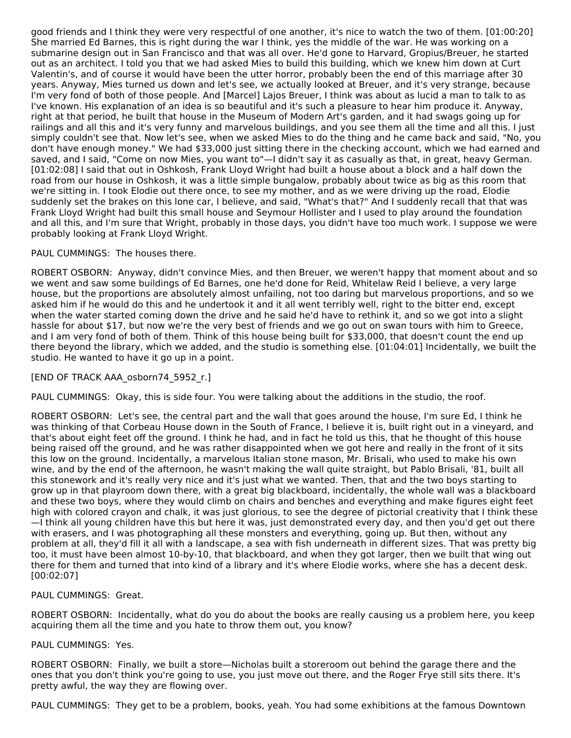good friends and I think they were very respectful of one another, it's nice to watch the two of them. [01:00:20] She married Ed Barnes, this is right during the war I think, yes the middle of the war. He was working on a submarine design out in San Francisco and that was all over. He'd gone to Harvard, Gropius/Breuer, he started out as an architect. I told you that we had asked Mies to build this building, which we knew him down at Curt Valentin's, and of course it would have been the utter horror, probably been the end of this marriage after 30 years. Anyway, Mies turned us down and let's see, we actually looked at Breuer, and it's very strange, because I'm very fond of both of those people. And [Marcel] Lajos Breuer, I think was about as lucid a man to talk to as I've known. His explanation of an idea is so beautiful and it's such a pleasure to hear him produce it. Anyway, right at that period, he built that house in the Museum of Modern Art's garden, and it had swags going up for railings and all this and it's very funny and marvelous buildings, and you see them all the time and all this. I just simply couldn't see that. Now let's see, when we asked Mies to do the thing and he came back and said, "No, you don't have enough money." We had $33,000 just sitting there in the checking account, which we had earned and saved, and I said, "Come on now Mies, you want to"—I didn't say it as casually as that, in great, heavy German. [01:02:08] I said that out in Oshkosh, Frank Lloyd Wright had built a house about a block and a half down the road from our house in Oshkosh, it was a little simple bungalow, probably about twice as big as this room that we're sitting in. I took Elodie out there once, to see my mother, and as we were driving up the road, Elodie suddenly set the brakes on this lone car, I believe, and said, "What's that?" And I suddenly recall that that was Frank Lloyd Wright had built this small house and Seymour Hollister and I used to play around the foundation and all this, and I'm sure that Wright, probably in those days, you didn't have too much work. I suppose we were probably looking at Frank Lloyd Wright.

PAUL CUMMINGS: The houses there.

ROBERT OSBORN: Anyway, didn't convince Mies, and then Breuer, we weren't happy that moment about and so we went and saw some buildings of Ed Barnes, one he'd done for Reid, Whitelaw Reid I believe, a very large house, but the proportions are absolutely almost unfailing, not too daring but marvelous proportions, and so we asked him if he would do this and he undertook it and it all went terribly well, right to the bitter end, except when the water started coming down the drive and he said he'd have to rethink it, and so we got into a slight hassle for about $17, but now we're the very best of friends and we go out on swan tours with him to Greece, and I am very fond of both of them. Think of this house being built for $33,000, that doesn't count the end up there beyond the library, which we added, and the studio is something else. [01:04:01] Incidentally, we built the studio. He wanted to have it go up in a point.

[END OF TRACK AAA_osborn74_5952_r.]

PAUL CUMMINGS: Okay, this is side four. You were talking about the additions in the studio, the roof.

ROBERT OSBORN: Let's see, the central part and the wall that goes around the house, I'm sure Ed, I think he was thinking of that Corbeau House down in the South of France, I believe it is, built right out in a vineyard, and that's about eight feet off the ground. I think he had, and in fact he told us this, that he thought of this house being raised off the ground, and he was rather disappointed when we got here and really in the front of it sits this low on the ground. Incidentally, a marvelous Italian stone mason, Mr. Brisali, who used to make his own wine, and by the end of the afternoon, he wasn't making the wall quite straight, but Pablo Brisali, '81, built all this stonework and it's really very nice and it's just what we wanted. Then, that and the two boys starting to grow up in that playroom down there, with a great big blackboard, incidentally, the whole wall was a blackboard and these two boys, where they would climb on chairs and benches and everything and make figures eight feet high with colored crayon and chalk, it was just glorious, to see the degree of pictorial creativity that I think these—I think all young children have this but here it was, just demonstrated every day, and then you'd get out there with erasers, and I was photographing all these monsters and everything, going up. But then, without any problem at all, they'd fill it all with a landscape, a sea with fish underneath in different sizes. That was pretty big too, it must have been almost 10-by-10, that blackboard, and when they got larger, then we built that wing out there for them and turned that into kind of a library and it's where Elodie works, where she has a decent desk. [00:02:07]

PAUL CUMMINGS: Great.

ROBERT OSBORN: Incidentally, what do you do about the books are really causing us a problem here, you keep acquiring them all the time and you hate to throw them out, you know?

PAUL CUMMINGS: Yes.

ROBERT OSBORN: Finally, we built a store—Nicholas built a storeroom out behind the garage there and the ones that you don't think you're going to use, you just move out there, and the Roger Frye still sits there. It's pretty awful, the way they are flowing over.

PAUL CUMMINGS: They get to be a problem, books, yeah. You had some exhibitions at the famous Downtown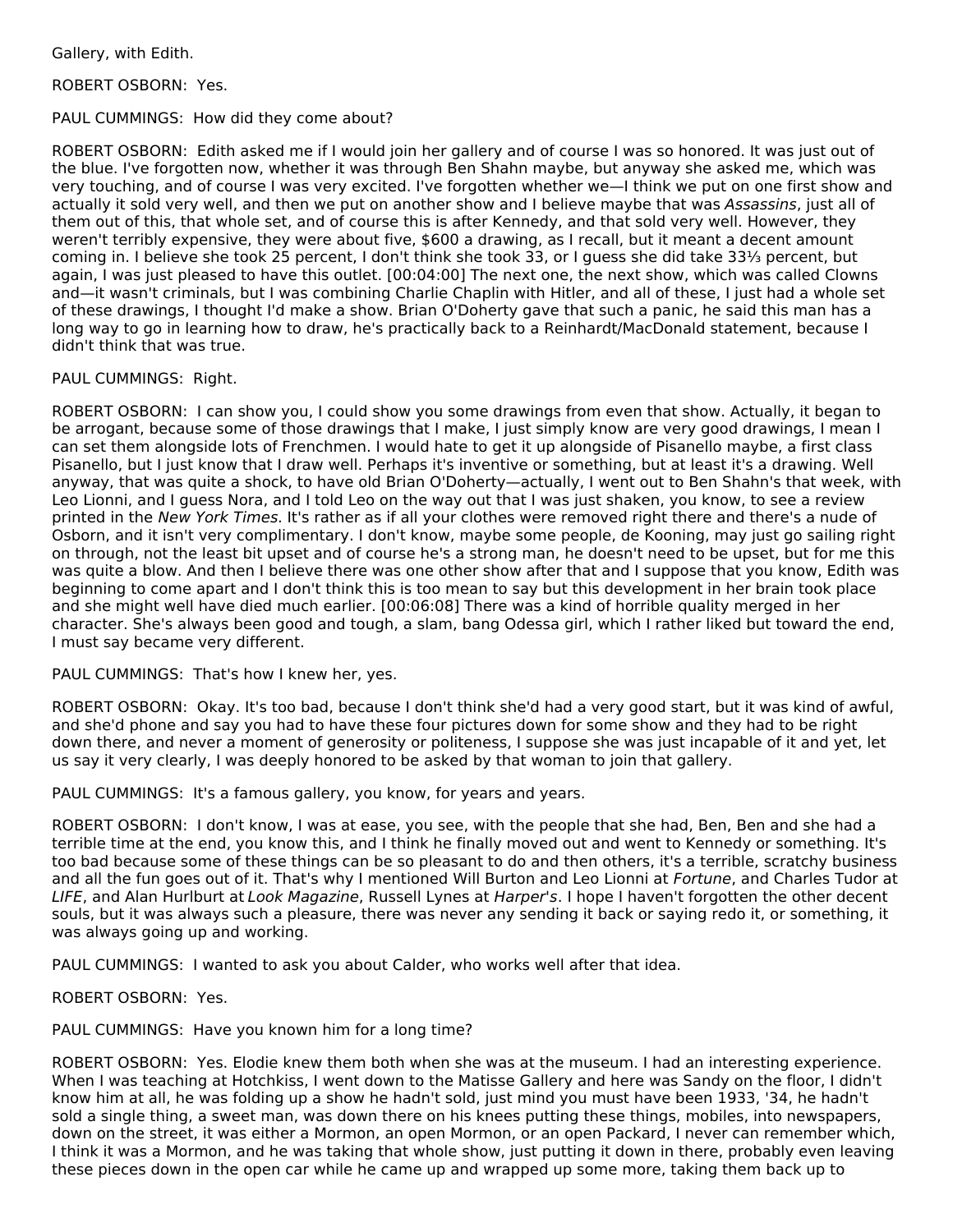Gallery, with Edith.

ROBERT OSBORN: Yes.

PAUL CUMMINGS: How did they come about?

ROBERT OSBORN: Edith asked me if I would join her gallery and of course I was so honored. It was just out of the blue. I've forgotten now, whether it was through Ben Shahn maybe, but anyway she asked me, which was very touching, and of course I was very excited. I've forgotten whether we—I think we put on one first show and actually it sold very well, and then we put on another show and I believe maybe that was *Assassins*, just all of them out of this, that whole set, and of course this is after Kennedy, and that sold very well. However, they weren't terribly expensive, they were about five, $600 a drawing, as I recall, but it meant a decent amount coming in. I believe she took 25 percent, I don't think she took 33, or I guess she did take 33⅓ percent, but again, I was just pleased to have this outlet. [00:04:00] The next one, the next show, which was called Clowns and—it wasn't criminals, but I was combining Charlie Chaplin with Hitler, and all of these, I just had a whole set of these drawings, I thought I'd make a show. Brian O'Doherty gave that such a panic, he said this man has a long way to go in learning how to draw, he's practically back to a Reinhardt/MacDonald statement, because I didn't think that was true.

PAUL CUMMINGS: Right.

ROBERT OSBORN: I can show you, I could show you some drawings from even that show. Actually, it began to be arrogant, because some of those drawings that I make, I just simply know are very good drawings, I mean I can set them alongside lots of Frenchmen. I would hate to get it up alongside of Pisanello maybe, a first class Pisanello, but I just know that I draw well. Perhaps it's inventive or something, but at least it's a drawing. Well anyway, that was quite a shock, to have old Brian O'Doherty—actually, I went out to Ben Shahn's that week, with Leo Lionni, and I guess Nora, and I told Leo on the way out that I was just shaken, you know, to see a review printed in the *New York Times*. It's rather as if all your clothes were removed right there and there's a nude of Osborn, and it isn't very complimentary. I don't know, maybe some people, de Kooning, may just go sailing right on through, not the least bit upset and of course he's a strong man, he doesn't need to be upset, but for me this was quite a blow. And then I believe there was one other show after that and I suppose that you know, Edith was beginning to come apart and I don't think this is too mean to say but this development in her brain took place and she might well have died much earlier. [00:06:08] There was a kind of horrible quality merged in her character. She's always been good and tough, a slam, bang Odessa girl, which I rather liked but toward the end, I must say became very different.

PAUL CUMMINGS: That's how I knew her, yes.

ROBERT OSBORN: Okay. It's too bad, because I don't think she'd had a very good start, but it was kind of awful, and she'd phone and say you had to have these four pictures down for some show and they had to be right down there, and never a moment of generosity or politeness, I suppose she was just incapable of it and yet, let us say it very clearly, I was deeply honored to be asked by that woman to join that gallery.

PAUL CUMMINGS: It's a famous gallery, you know, for years and years.

ROBERT OSBORN: I don't know, I was at ease, you see, with the people that she had, Ben, Ben and she had a terrible time at the end, you know this, and I think he finally moved out and went to Kennedy or something. It's too bad because some of these things can be so pleasant to do and then others, it's a terrible, scratchy business and all the fun goes out of it. That's why I mentioned Will Burton and Leo Lionni at *Fortune*, and Charles Tudor at *LIFE*, and Alan Hurlburt at *Look Magazine*, Russell Lynes at *Harper's*. I hope I haven't forgotten the other decent souls, but it was always such a pleasure, there was never any sending it back or saying redo it, or something, it was always going up and working.

PAUL CUMMINGS: I wanted to ask you about Calder, who works well after that idea.

ROBERT OSBORN: Yes.

PAUL CUMMINGS: Have you known him for a long time?

ROBERT OSBORN: Yes. Elodie knew them both when she was at the museum. I had an interesting experience. When I was teaching at Hotchkiss, I went down to the Matisse Gallery and here was Sandy on the floor, I didn't know him at all, he was folding up a show he hadn't sold, just mind you must have been 1933, '34, he hadn't sold a single thing, a sweet man, was down there on his knees putting these things, mobiles, into newspapers, down on the street, it was either a Mormon, an open Mormon, or an open Packard, I never can remember which, I think it was a Mormon, and he was taking that whole show, just putting it down in there, probably even leaving these pieces down in the open car while he came up and wrapped up some more, taking them back up to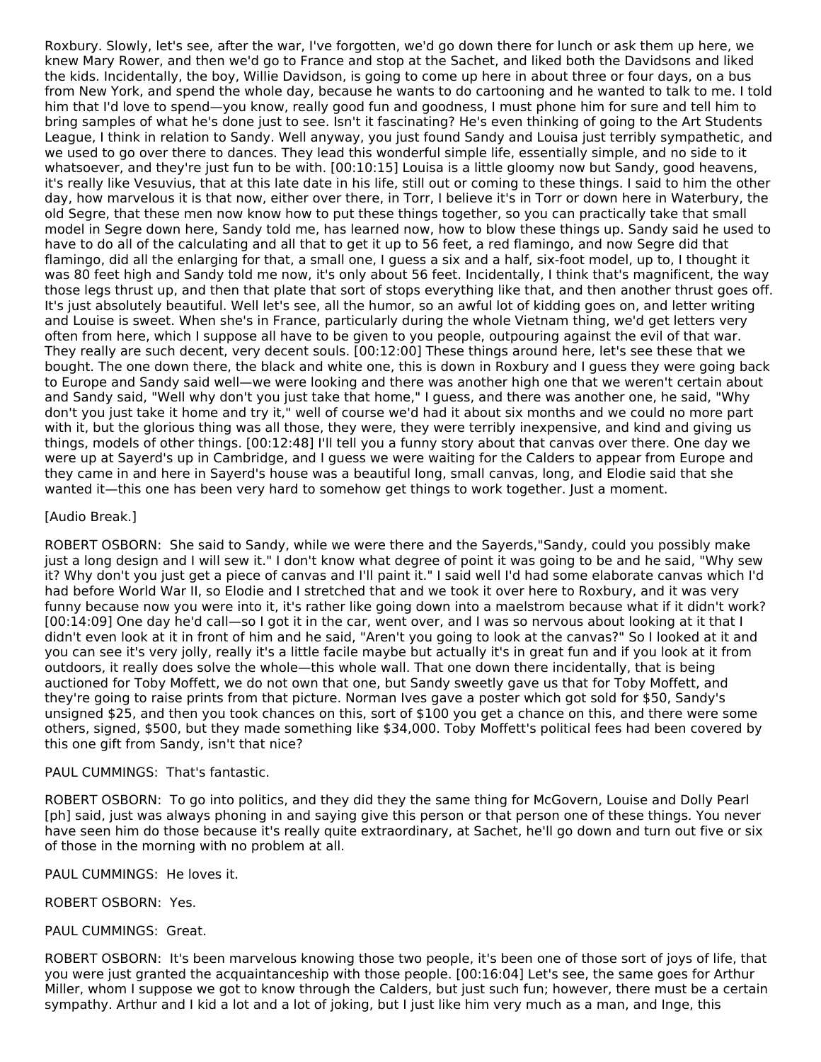Roxbury. Slowly, let's see, after the war, I've forgotten, we'd go down there for lunch or ask them up here, we knew Mary Rower, and then we'd go to France and stop at the Sachet, and liked both the Davidsons and liked the kids. Incidentally, the boy, Willie Davidson, is going to come up here in about three or four days, on a bus from New York, and spend the whole day, because he wants to do cartooning and he wanted to talk to me. I told him that I'd love to spend—you know, really good fun and goodness, I must phone him for sure and tell him to bring samples of what he's done just to see. Isn't it fascinating? He's even thinking of going to the Art Students League, I think in relation to Sandy. Well anyway, you just found Sandy and Louisa just terribly sympathetic, and we used to go over there to dances. They lead this wonderful simple life, essentially simple, and no side to it whatsoever, and they're just fun to be with. [00:10:15] Louisa is a little gloomy now but Sandy, good heavens, it's really like Vesuvius, that at this late date in his life, still out or coming to these things. I said to him the other day, how marvelous it is that now, either over there, in Torr, I believe it's in Torr or down here in Waterbury, the old Segre, that these men now know how to put these things together, so you can practically take that small model in Segre down here, Sandy told me, has learned now, how to blow these things up. Sandy said he used to have to do all of the calculating and all that to get it up to 56 feet, a red flamingo, and now Segre did that flamingo, did all the enlarging for that, a small one, I guess a six and a half, six-foot model, up to, I thought it was 80 feet high and Sandy told me now, it's only about 56 feet. Incidentally, I think that's magnificent, the way those legs thrust up, and then that plate that sort of stops everything like that, and then another thrust goes off. It's just absolutely beautiful. Well let's see, all the humor, so an awful lot of kidding goes on, and letter writing and Louise is sweet. When she's in France, particularly during the whole Vietnam thing, we'd get letters very often from here, which I suppose all have to be given to you people, outpouring against the evil of that war. They really are such decent, very decent souls. [00:12:00] These things around here, let's see these that we bought. The one down there, the black and white one, this is down in Roxbury and I guess they were going back to Europe and Sandy said well—we were looking and there was another high one that we weren't certain about and Sandy said, "Well why don't you just take that home," I guess, and there was another one, he said, "Why don't you just take it home and try it," well of course we'd had it about six months and we could no more part with it, but the glorious thing was all those, they were, they were terribly inexpensive, and kind and giving us things, models of other things. [00:12:48] I'll tell you a funny story about that canvas over there. One day we were up at Sayerd's up in Cambridge, and I guess we were waiting for the Calders to appear from Europe and they came in and here in Sayerd's house was a beautiful long, small canvas, long, and Elodie said that she wanted it—this one has been very hard to somehow get things to work together. Just a moment.

[Audio Break.]

ROBERT OSBORN: She said to Sandy, while we were there and the Sayerds,"Sandy, could you possibly make just a long design and I will sew it." I don't know what degree of point it was going to be and he said, "Why sew it? Why don't you just get a piece of canvas and I'll paint it." I said well I'd had some elaborate canvas which I'd had before World War II, so Elodie and I stretched that and we took it over here to Roxbury, and it was very funny because now you were into it, it's rather like going down into a maelstrom because what if it didn't work? [00:14:09] One day he'd call—so I got it in the car, went over, and I was so nervous about looking at it that I didn't even look at it in front of him and he said, "Aren't you going to look at the canvas?" So I looked at it and you can see it's very jolly, really it's a little facile maybe but actually it's in great fun and if you look at it from outdoors, it really does solve the whole—this whole wall. That one down there incidentally, that is being auctioned for Toby Moffett, we do not own that one, but Sandy sweetly gave us that for Toby Moffett, and they're going to raise prints from that picture. Norman Ives gave a poster which got sold for $50, Sandy's unsigned $25, and then you took chances on this, sort of $100 you get a chance on this, and there were some others, signed, $500, but they made something like $34,000. Toby Moffett's political fees had been covered by this one gift from Sandy, isn't that nice?

PAUL CUMMINGS: That's fantastic.

ROBERT OSBORN: To go into politics, and they did they the same thing for McGovern, Louise and Dolly Pearl [ph] said, just was always phoning in and saying give this person or that person one of these things. You never have seen him do those because it's really quite extraordinary, at Sachet, he'll go down and turn out five or six of those in the morning with no problem at all.

PAUL CUMMINGS: He loves it.

ROBERT OSBORN: Yes.

PAUL CUMMINGS: Great.

ROBERT OSBORN: It's been marvelous knowing those two people, it's been one of those sort of joys of life, that you were just granted the acquaintanceship with those people. [00:16:04] Let's see, the same goes for Arthur Miller, whom I suppose we got to know through the Calders, but just such fun; however, there must be a certain sympathy. Arthur and I kid a lot and a lot of joking, but I just like him very much as a man, and Inge, this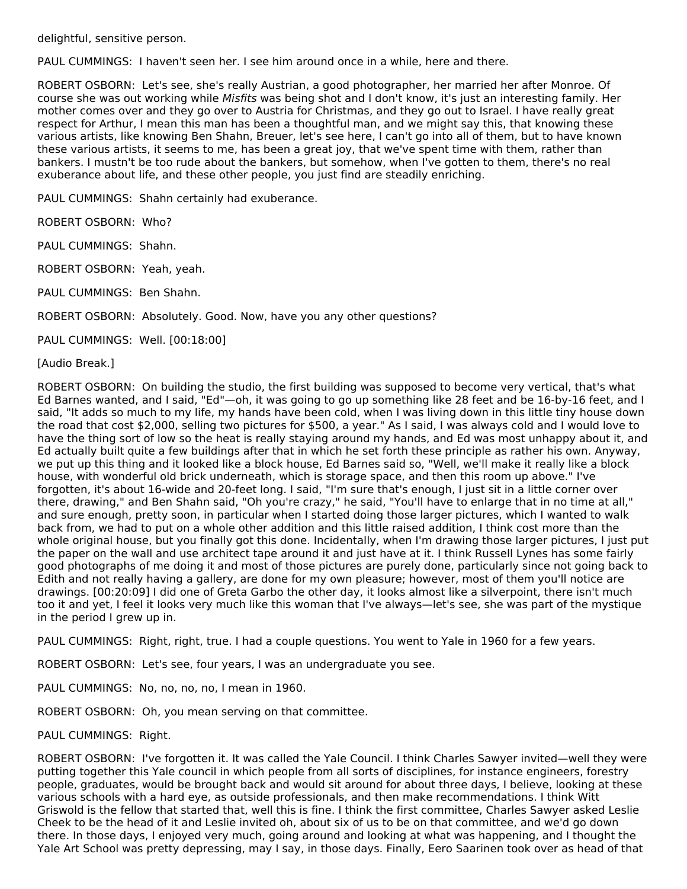delightful, sensitive person.

PAUL CUMMINGS: I haven't seen her. I see him around once in a while, here and there.

ROBERT OSBORN: Let's see, she's really Austrian, a good photographer, her married her after Monroe. Of course she was out working while *Misfits* was being shot and I don't know, it's just an interesting family. Her mother comes over and they go over to Austria for Christmas, and they go out to Israel. I have really great respect for Arthur, I mean this man has been a thoughtful man, and we might say this, that knowing these various artists, like knowing Ben Shahn, Breuer, let's see here, I can't go into all of them, but to have known these various artists, it seems to me, has been a great joy, that we've spent time with them, rather than bankers. I mustn't be too rude about the bankers, but somehow, when I've gotten to them, there's no real exuberance about life, and these other people, you just find are steadily enriching.

PAUL CUMMINGS: Shahn certainly had exuberance.

ROBERT OSBORN: Who?

PAUL CUMMINGS: Shahn.

ROBERT OSBORN: Yeah, yeah.

PAUL CUMMINGS: Ben Shahn.

ROBERT OSBORN: Absolutely. Good. Now, have you any other questions?

PAUL CUMMINGS: Well. [00:18:00]

[Audio Break.]

ROBERT OSBORN: On building the studio, the first building was supposed to become very vertical, that's what Ed Barnes wanted, and I said, "Ed"—oh, it was going to go up something like 28 feet and be 16-by-16 feet, and I said, "It adds so much to my life, my hands have been cold, when I was living down in this little tiny house down the road that cost $2,000, selling two pictures for $500, a year." As I said, I was always cold and I would love to have the thing sort of low so the heat is really staying around my hands, and Ed was most unhappy about it, and Ed actually built quite a few buildings after that in which he set forth these principle as rather his own. Anyway, we put up this thing and it looked like a block house, Ed Barnes said so, "Well, we'll make it really like a block house, with wonderful old brick underneath, which is storage space, and then this room up above." I've forgotten, it's about 16-wide and 20-feet long. I said, "I'm sure that's enough, I just sit in a little corner over there, drawing," and Ben Shahn said, "Oh you're crazy," he said, "You'll have to enlarge that in no time at all," and sure enough, pretty soon, in particular when I started doing those larger pictures, which I wanted to walk back from, we had to put on a whole other addition and this little raised addition, I think cost more than the whole original house, but you finally got this done. Incidentally, when I'm drawing those larger pictures, I just put the paper on the wall and use architect tape around it and just have at it. I think Russell Lynes has some fairly good photographs of me doing it and most of those pictures are purely done, particularly since not going back to Edith and not really having a gallery, are done for my own pleasure; however, most of them you'll notice are drawings. [00:20:09] I did one of Greta Garbo the other day, it looks almost like a silverpoint, there isn't much too it and yet, I feel it looks very much like this woman that I've always—let's see, she was part of the mystique in the period I grew up in.

PAUL CUMMINGS: Right, right, true. I had a couple questions. You went to Yale in 1960 for a few years.

ROBERT OSBORN: Let's see, four years, I was an undergraduate you see.

PAUL CUMMINGS: No, no, no, no, I mean in 1960.

ROBERT OSBORN: Oh, you mean serving on that committee.

PAUL CUMMINGS: Right.

ROBERT OSBORN: I've forgotten it. It was called the Yale Council. I think Charles Sawyer invited—well they were putting together this Yale council in which people from all sorts of disciplines, for instance engineers, forestry people, graduates, would be brought back and would sit around for about three days, I believe, looking at these various schools with a hard eye, as outside professionals, and then make recommendations. I think Witt Griswold is the fellow that started that, well this is fine. I think the first committee, Charles Sawyer asked Leslie Cheek to be the head of it and Leslie invited oh, about six of us to be on that committee, and we'd go down there. In those days, I enjoyed very much, going around and looking at what was happening, and I thought the Yale Art School was pretty depressing, may I say, in those days. Finally, Eero Saarinen took over as head of that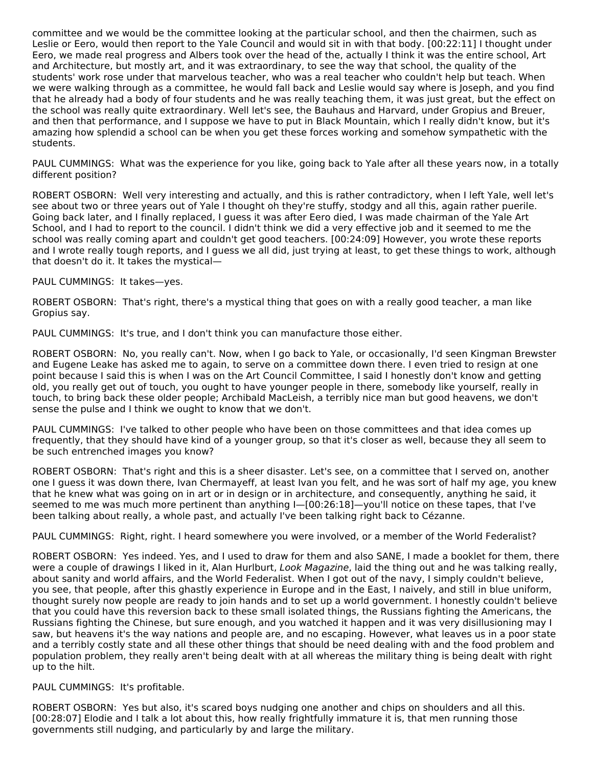committee and we would be the committee looking at the particular school, and then the chairmen, such as Leslie or Eero, would then report to the Yale Council and would sit in with that body. [00:22:11] I thought under Eero, we made real progress and Albers took over the head of the, actually I think it was the entire school, Art and Architecture, but mostly art, and it was extraordinary, to see the way that school, the quality of the students' work rose under that marvelous teacher, who was a real teacher who couldn't help but teach. When we were walking through as a committee, he would fall back and Leslie would say where is Joseph, and you find that he already had a body of four students and he was really teaching them, it was just great, but the effect on the school was really quite extraordinary. Well let's see, the Bauhaus and Harvard, under Gropius and Breuer, and then that performance, and I suppose we have to put in Black Mountain, which I really didn't know, but it's amazing how splendid a school can be when you get these forces working and somehow sympathetic with the students.

PAUL CUMMINGS: What was the experience for you like, going back to Yale after all these years now, in a totally different position?

ROBERT OSBORN: Well very interesting and actually, and this is rather contradictory, when I left Yale, well let's see about two or three years out of Yale I thought oh they're stuffy, stodgy and all this, again rather puerile. Going back later, and I finally replaced, I guess it was after Eero died, I was made chairman of the Yale Art School, and I had to report to the council. I didn't think we did a very effective job and it seemed to me the school was really coming apart and couldn't get good teachers. [00:24:09] However, you wrote these reports and I wrote really tough reports, and I guess we all did, just trying at least, to get these things to work, although that doesn't do it. It takes the mystical—

PAUL CUMMINGS: It takes—yes.

ROBERT OSBORN: That's right, there's a mystical thing that goes on with a really good teacher, a man like Gropius say.

PAUL CUMMINGS: It's true, and I don't think you can manufacture those either.

ROBERT OSBORN: No, you really can't. Now, when I go back to Yale, or occasionally, I'd seen Kingman Brewster and Eugene Leake has asked me to again, to serve on a committee down there. I even tried to resign at one point because I said this is when I was on the Art Council Committee, I said I honestly don't know and getting old, you really get out of touch, you ought to have younger people in there, somebody like yourself, really in touch, to bring back these older people; Archibald MacLeish, a terribly nice man but good heavens, we don't sense the pulse and I think we ought to know that we don't.

PAUL CUMMINGS: I've talked to other people who have been on those committees and that idea comes up frequently, that they should have kind of a younger group, so that it's closer as well, because they all seem to be such entrenched images you know?

ROBERT OSBORN: That's right and this is a sheer disaster. Let's see, on a committee that I served on, another one I guess it was down there, Ivan Chermayeff, at least Ivan you felt, and he was sort of half my age, you knew that he knew what was going on in art or in design or in architecture, and consequently, anything he said, it seemed to me was much more pertinent than anything I—[00:26:18]—you'll notice on these tapes, that I've been talking about really, a whole past, and actually I've been talking right back to Cézanne.

PAUL CUMMINGS: Right, right. I heard somewhere you were involved, or a member of the World Federalist?

ROBERT OSBORN: Yes indeed. Yes, and I used to draw for them and also SANE, I made a booklet for them, there were a couple of drawings I liked in it, Alan Hurlburt, *Look Magazine*, laid the thing out and he was talking really, about sanity and world affairs, and the World Federalist. When I got out of the navy, I simply couldn't believe, you see, that people, after this ghastly experience in Europe and in the East, I naively, and still in blue uniform, thought surely now people are ready to join hands and to set up a world government. I honestly couldn't believe that you could have this reversion back to these small isolated things, the Russians fighting the Americans, the Russians fighting the Chinese, but sure enough, and you watched it happen and it was very disillusioning may I saw, but heavens it's the way nations and people are, and no escaping. However, what leaves us in a poor state and a terribly costly state and all these other things that should be need dealing with and the food problem and population problem, they really aren't being dealt with at all whereas the military thing is being dealt with right up to the hilt.

PAUL CUMMINGS: It's profitable.

ROBERT OSBORN: Yes but also, it's scared boys nudging one another and chips on shoulders and all this. [00:28:07] Elodie and I talk a lot about this, how really frightfully immature it is, that men running those governments still nudging, and particularly by and large the military.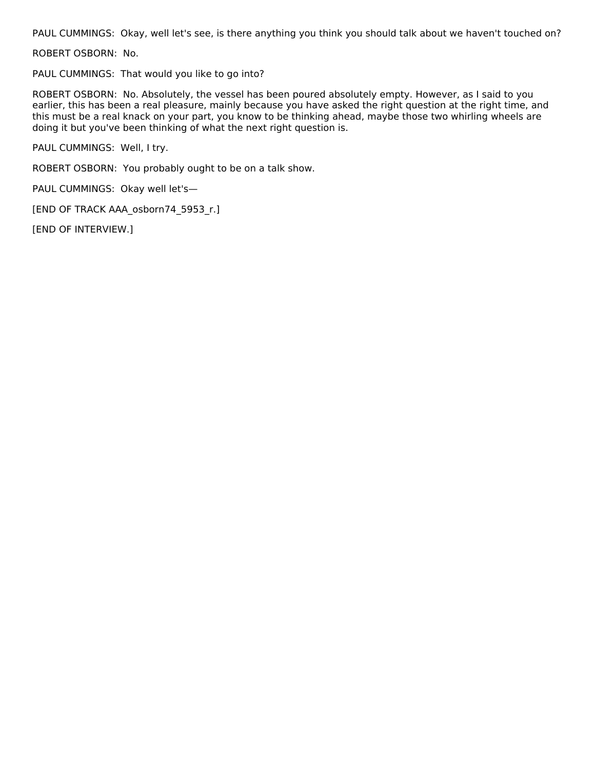PAUL CUMMINGS: Okay, well let's see, is there anything you think you should talk about we haven't touched on?

ROBERT OSBORN: No.

PAUL CUMMINGS: That would you like to go into?

ROBERT OSBORN: No. Absolutely, the vessel has been poured absolutely empty. However, as I said to you earlier, this has been a real pleasure, mainly because you have asked the right question at the right time, and this must be a real knack on your part, you know to be thinking ahead, maybe those two whirling wheels are doing it but you've been thinking of what the next right question is.

PAUL CUMMINGS: Well, I try.

ROBERT OSBORN: You probably ought to be on a talk show.

PAUL CUMMINGS: Okay well let's—

[END OF TRACK AAA_osborn74_5953_r.]

[END OF INTERVIEW.]